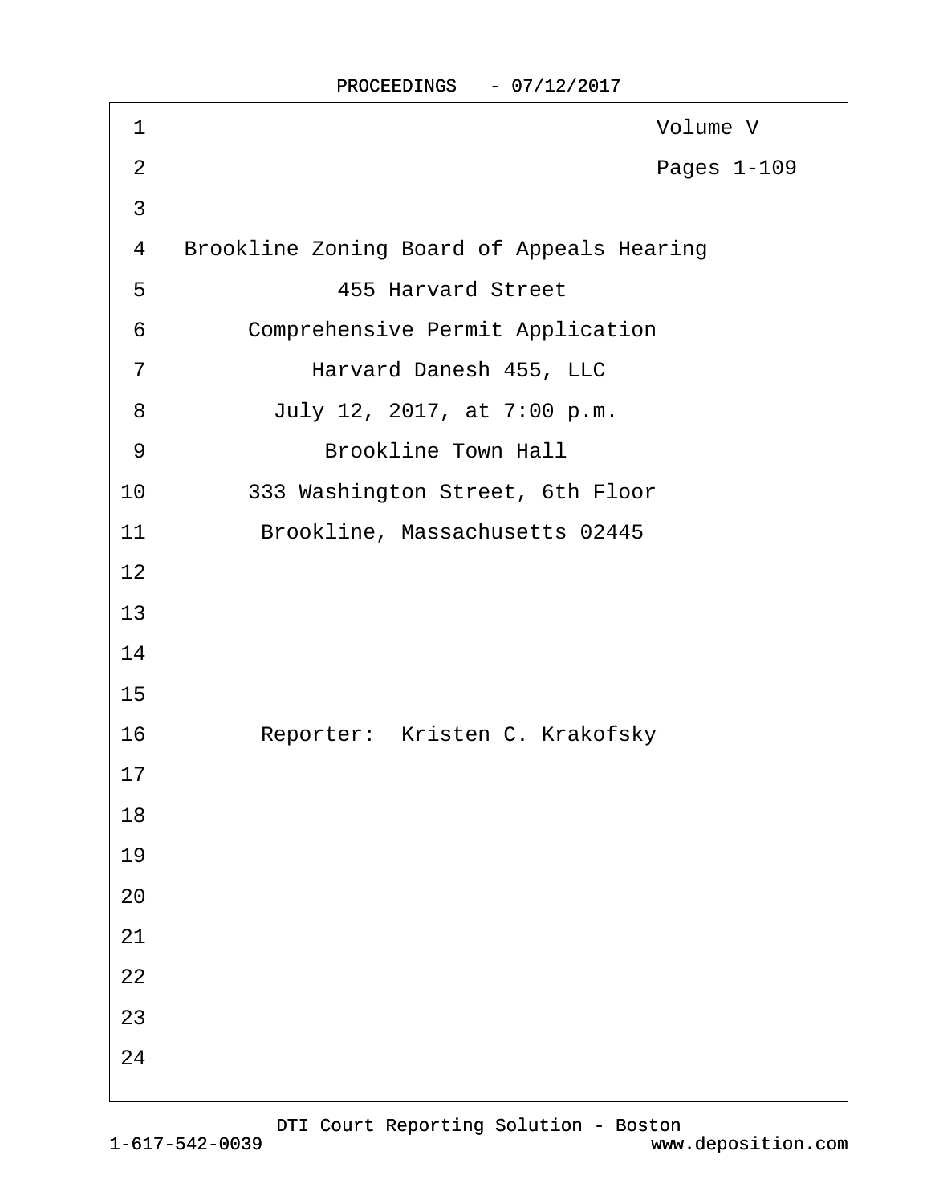Volume V

Pages 1-109

Brookline Zoning Board of Appeals Hearing

455 Harvard Street

Comprehensive Permit Application

Harvard Danesh 455, LLC

July 12, 2017, at 7:00 p.m.

Brookline Town Hall

333 Washington Street, 6th Floor

Brookline, Massachusetts 02445

Reporter: Kristen C. Krakofsky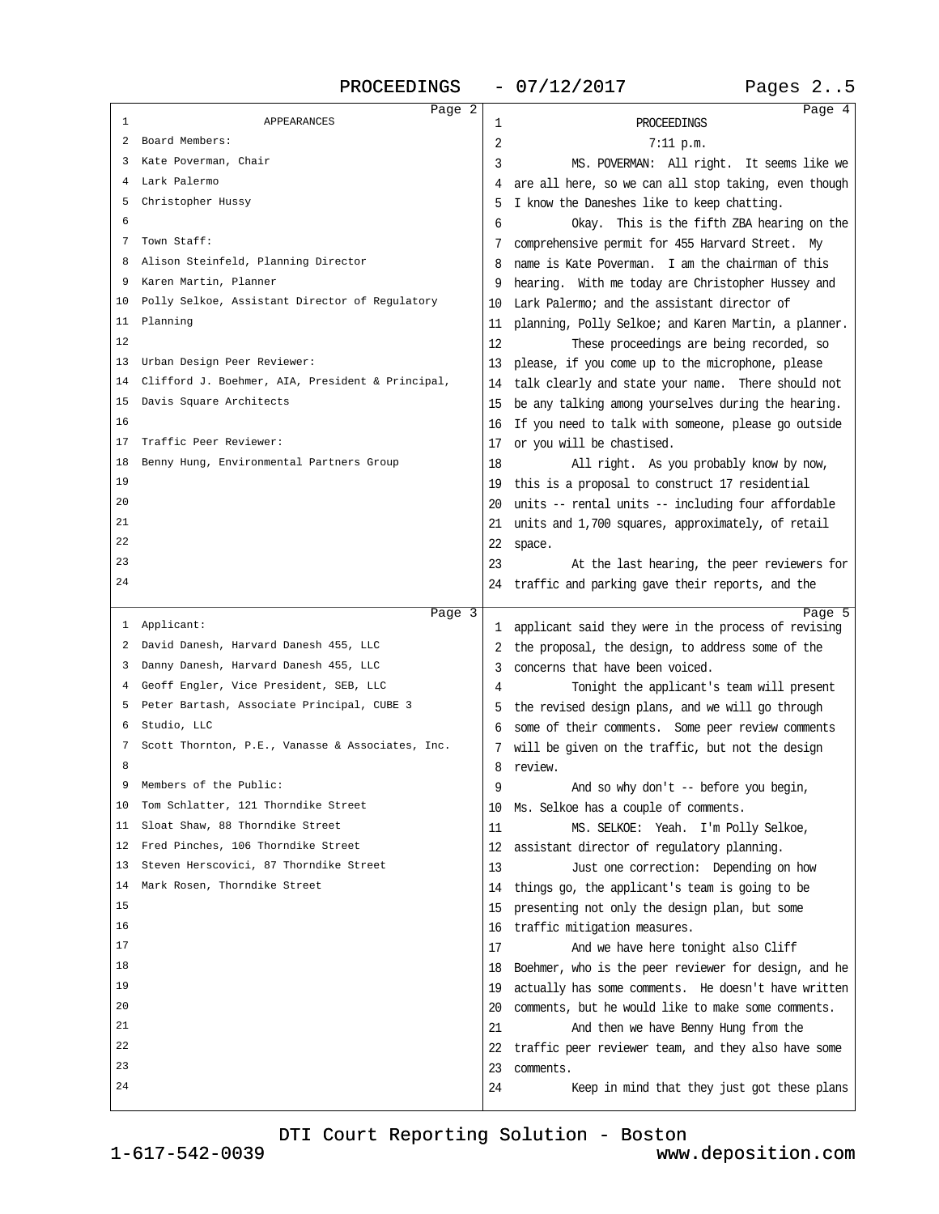APPEARANCES

Board Members:
Kate Poverman, Chair
Lark Palermo
Christopher Hussy

Town Staff:
Alison Steinfeld, Planning Director
Karen Martin, Planner
Polly Selkoe, Assistant Director of Regulatory Planning

Urban Design Peer Reviewer:
Clifford J. Boehmer, AIA, President & Principal, Davis Square Architects

Traffic Peer Reviewer:
Benny Hung, Environmental Partners Group

Applicant:
David Danesh, Harvard Danesh 455, LLC
Danny Danesh, Harvard Danesh 455, LLC
Geoff Engler, Vice President, SEB, LLC
Peter Bartash, Associate Principal, CUBE 3 Studio, LLC
Scott Thornton, P.E., Vanasse & Associates, Inc.

Members of the Public:
Tom Schlatter, 121 Thorndike Street
Sloat Shaw, 88 Thorndike Street
Fred Pinches, 106 Thorndike Street
Steven Herscovici, 87 Thorndike Street
Mark Rosen, Thorndike Street

PROCEEDINGS

7:11 p.m.

MS. POVERMAN: All right. It seems like we are all here, so we can all stop taking, even though I know the Daneshes like to keep chatting.

Okay. This is the fifth ZBA hearing on the comprehensive permit for 455 Harvard Street. My name is Kate Poverman. I am the chairman of this hearing. With me today are Christopher Hussey and Lark Palermo; and the assistant director of planning, Polly Selkoe; and Karen Martin, a planner.

These proceedings are being recorded, so please, if you come up to the microphone, please talk clearly and state your name. There should not be any talking among yourselves during the hearing. If you need to talk with someone, please go outside or you will be chastised.

All right. As you probably know by now, this is a proposal to construct 17 residential units -- rental units -- including four affordable units and 1,700 squares, approximately, of retail space.

At the last hearing, the peer reviewers for traffic and parking gave their reports, and the applicant said they were in the process of revising the proposal, the design, to address some of the concerns that have been voiced.

Tonight the applicant's team will present the revised design plans, and we will go through some of their comments. Some peer review comments will be given on the traffic, but not the design review.

And so why don't -- before you begin, Ms. Selkoe has a couple of comments.

MS. SELKOE: Yeah. I'm Polly Selkoe, assistant director of regulatory planning.

Just one correction: Depending on how things go, the applicant's team is going to be presenting not only the design plan, but some traffic mitigation measures.

And we have here tonight also Cliff Boehmer, who is the peer reviewer for design, and he actually has some comments. He doesn't have written comments, but he would like to make some comments.

And then we have Benny Hung from the traffic peer reviewer team, and they also have some comments.

Keep in mind that they just got these plans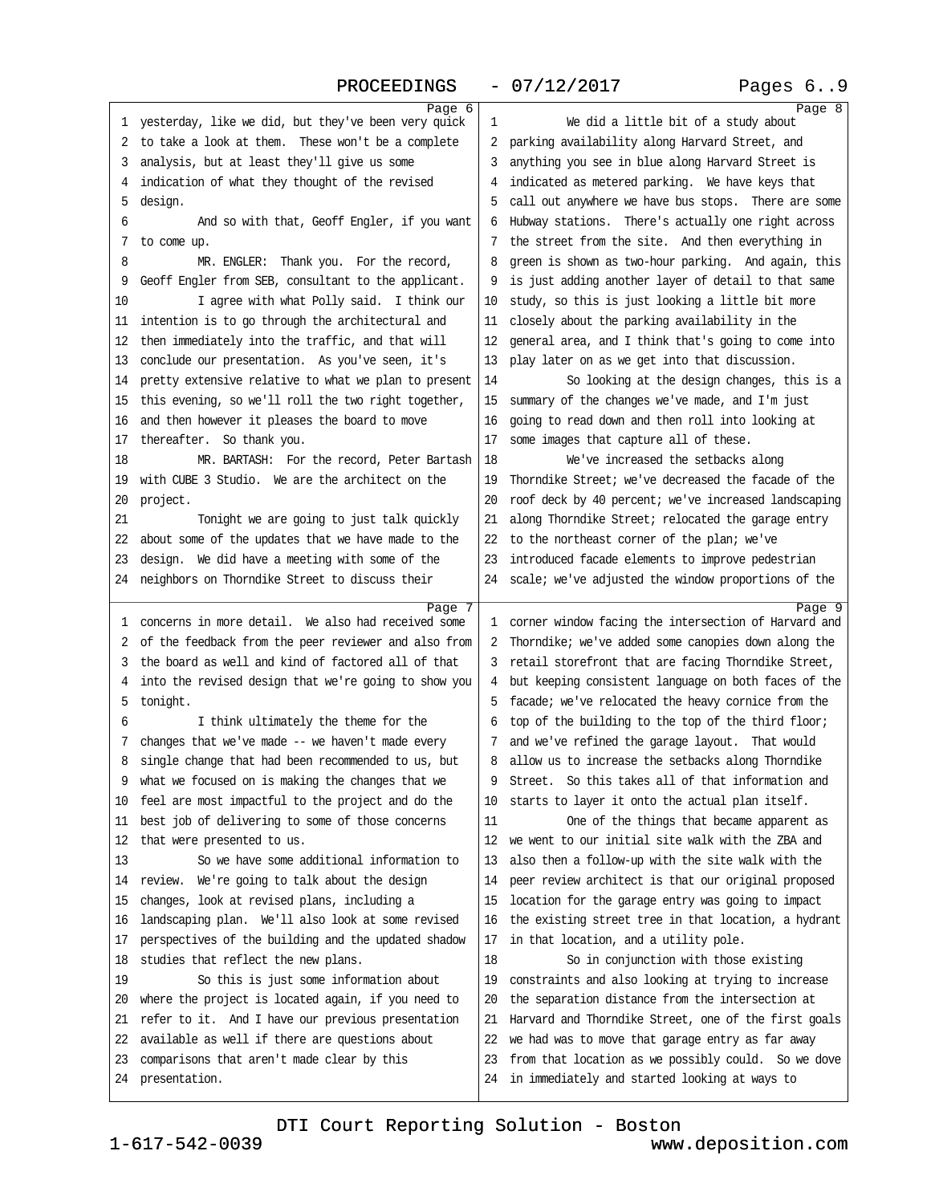yesterday, like we did, but they've been very quick to take a look at them. These won't be a complete analysis, but at least they'll give us some indication of what they thought of the revised design.

And so with that, Geoff Engler, if you want to come up.

MR. ENGLER: Thank you. For the record, Geoff Engler from SEB, consultant to the applicant.

I agree with what Polly said. I think our intention is to go through the architectural and then immediately into the traffic, and that will conclude our presentation. As you've seen, it's pretty extensive relative to what we plan to present this evening, so we'll roll the two right together, and then however it pleases the board to move thereafter. So thank you.

MR. BARTASH: For the record, Peter Bartash with CUBE 3 Studio. We are the architect on the project.

Tonight we are going to just talk quickly about some of the updates that we have made to the design. We did have a meeting with some of the neighbors on Thorndike Street to discuss their concerns in more detail. We also had received some of the feedback from the peer reviewer and also from the board as well and kind of factored all of that into the revised design that we're going to show you tonight.

I think ultimately the theme for the changes that we've made -- we haven't made every single change that had been recommended to us, but what we focused on is making the changes that we feel are most impactful to the project and do the best job of delivering to some of those concerns that were presented to us.

So we have some additional information to review. We're going to talk about the design changes, look at revised plans, including a landscaping plan. We'll also look at some revised perspectives of the building and the updated shadow studies that reflect the new plans.

So this is just some information about where the project is located again, if you need to refer to it. And I have our previous presentation available as well if there are questions about comparisons that aren't made clear by this presentation.

We did a little bit of a study about parking availability along Harvard Street, and anything you see in blue along Harvard Street is indicated as metered parking. We have keys that call out anywhere we have bus stops. There are some Hubway stations. There's actually one right across the street from the site. And then everything in green is shown as two-hour parking. And again, this is just adding another layer of detail to that same study, so this is just looking a little bit more closely about the parking availability in the general area, and I think that's going to come into play later on as we get into that discussion.

So looking at the design changes, this is a summary of the changes we've made, and I'm just going to read down and then roll into looking at some images that capture all of these.

We've increased the setbacks along Thorndike Street; we've decreased the facade of the roof deck by 40 percent; we've increased landscaping along Thorndike Street; relocated the garage entry to the northeast corner of the plan; we've introduced facade elements to improve pedestrian scale; we've adjusted the window proportions of the corner window facing the intersection of Harvard and Thorndike; we've added some canopies down along the retail storefront that are facing Thorndike Street, but keeping consistent language on both faces of the facade; we've relocated the heavy cornice from the top of the building to the top of the third floor; and we've refined the garage layout. That would allow us to increase the setbacks along Thorndike Street. So this takes all of that information and starts to layer it onto the actual plan itself.

One of the things that became apparent as we went to our initial site walk with the ZBA and also then a follow-up with the site walk with the peer review architect is that our original proposed location for the garage entry was going to impact the existing street tree in that location, a hydrant in that location, and a utility pole.

So in conjunction with those existing constraints and also looking at trying to increase the separation distance from the intersection at Harvard and Thorndike Street, one of the first goals we had was to move that garage entry as far away from that location as we possibly could. So we dove in immediately and started looking at ways to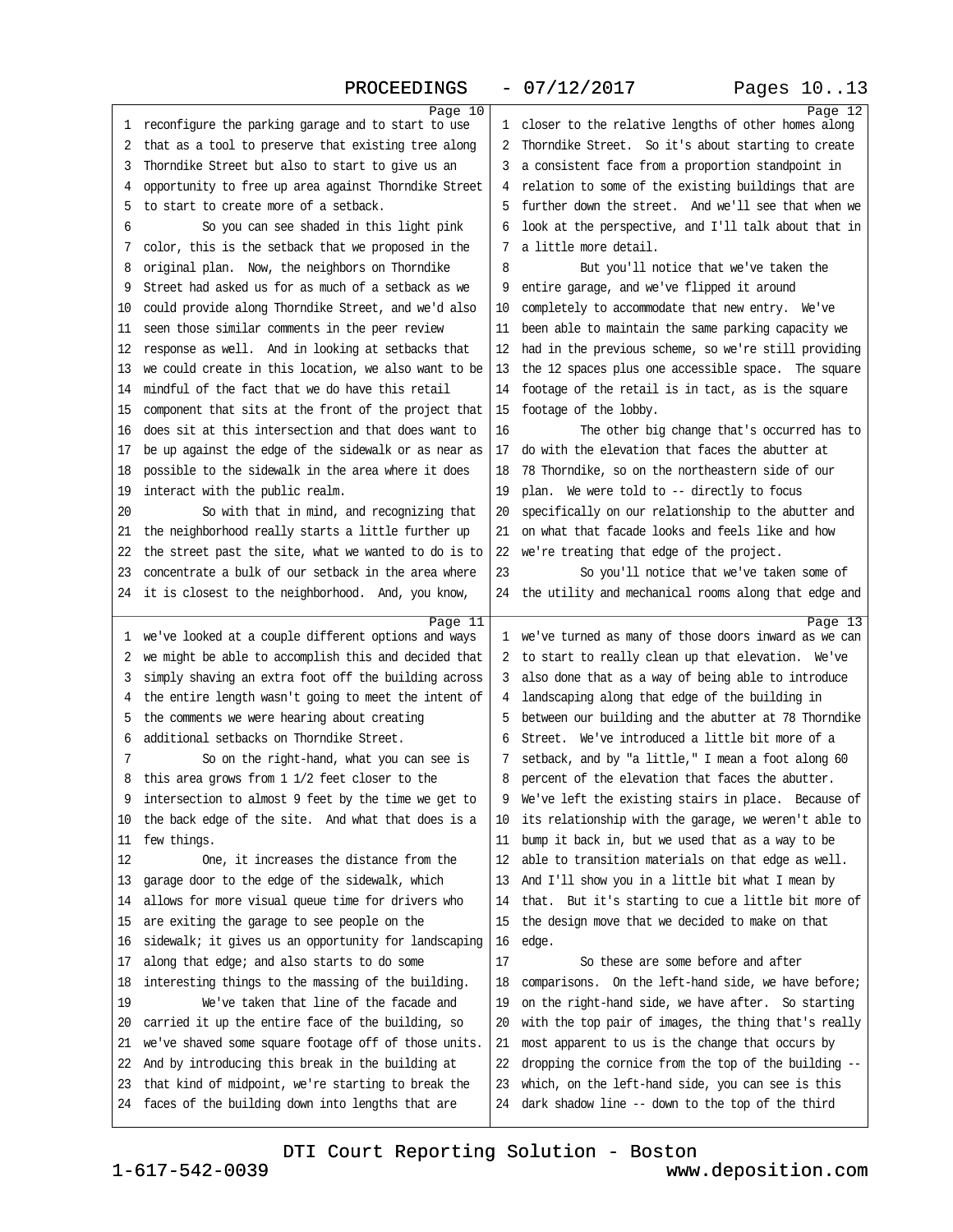Page 10

1 reconfigure the parking garage and to start to use
2 that as a tool to preserve that existing tree along
3 Thorndike Street but also to start to give us an
4 opportunity to free up area against Thorndike Street
5 to start to create more of a setback.
6 So you can see shaded in this light pink
7 color, this is the setback that we proposed in the
8 original plan. Now, the neighbors on Thorndike
9 Street had asked us for as much of a setback as we
10 could provide along Thorndike Street, and we'd also
11 seen those similar comments in the peer review
12 response as well. And in looking at setbacks that
13 we could create in this location, we also want to be
14 mindful of the fact that we do have this retail
15 component that sits at the front of the project that
16 does sit at this intersection and that does want to
17 be up against the edge of the sidewalk or as near as
18 possible to the sidewalk in the area where it does
19 interact with the public realm.
20 So with that in mind, and recognizing that
21 the neighborhood really starts a little further up
22 the street past the site, what we wanted to do is to
23 concentrate a bulk of our setback in the area where
24 it is closest to the neighborhood. And, you know,

Page 11

1 we've looked at a couple different options and ways
2 we might be able to accomplish this and decided that
3 simply shaving an extra foot off the building across
4 the entire length wasn't going to meet the intent of
5 the comments we were hearing about creating
6 additional setbacks on Thorndike Street.
7 So on the right-hand, what you can see is
8 this area grows from 1 1/2 feet closer to the
9 intersection to almost 9 feet by the time we get to
10 the back edge of the site. And what that does is a
11 few things.
12 One, it increases the distance from the
13 garage door to the edge of the sidewalk, which
14 allows for more visual queue time for drivers who
15 are exiting the garage to see people on the
16 sidewalk; it gives us an opportunity for landscaping
17 along that edge; and also starts to do some
18 interesting things to the massing of the building.
19 We've taken that line of the facade and
20 carried it up the entire face of the building, so
21 we've shaved some square footage off of those units.
22 And by introducing this break in the building at
23 that kind of midpoint, we're starting to break the
24 faces of the building down into lengths that are

Page 12

1 closer to the relative lengths of other homes along
2 Thorndike Street. So it's about starting to create
3 a consistent face from a proportion standpoint in
4 relation to some of the existing buildings that are
5 further down the street. And we'll see that when we
6 look at the perspective, and I'll talk about that in
7 a little more detail.
8 But you'll notice that we've taken the
9 entire garage, and we've flipped it around
10 completely to accommodate that new entry. We've
11 been able to maintain the same parking capacity we
12 had in the previous scheme, so we're still providing
13 the 12 spaces plus one accessible space. The square
14 footage of the retail is in tact, as is the square
15 footage of the lobby.
16 The other big change that's occurred has to
17 do with the elevation that faces the abutter at
18 78 Thorndike, so on the northeastern side of our
19 plan. We were told to -- directly to focus
20 specifically on our relationship to the abutter and
21 on what that facade looks and feels like and how
22 we're treating that edge of the project.
23 So you'll notice that we've taken some of
24 the utility and mechanical rooms along that edge and

Page 13

1 we've turned as many of those doors inward as we can
2 to start to really clean up that elevation. We've
3 also done that as a way of being able to introduce
4 landscaping along that edge of the building in
5 between our building and the abutter at 78 Thorndike
6 Street. We've introduced a little bit more of a
7 setback, and by "a little," I mean a foot along 60
8 percent of the elevation that faces the abutter.
9 We've left the existing stairs in place. Because of
10 its relationship with the garage, we weren't able to
11 bump it back in, but we used that as a way to be
12 able to transition materials on that edge as well.
13 And I'll show you in a little bit what I mean by
14 that. But it's starting to cue a little bit more of
15 the design move that we decided to make on that
16 edge.
17 So these are some before and after
18 comparisons. On the left-hand side, we have before;
19 on the right-hand side, we have after. So starting
20 with the top pair of images, the thing that's really
21 most apparent to us is the change that occurs by
22 dropping the cornice from the top of the building --
23 which, on the left-hand side, you can see is this
24 dark shadow line -- down to the top of the third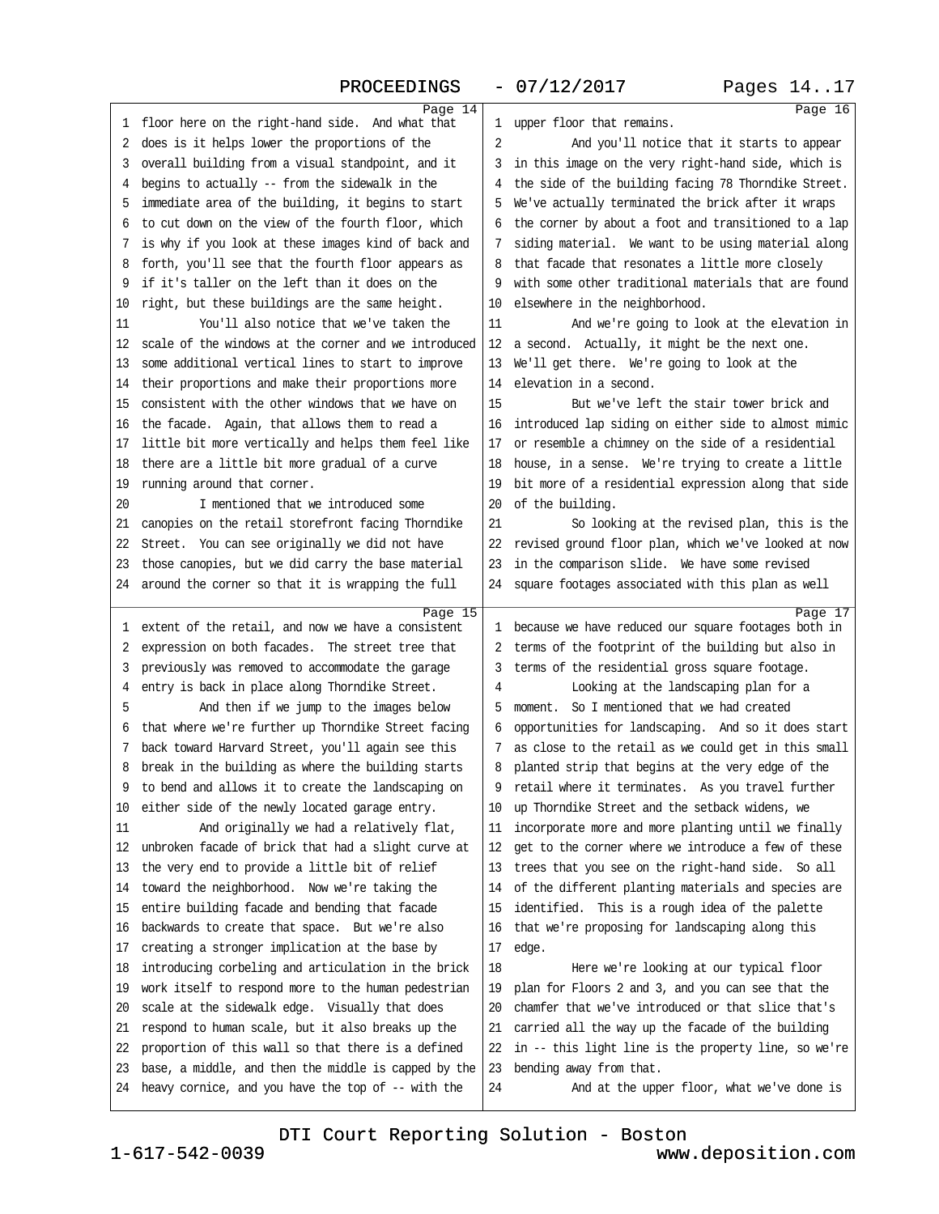Page 14

floor here on the right-hand side. And what that does is it helps lower the proportions of the overall building from a visual standpoint, and it begins to actually -- from the sidewalk in the immediate area of the building, it begins to start to cut down on the view of the fourth floor, which is why if you look at these images kind of back and forth, you'll see that the fourth floor appears as if it's taller on the left than it does on the right, but these buildings are the same height.

You'll also notice that we've taken the scale of the windows at the corner and we introduced some additional vertical lines to start to improve their proportions and make their proportions more consistent with the other windows that we have on the facade. Again, that allows them to read a little bit more vertically and helps them feel like there are a little bit more gradual of a curve running around that corner.

I mentioned that we introduced some canopies on the retail storefront facing Thorndike Street. You can see originally we did not have those canopies, but we did carry the base material around the corner so that it is wrapping the full

Page 15

extent of the retail, and now we have a consistent expression on both facades. The street tree that previously was removed to accommodate the garage entry is back in place along Thorndike Street.

And then if we jump to the images below that where we're further up Thorndike Street facing back toward Harvard Street, you'll again see this break in the building as where the building starts to bend and allows it to create the landscaping on either side of the newly located garage entry.

And originally we had a relatively flat, unbroken facade of brick that had a slight curve at the very end to provide a little bit of relief toward the neighborhood. Now we're taking the entire building facade and bending that facade backwards to create that space. But we're also creating a stronger implication at the base by introducing corbeling and articulation in the brick work itself to respond more to the human pedestrian scale at the sidewalk edge. Visually that does respond to human scale, but it also breaks up the proportion of this wall so that there is a defined base, a middle, and then the middle is capped by the heavy cornice, and you have the top of -- with the

Page 16

upper floor that remains.

And you'll notice that it starts to appear in this image on the very right-hand side, which is the side of the building facing 78 Thorndike Street. We've actually terminated the brick after it wraps the corner by about a foot and transitioned to a lap siding material. We want to be using material along that facade that resonates a little more closely with some other traditional materials that are found elsewhere in the neighborhood.

And we're going to look at the elevation in a second. Actually, it might be the next one. We'll get there. We're going to look at the elevation in a second.

But we've left the stair tower brick and introduced lap siding on either side to almost mimic or resemble a chimney on the side of a residential house, in a sense. We're trying to create a little bit more of a residential expression along that side of the building.

So looking at the revised plan, this is the revised ground floor plan, which we've looked at now in the comparison slide. We have some revised square footages associated with this plan as well

Page 17

because we have reduced our square footages both in terms of the footprint of the building but also in terms of the residential gross square footage.

Looking at the landscaping plan for a moment. So I mentioned that we had created opportunities for landscaping. And so it does start as close to the retail as we could get in this small planted strip that begins at the very edge of the retail where it terminates. As you travel further up Thorndike Street and the setback widens, we incorporate more and more planting until we finally get to the corner where we introduce a few of these trees that you see on the right-hand side. So all of the different planting materials and species are identified. This is a rough idea of the palette that we're proposing for landscaping along this edge.

Here we're looking at our typical floor plan for Floors 2 and 3, and you can see that the chamfer that we've introduced or that slice that's carried all the way up the facade of the building in -- this light line is the property line, so we're bending away from that.

And at the upper floor, what we've done is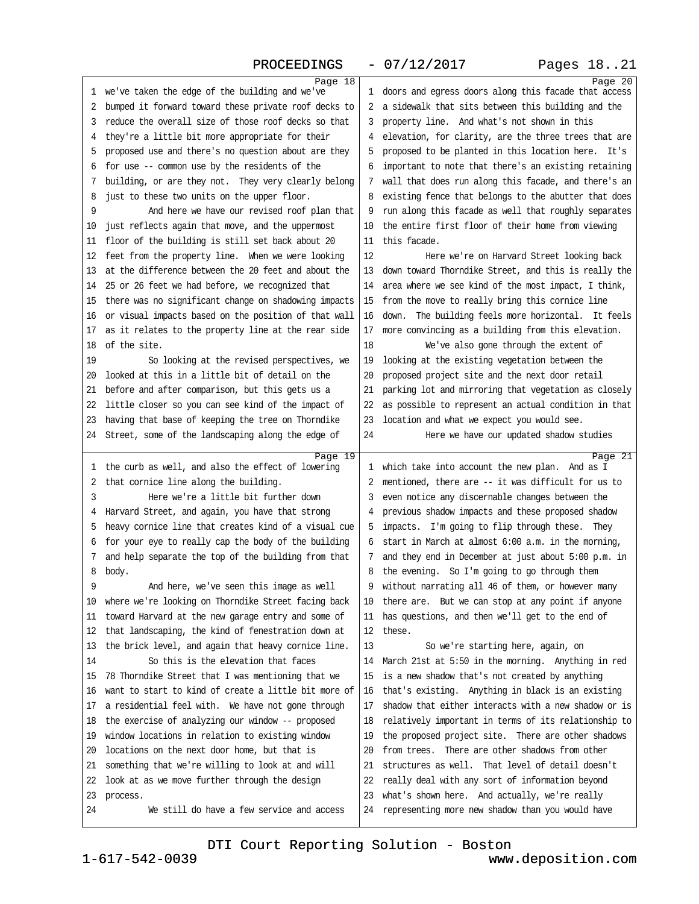Page 18

1 we've taken the edge of the building and we've
2 bumped it forward toward these private roof decks to
3 reduce the overall size of those roof decks so that
4 they're a little bit more appropriate for their
5 proposed use and there's no question about are they
6 for use -- common use by the residents of the
7 building, or are they not. They very clearly belong
8 just to these two units on the upper floor.
9 And here we have our revised roof plan that
10 just reflects again that move, and the uppermost
11 floor of the building is still set back about 20
12 feet from the property line. When we were looking
13 at the difference between the 20 feet and about the
14 25 or 26 feet we had before, we recognized that
15 there was no significant change on shadowing impacts
16 or visual impacts based on the position of that wall
17 as it relates to the property line at the rear side
18 of the site.
19 So looking at the revised perspectives, we
20 looked at this in a little bit of detail on the
21 before and after comparison, but this gets us a
22 little closer so you can see kind of the impact of
23 having that base of keeping the tree on Thorndike
24 Street, some of the landscaping along the edge of

Page 19

1 the curb as well, and also the effect of lowering
2 that cornice line along the building.
3 Here we're a little bit further down
4 Harvard Street, and again, you have that strong
5 heavy cornice line that creates kind of a visual cue
6 for your eye to really cap the body of the building
7 and help separate the top of the building from that
8 body.
9 And here, we've seen this image as well
10 where we're looking on Thorndike Street facing back
11 toward Harvard at the new garage entry and some of
12 that landscaping, the kind of fenestration down at
13 the brick level, and again that heavy cornice line.
14 So this is the elevation that faces
15 78 Thorndike Street that I was mentioning that we
16 want to start to kind of create a little bit more of
17 a residential feel with. We have not gone through
18 the exercise of analyzing our window -- proposed
19 window locations in relation to existing window
20 locations on the next door home, but that is
21 something that we're willing to look at and will
22 look at as we move further through the design
23 process.
24 We still do have a few service and access

Page 20

1 doors and egress doors along this facade that access
2 a sidewalk that sits between this building and the
3 property line. And what's not shown in this
4 elevation, for clarity, are the three trees that are
5 proposed to be planted in this location here. It's
6 important to note that there's an existing retaining
7 wall that does run along this facade, and there's an
8 existing fence that belongs to the abutter that does
9 run along this facade as well that roughly separates
10 the entire first floor of their home from viewing
11 this facade.
12 Here we're on Harvard Street looking back
13 down toward Thorndike Street, and this is really the
14 area where we see kind of the most impact, I think,
15 from the move to really bring this cornice line
16 down. The building feels more horizontal. It feels
17 more convincing as a building from this elevation.
18 We've also gone through the extent of
19 looking at the existing vegetation between the
20 proposed project site and the next door retail
21 parking lot and mirroring that vegetation as closely
22 as possible to represent an actual condition in that
23 location and what we expect you would see.
24 Here we have our updated shadow studies

Page 21

1 which take into account the new plan. And as I
2 mentioned, there are -- it was difficult for us to
3 even notice any discernable changes between the
4 previous shadow impacts and these proposed shadow
5 impacts. I'm going to flip through these. They
6 start in March at almost 6:00 a.m. in the morning,
7 and they end in December at just about 5:00 p.m. in
8 the evening. So I'm going to go through them
9 without narrating all 46 of them, or however many
10 there are. But we can stop at any point if anyone
11 has questions, and then we'll get to the end of
12 these.
13 So we're starting here, again, on
14 March 21st at 5:50 in the morning. Anything in red
15 is a new shadow that's not created by anything
16 that's existing. Anything in black is an existing
17 shadow that either interacts with a new shadow or is
18 relatively important in terms of its relationship to
19 the proposed project site. There are other shadows
20 from trees. There are other shadows from other
21 structures as well. That level of detail doesn't
22 really deal with any sort of information beyond
23 what's shown here. And actually, we're really
24 representing more new shadow than you would have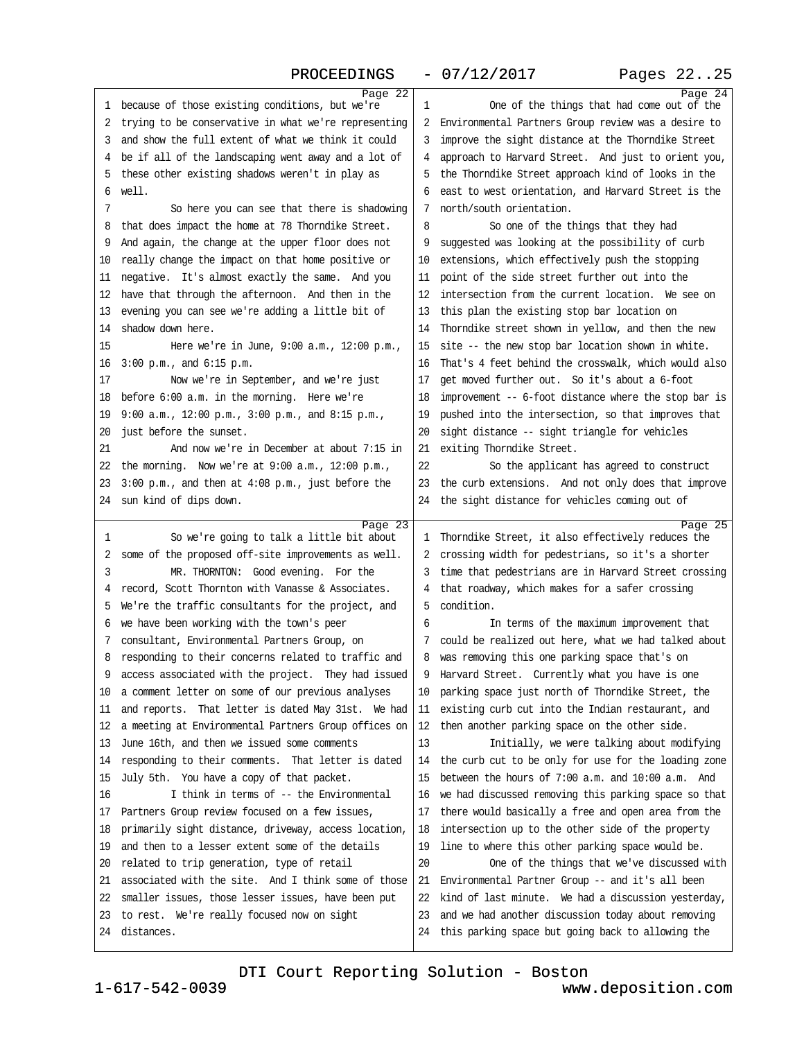Page 22

1 because of those existing conditions, but we're
2 trying to be conservative in what we're representing
3 and show the full extent of what we think it could
4 be if all of the landscaping went away and a lot of
5 these other existing shadows weren't in play as
6 well.
7 So here you can see that there is shadowing
8 that does impact the home at 78 Thorndike Street.
9 And again, the change at the upper floor does not
10 really change the impact on that home positive or
11 negative. It's almost exactly the same. And you
12 have that through the afternoon. And then in the
13 evening you can see we're adding a little bit of
14 shadow down here.
15 Here we're in June, 9:00 a.m., 12:00 p.m.,
16 3:00 p.m., and 6:15 p.m.
17 Now we're in September, and we're just
18 before 6:00 a.m. in the morning. Here we're
19 9:00 a.m., 12:00 p.m., 3:00 p.m., and 8:15 p.m.,
20 just before the sunset.
21 And now we're in December at about 7:15 in
22 the morning. Now we're at 9:00 a.m., 12:00 p.m.,
23 3:00 p.m., and then at 4:08 p.m., just before the
24 sun kind of dips down.

Page 23

1 So we're going to talk a little bit about
2 some of the proposed off-site improvements as well.
3 MR. THORNTON: Good evening. For the
4 record, Scott Thornton with Vanasse & Associates.
5 We're the traffic consultants for the project, and
6 we have been working with the town's peer
7 consultant, Environmental Partners Group, on
8 responding to their concerns related to traffic and
9 access associated with the project. They had issued
10 a comment letter on some of our previous analyses
11 and reports. That letter is dated May 31st. We had
12 a meeting at Environmental Partners Group offices on
13 June 16th, and then we issued some comments
14 responding to their comments. That letter is dated
15 July 5th. You have a copy of that packet.
16 I think in terms of -- the Environmental
17 Partners Group review focused on a few issues,
18 primarily sight distance, driveway, access location,
19 and then to a lesser extent some of the details
20 related to trip generation, type of retail
21 associated with the site. And I think some of those
22 smaller issues, those lesser issues, have been put
23 to rest. We're really focused now on sight
24 distances.

Page 24

1 One of the things that had come out of the
2 Environmental Partners Group review was a desire to
3 improve the sight distance at the Thorndike Street
4 approach to Harvard Street. And just to orient you,
5 the Thorndike Street approach kind of looks in the
6 east to west orientation, and Harvard Street is the
7 north/south orientation.
8 So one of the things that they had
9 suggested was looking at the possibility of curb
10 extensions, which effectively push the stopping
11 point of the side street further out into the
12 intersection from the current location. We see on
13 this plan the existing stop bar location on
14 Thorndike street shown in yellow, and then the new
15 site -- the new stop bar location shown in white.
16 That's 4 feet behind the crosswalk, which would also
17 get moved further out. So it's about a 6-foot
18 improvement -- 6-foot distance where the stop bar is
19 pushed into the intersection, so that improves that
20 sight distance -- sight triangle for vehicles
21 exiting Thorndike Street.
22 So the applicant has agreed to construct
23 the curb extensions. And not only does that improve
24 the sight distance for vehicles coming out of

Page 25

1 Thorndike Street, it also effectively reduces the
2 crossing width for pedestrians, so it's a shorter
3 time that pedestrians are in Harvard Street crossing
4 that roadway, which makes for a safer crossing
5 condition.
6 In terms of the maximum improvement that
7 could be realized out here, what we had talked about
8 was removing this one parking space that's on
9 Harvard Street. Currently what you have is one
10 parking space just north of Thorndike Street, the
11 existing curb cut into the Indian restaurant, and
12 then another parking space on the other side.
13 Initially, we were talking about modifying
14 the curb cut to be only for use for the loading zone
15 between the hours of 7:00 a.m. and 10:00 a.m. And
16 we had discussed removing this parking space so that
17 there would basically a free and open area from the
18 intersection up to the other side of the property
19 line to where this other parking space would be.
20 One of the things that we've discussed with
21 Environmental Partner Group -- and it's all been
22 kind of last minute. We had a discussion yesterday,
23 and we had another discussion today about removing
24 this parking space but going back to allowing the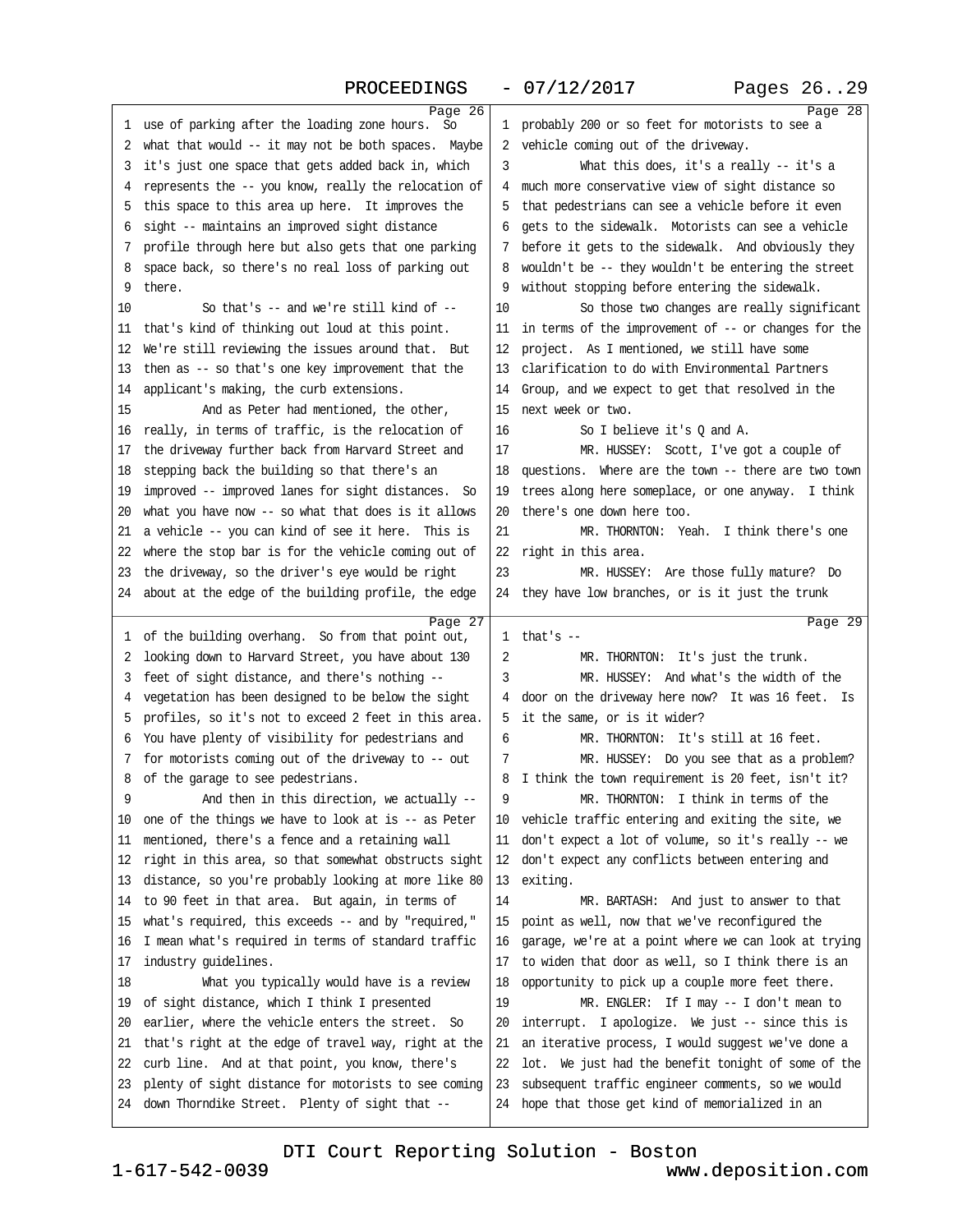Page 26

1 use of parking after the loading zone hours. So
2 what that would -- it may not be both spaces. Maybe
3 it's just one space that gets added back in, which
4 represents the -- you know, really the relocation of
5 this space to this area up here. It improves the
6 sight -- maintains an improved sight distance
7 profile through here but also gets that one parking
8 space back, so there's no real loss of parking out
9 there.
10 So that's -- and we're still kind of --
11 that's kind of thinking out loud at this point.
12 We're still reviewing the issues around that. But
13 then as -- so that's one key improvement that the
14 applicant's making, the curb extensions.
15 And as Peter had mentioned, the other,
16 really, in terms of traffic, is the relocation of
17 the driveway further back from Harvard Street and
18 stepping back the building so that there's an
19 improved -- improved lanes for sight distances. So
20 what you have now -- so what that does is it allows
21 a vehicle -- you can kind of see it here. This is
22 where the stop bar is for the vehicle coming out of
23 the driveway, so the driver's eye would be right
24 about at the edge of the building profile, the edge

Page 27

1 of the building overhang. So from that point out,
2 looking down to Harvard Street, you have about 130
3 feet of sight distance, and there's nothing --
4 vegetation has been designed to be below the sight
5 profiles, so it's not to exceed 2 feet in this area.
6 You have plenty of visibility for pedestrians and
7 for motorists coming out of the driveway to -- out
8 of the garage to see pedestrians.
9 And then in this direction, we actually --
10 one of the things we have to look at is -- as Peter
11 mentioned, there's a fence and a retaining wall
12 right in this area, so that somewhat obstructs sight
13 distance, so you're probably looking at more like 80
14 to 90 feet in that area. But again, in terms of
15 what's required, this exceeds -- and by "required,"
16 I mean what's required in terms of standard traffic
17 industry guidelines.
18 What you typically would have is a review
19 of sight distance, which I think I presented
20 earlier, where the vehicle enters the street. So
21 that's right at the edge of travel way, right at the
22 curb line. And at that point, you know, there's
23 plenty of sight distance for motorists coming
24 down Thorndike Street. Plenty of sight that --

Page 28

1 probably 200 or so feet for motorists to see a
2 vehicle coming out of the driveway.
3 What this does, it's a really -- it's a
4 much more conservative view of sight distance so
5 that pedestrians can see a vehicle before it even
6 gets to the sidewalk. Motorists can see a vehicle
7 before it gets to the sidewalk. And obviously they
8 wouldn't be -- they wouldn't be entering the street
9 without stopping before entering the sidewalk.
10 So those two changes are really significant
11 in terms of the improvement of -- or changes for the
12 project. As I mentioned, we still have some
13 clarification to do with Environmental Partners
14 Group, and we expect to get that resolved in the
15 next week or two.
16 So I believe it's Q and A.
17 MR. HUSSEY: Scott, I've got a couple of
18 questions. Where are the town -- there are two town
19 trees along here someplace, or one anyway. I think
20 there's one down here too.
21 MR. THORNTON: Yeah. I think there's one
22 right in this area.
23 MR. HUSSEY: Are those fully mature? Do
24 they have low branches, or is it just the trunk

Page 29

1 that's --
2 MR. THORNTON: It's just the trunk.
3 MR. HUSSEY: And what's the width of the
4 door on the driveway here now? It was 16 feet. Is
5 it the same, or is it wider?
6 MR. THORNTON: It's still at 16 feet.
7 MR. HUSSEY: Do you see that as a problem?
8 I think the town requirement is 20 feet, isn't it?
9 MR. THORNTON: I think in terms of the
10 vehicle traffic entering and exiting the site, we
11 don't expect a lot of volume, so it's really -- we
12 don't expect any conflicts between entering and
13 exiting.
14 MR. BARTASH: And just to answer to that
15 point as well, now that we've reconfigured the
16 garage, we're at a point where we can look at trying
17 to widen that door as well, so I think there is an
18 opportunity to pick up a couple more feet there.
19 MR. ENGLER: If I may -- I don't mean to
20 interrupt. I apologize. We just -- since this is
21 an iterative process, I would suggest we've done a
22 lot. We just had the benefit tonight of some of the
23 subsequent traffic engineer comments, so we would
24 hope that those get kind of memorialized in an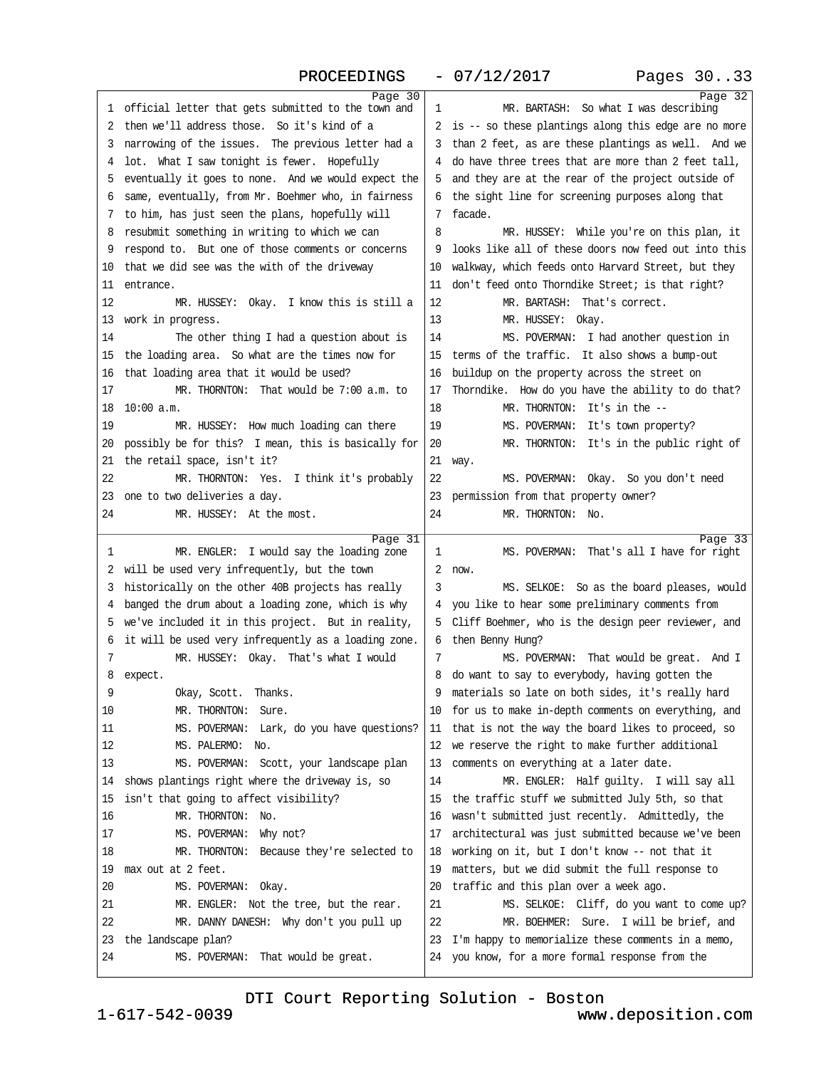Page 30

official letter that gets submitted to the town and then we'll address those. So it's kind of a narrowing of the issues. The previous letter had a lot. What I saw tonight is fewer. Hopefully eventually it goes to none. And we would expect the same, eventually, from Mr. Boehmer who, in fairness to him, has just seen the plans, hopefully will resubmit something in writing to which we can respond to. But one of those comments or concerns that we did see was the with of the driveway entrance.

MR. HUSSEY: Okay. I know this is still a work in progress.

The other thing I had a question about is the loading area. So what are the times now for that loading area that it would be used?

MR. THORNTON: That would be 7:00 a.m. to 10:00 a.m.

MR. HUSSEY: How much loading can there possibly be for this? I mean, this is basically for the retail space, isn't it?

MR. THORNTON: Yes. I think it's probably one to two deliveries a day.

MR. HUSSEY: At the most.

Page 31

MR. ENGLER: I would say the loading zone will be used very infrequently, but the town historically on the other 40B projects has really banged the drum about a loading zone, which is why we've included it in this project. But in reality, it will be used very infrequently as a loading zone.

MR. HUSSEY: Okay. That's what I would expect.

Okay, Scott. Thanks.

MR. THORNTON: Sure.

MS. POVERMAN: Lark, do you have questions?

MS. PALERMO: No.

MS. POVERMAN: Scott, your landscape plan shows plantings right where the driveway is, so isn't that going to affect visibility?

MR. THORNTON: No.

MS. POVERMAN: Why not?

MR. THORNTON: Because they're selected to max out at 2 feet.

MS. POVERMAN: Okay.

MR. ENGLER: Not the tree, but the rear.

MR. DANNY DANESH: Why don't you pull up the landscape plan?

MS. POVERMAN: That would be great.

Page 32

MR. BARTASH: So what I was describing is -- so these plantings along this edge are no more than 2 feet, as are these plantings as well. And we do have three trees that are more than 2 feet tall, and they are at the rear of the project outside of the sight line for screening purposes along that facade.

MR. HUSSEY: While you're on this plan, it looks like all of these doors now feed out into this walkway, which feeds onto Harvard Street, but they don't feed onto Thorndike Street; is that right?

MR. BARTASH: That's correct.

MR. HUSSEY: Okay.

MS. POVERMAN: I had another question in terms of the traffic. It also shows a bump-out buildup on the property across the street on Thorndike. How do you have the ability to do that?

MR. THORNTON: It's in the --

MS. POVERMAN: It's town property?

MR. THORNTON: It's in the public right of way.

MS. POVERMAN: Okay. So you don't need permission from that property owner?

MR. THORNTON: No.

Page 33

MS. POVERMAN: That's all I have for right now.

MS. SELKOE: So as the board pleases, would you like to hear some preliminary comments from Cliff Boehmer, who is the design peer reviewer, and then Benny Hung?

MS. POVERMAN: That would be great. And I do want to say to everybody, having gotten the materials so late on both sides, it's really hard for us to make in-depth comments on everything, and that is not the way the board likes to proceed, so we reserve the right to make further additional comments on everything at a later date.

MR. ENGLER: Half guilty. I will say all the traffic stuff we submitted July 5th, so that wasn't submitted just recently. Admittedly, the architectural was just submitted because we've been working on it, but I don't know -- not that it matters, but we did submit the full response to traffic and this plan over a week ago.

MS. SELKOE: Cliff, do you want to come up?

MR. BOEHMER: Sure. I will be brief, and I'm happy to memorialize these comments in a memo, you know, for a more formal response from the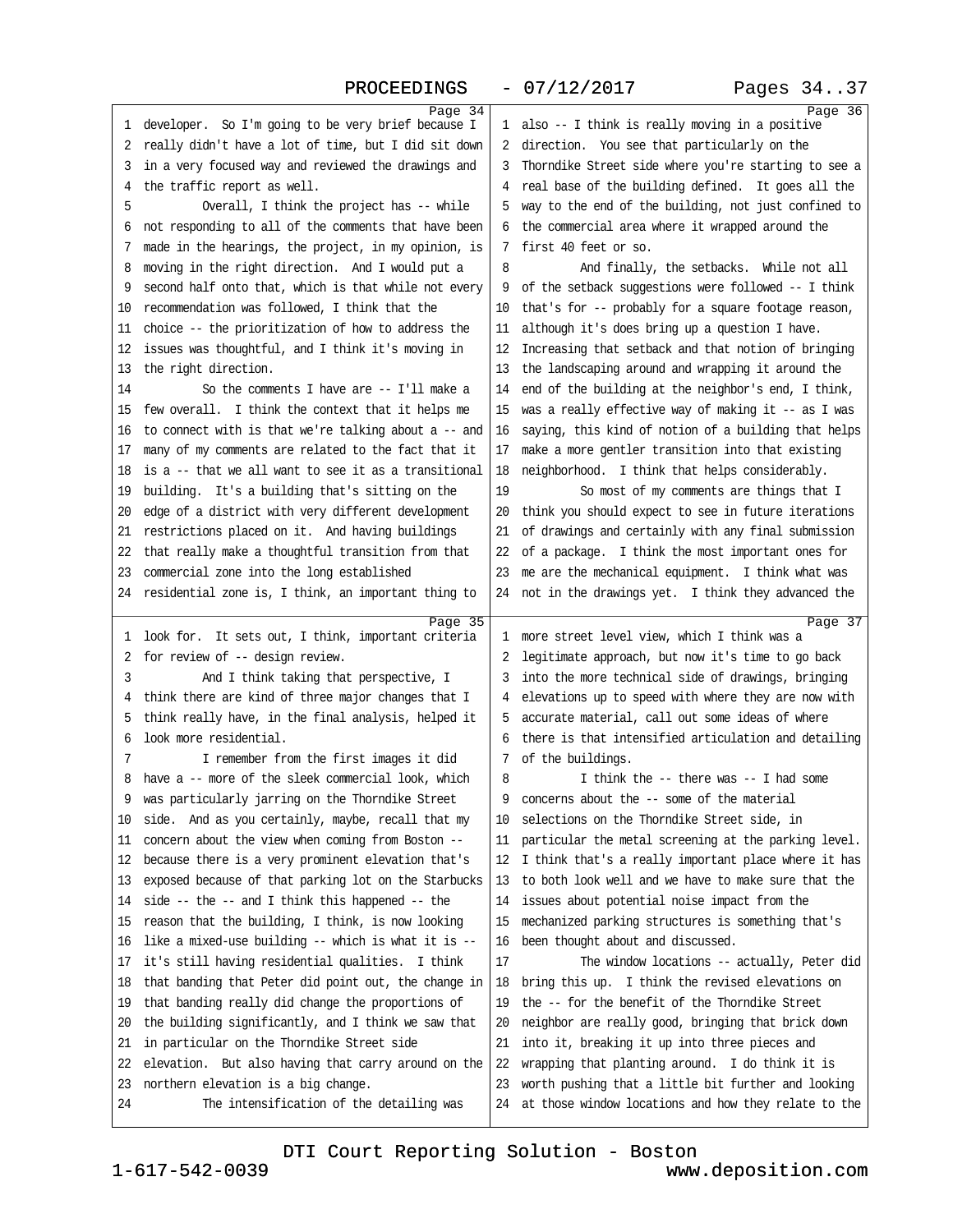Page 34

1 developer. So I'm going to be very brief because I
2 really didn't have a lot of time, but I did sit down
3 in a very focused way and reviewed the drawings and
4 the traffic report as well.
5 Overall, I think the project has -- while
6 not responding to all of the comments that have been
7 made in the hearings, the project, in my opinion, is
8 moving in the right direction. And I would put a
9 second half onto that, which is that while not every
10 recommendation was followed, I think that the
11 choice -- the prioritization of how to address the
12 issues was thoughtful, and I think it's moving in
13 the right direction.
14 So the comments I have are -- I'll make a
15 few overall. I think the context that it helps me
16 to connect with is that we're talking about a -- and
17 many of my comments are related to the fact that it
18 is a -- that we all want to see it as a transitional
19 building. It's a building that's sitting on the
20 edge of a district with very different development
21 restrictions placed on it. And having buildings
22 that really make a thoughtful transition from that
23 commercial zone into the long established
24 residential zone is, I think, an important thing to

Page 35

1 look for. It sets out, I think, important criteria
2 for review of -- design review.
3 And I think taking that perspective, I
4 think there are kind of three major changes that I
5 think really have, in the final analysis, helped it
6 look more residential.
7 I remember from the first images it did
8 have a -- more of the sleek commercial look, which
9 was particularly jarring on the Thorndike Street
10 side. And as you certainly, maybe, recall that my
11 concern about the view when coming from Boston --
12 because there is a very prominent elevation that's
13 exposed because of that parking lot on the Starbucks
14 side -- the -- and I think this happened -- the
15 reason that the building, I think, is now looking
16 like a mixed-use building -- which is what it is --
17 it's still having residential qualities. I think
18 that banding that Peter did point out, the change in
19 that banding really did change the proportions of
20 the building significantly, and I think we saw that
21 in particular on the Thorndike Street side
22 elevation. But also having that carry around on the
23 northern elevation is a big change.
24 The intensification of the detailing was

Page 36

1 also -- I think is really moving in a positive
2 direction. You see that particularly on the
3 Thorndike Street side where you're starting to see a
4 real base of the building defined. It goes all the
5 way to the end of the building, not just confined to
6 the commercial area where it wrapped around the
7 first 40 feet or so.
8 And finally, the setbacks. While not all
9 of the setback suggestions were followed -- I think
10 that's for -- probably for a square footage reason,
11 although it's does bring up a question I have.
12 Increasing that setback and that notion of bringing
13 the landscaping around and wrapping it around the
14 end of the building at the neighbor's end, I think,
15 was a really effective way of making it -- as I was
16 saying, this kind of notion of a building that helps
17 make a more gentler transition into that existing
18 neighborhood. I think that helps considerably.
19 So most of my comments are things that I
20 think you should expect to see in future iterations
21 of drawings and certainly with any final submission
22 of a package. I think the most important ones for
23 me are the mechanical equipment. I think what was
24 not in the drawings yet. I think they advanced the

Page 37

1 more street level view, which I think was a
2 legitimate approach, but now it's time to go back
3 into the more technical side of drawings, bringing
4 elevations up to speed with where they are now with
5 accurate material, call out some ideas of where
6 there is that intensified articulation and detailing
7 of the buildings.
8 I think the -- there was -- I had some
9 concerns about the -- some of the material
10 selections on the Thorndike Street side, in
11 particular the metal screening at the parking level.
12 I think that's a really important place where it has
13 to both look well and we have to make sure that the
14 issues about potential noise impact from the
15 mechanized parking structures is something that's
16 been thought about and discussed.
17 The window locations -- actually, Peter did
18 bring this up. I think the revised elevations on
19 the -- for the benefit of the Thorndike Street
20 neighbor are really good, bringing that brick down
21 into it, breaking it up into three pieces and
22 wrapping that planting around. I do think it is
23 worth pushing that a little bit further and looking
24 at those window locations and how they relate to the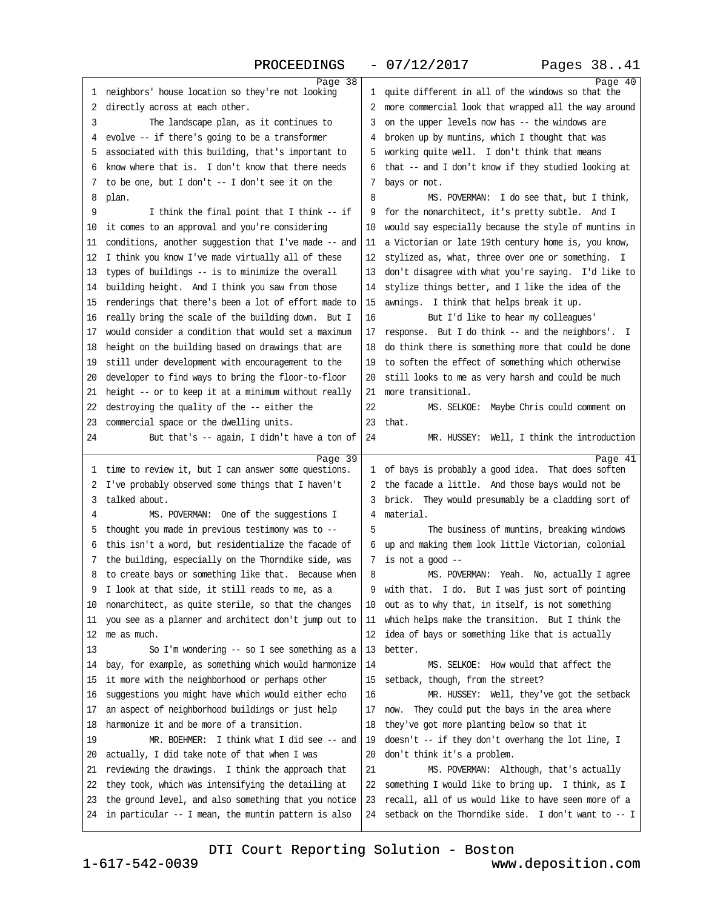neighbors' house location so they're not looking directly across at each other.

The landscape plan, as it continues to evolve -- if there's going to be a transformer associated with this building, that's important to know where that is. I don't know that there needs to be one, but I don't -- I don't see it on the plan.

I think the final point that I think -- if it comes to an approval and you're considering conditions, another suggestion that I've made -- and I think you know I've made virtually all of these types of buildings -- is to minimize the overall building height. And I think you saw from those renderings that there's been a lot of effort made to really bring the scale of the building down. But I would consider a condition that would set a maximum height on the building based on drawings that are still under development with encouragement to the developer to find ways to bring the floor-to-floor height -- or to keep it at a minimum without really destroying the quality of the -- either the commercial space or the dwelling units.

But that's -- again, I didn't have a ton of time to review it, but I can answer some questions. I've probably observed some things that I haven't talked about.

MS. POVERMAN: One of the suggestions I thought you made in previous testimony was to -- this isn't a word, but residentialize the facade of the building, especially on the Thorndike side, was to create bays or something like that. Because when I look at that side, it still reads to me, as a nonarchitect, as quite sterile, so that the changes you see as a planner and architect don't jump out to me as much.

So I'm wondering -- so I see something as a bay, for example, as something which would harmonize it more with the neighborhood or perhaps other suggestions you might have which would either echo an aspect of neighborhood buildings or just help harmonize it and be more of a transition.

MR. BOEHMER: I think what I did see -- and actually, I did take note of that when I was reviewing the drawings. I think the approach that they took, which was intensifying the detailing at the ground level, and also something that you notice in particular -- I mean, the muntin pattern is also quite different in all of the windows so that the more commercial look that wrapped all the way around on the upper levels now has -- the windows are broken up by muntins, which I thought that was working quite well. I don't think that means that -- and I don't know if they studied looking at bays or not.

MS. POVERMAN: I do see that, but I think, for the nonarchitect, it's pretty subtle. And I would say especially because the style of muntins in a Victorian or late 19th century home is, you know, stylized as, what, three over one or something. I don't disagree with what you're saying. I'd like to stylize things better, and I like the idea of the awnings. I think that helps break it up.

But I'd like to hear my colleagues' response. But I do think -- and the neighbors'. I do think there is something more that could be done to soften the effect of something which otherwise still looks to me as very harsh and could be much more transitional.

MS. SELKOE: Maybe Chris could comment on that.

MR. HUSSEY: Well, I think the introduction of bays is probably a good idea. That does soften the facade a little. And those bays would not be brick. They would presumably be a cladding sort of material.

The business of muntins, breaking windows up and making them look little Victorian, colonial is not a good --

MS. POVERMAN: Yeah. No, actually I agree with that. I do. But I was just sort of pointing out as to why that, in itself, is not something which helps make the transition. But I think the idea of bays or something like that is actually better.

MS. SELKOE: How would that affect the setback, though, from the street?

MR. HUSSEY: Well, they've got the setback now. They could put the bays in the area where they've got more planting below so that it doesn't -- if they don't overhang the lot line, I don't think it's a problem.

MS. POVERMAN: Although, that's actually something I would like to bring up. I think, as I recall, all of us would like to have seen more of a setback on the Thorndike side. I don't want to -- I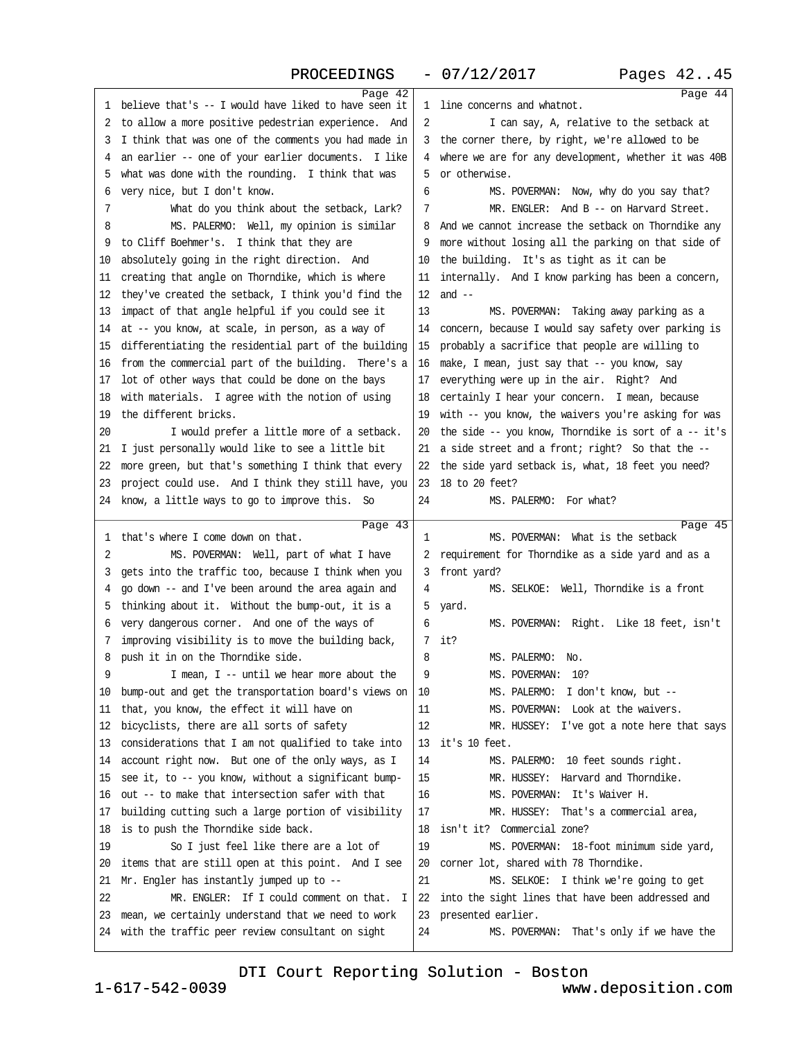Page 42

believe that's -- I would have liked to have seen it to allow a more positive pedestrian experience. And I think that was one of the comments you had made in an earlier -- one of your earlier documents. I like what was done with the rounding. I think that was very nice, but I don't know.

What do you think about the setback, Lark?

MS. PALERMO: Well, my opinion is similar to Cliff Boehmer's. I think that they are absolutely going in the right direction. And creating that angle on Thorndike, which is where they've created the setback, I think you'd find the impact of that angle helpful if you could see it at -- you know, at scale, in person, as a way of differentiating the residential part of the building from the commercial part of the building. There's a lot of other ways that could be done on the bays with materials. I agree with the notion of using the different bricks.

I would prefer a little more of a setback. I just personally would like to see a little bit more green, but that's something I think that every project could use. And I think they still have, you know, a little ways to go to improve this. So

Page 43

that's where I come down on that.

MS. POVERMAN: Well, part of what I have gets into the traffic too, because I think when you go down -- and I've been around the area again and thinking about it. Without the bump-out, it is a very dangerous corner. And one of the ways of improving visibility is to move the building back, push it in on the Thorndike side.

I mean, I -- until we hear more about the bump-out and get the transportation board's views on that, you know, the effect it will have on bicyclists, there are all sorts of safety considerations that I am not qualified to take into account right now. But one of the only ways, as I see it, to -- you know, without a significant bump-out -- to make that intersection safer with that building cutting such a large portion of visibility is to push the Thorndike side back.

So I just feel like there are a lot of items that are still open at this point. And I see Mr. Engler has instantly jumped up to --

MR. ENGLER: If I could comment on that. I mean, we certainly understand that we need to work with the traffic peer review consultant on sight

Page 44

line concerns and whatnot.

I can say, A, relative to the setback at the corner there, by right, we're allowed to be where we are for any development, whether it was 40B or otherwise.

MS. POVERMAN: Now, why do you say that?

MR. ENGLER: And B -- on Harvard Street. And we cannot increase the setback on Thorndike any more without losing all the parking on that side of the building. It's as tight as it can be internally. And I know parking has been a concern, and --

MS. POVERMAN: Taking away parking as a concern, because I would say safety over parking is probably a sacrifice that people are willing to make, I mean, just say that -- you know, say everything were up in the air. Right? And certainly I hear your concern. I mean, because with -- you know, the waivers you're asking for was the side -- you know, Thorndike is sort of a -- it's a side street and a front; right? So that the -- the side yard setback is, what, 18 feet you need? 18 to 20 feet?

MS. PALERMO: For what?

Page 45

MS. POVERMAN: What is the setback requirement for Thorndike as a side yard and as a front yard?

MS. SELKOE: Well, Thorndike is a front yard.

MS. POVERMAN: Right. Like 18 feet, isn't it?

MS. PALERMO: No.

MS. POVERMAN: 10?

MS. PALERMO: I don't know, but --

MS. POVERMAN: Look at the waivers.

MR. HUSSEY: I've got a note here that says it's 10 feet.

MS. PALERMO: 10 feet sounds right.

MR. HUSSEY: Harvard and Thorndike.

MS. POVERMAN: It's Waiver H.

MR. HUSSEY: That's a commercial area, isn't it? Commercial zone?

MS. POVERMAN: 18-foot minimum side yard, corner lot, shared with 78 Thorndike.

MS. SELKOE: I think we're going to get into the sight lines that have been addressed and presented earlier.

MS. POVERMAN: That's only if we have the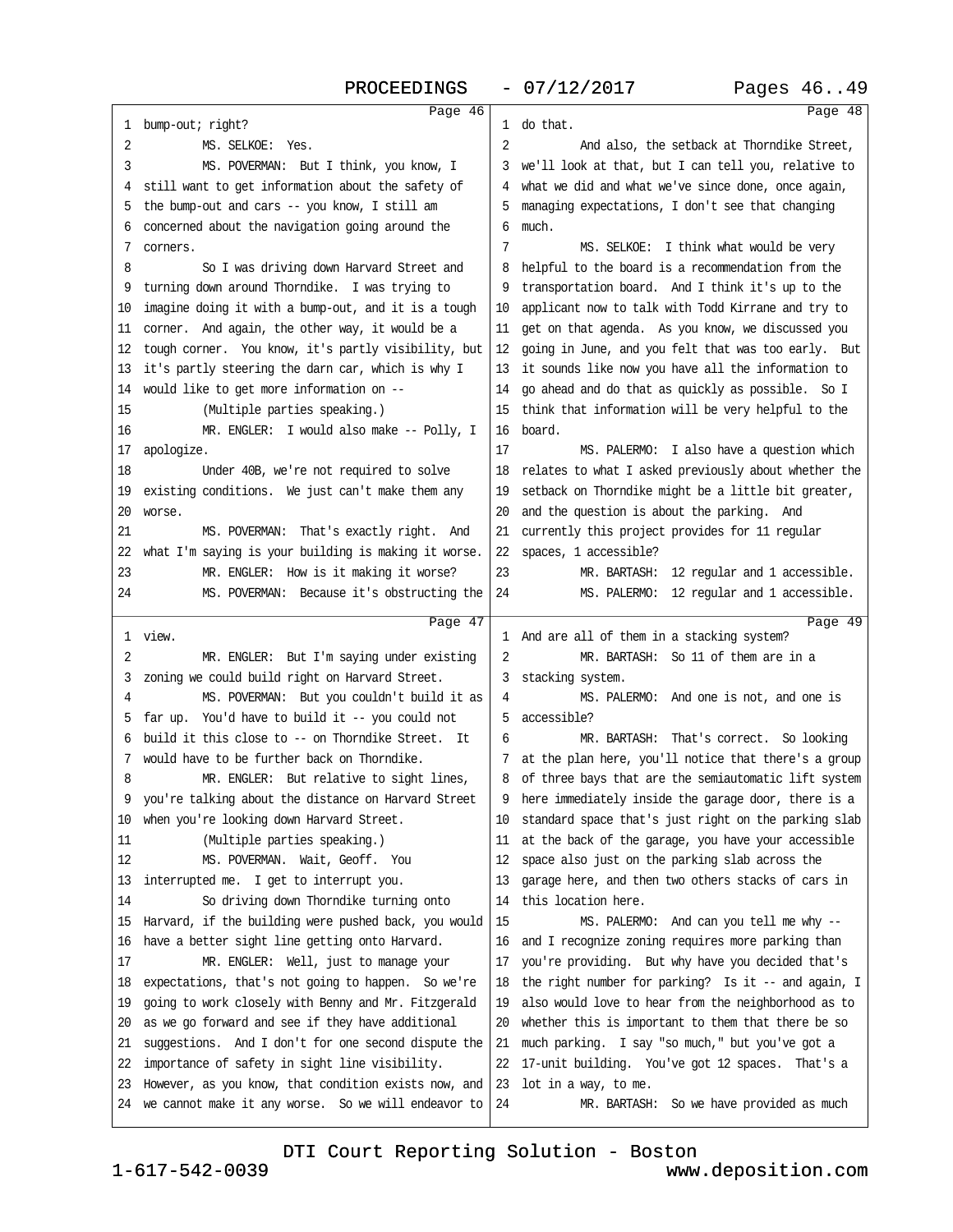Page 46

1 bump-out; right?
2 MS. SELKOE: Yes.
3 MS. POVERMAN: But I think, you know, I
4 still want to get information about the safety of
5 the bump-out and cars -- you know, I still am
6 concerned about the navigation going around the
7 corners.
8 So I was driving down Harvard Street and
9 turning down around Thorndike. I was trying to
10 imagine doing it with a bump-out, and it is a tough
11 corner. And again, the other way, it would be a
12 tough corner. You know, it's partly visibility, but
13 it's partly steering the darn car, which is why I
14 would like to get more information on --
15 (Multiple parties speaking.)
16 MR. ENGLER: I would also make -- Polly, I
17 apologize.
18 Under 40B, we're not required to solve
19 existing conditions. We just can't make them any
20 worse.
21 MS. POVERMAN: That's exactly right. And
22 what I'm saying is your building is making it worse.
23 MR. ENGLER: How is it making it worse?
24 MS. POVERMAN: Because it's obstructing the

Page 47

1 view.
2 MR. ENGLER: But I'm saying under existing
3 zoning we could build right on Harvard Street.
4 MS. POVERMAN: But you couldn't build it as
5 far up. You'd have to build it -- you could not
6 build it this close to -- on Thorndike Street. It
7 would have to be further back on Thorndike.
8 MR. ENGLER: But relative to sight lines,
9 you're talking about the distance on Harvard Street
10 when you're looking down Harvard Street.
11 (Multiple parties speaking.)
12 MS. POVERMAN. Wait, Geoff. You
13 interrupted me. I get to interrupt you.
14 So driving down Thorndike turning onto
15 Harvard, if the building were pushed back, you would
16 have a better sight line getting onto Harvard.
17 MR. ENGLER: Well, just to manage your
18 expectations, that's not going to happen. So we're
19 going to work closely with Benny and Mr. Fitzgerald
20 as we go forward and see if they have additional
21 suggestions. And I don't for one second dispute the
22 importance of safety in sight line visibility.
23 However, as you know, that condition exists now, and
24 we cannot make it any worse. So we will endeavor to

Page 48

1 do that.
2 And also, the setback at Thorndike Street,
3 we'll look at that, but I can tell you, relative to
4 what we did and what we've since done, once again,
5 managing expectations, I don't see that changing
6 much.
7 MS. SELKOE: I think what would be very
8 helpful to the board is a recommendation from the
9 transportation board. And I think it's up to the
10 applicant now to talk with Todd Kirrane and try to
11 get on that agenda. As you know, we discussed you
12 going in June, and you felt that was too early. But
13 it sounds like now you have all the information to
14 go ahead and do that as quickly as possible. So I
15 think that information will be very helpful to the
16 board.
17 MS. PALERMO: I also have a question which
18 relates to what I asked previously about whether the
19 setback on Thorndike might be a little bit greater,
20 and the question is about the parking. And
21 currently this project provides for 11 regular
22 spaces, 1 accessible?
23 MR. BARTASH: 12 regular and 1 accessible.
24 MS. PALERMO: 12 regular and 1 accessible.

Page 49

1 And are all of them in a stacking system?
2 MR. BARTASH: So 11 of them are in a
3 stacking system.
4 MS. PALERMO: And one is not, and one is
5 accessible?
6 MR. BARTASH: That's correct. So looking
7 at the plan here, you'll notice that there's a group
8 of three bays that are the semiautomatic lift system
9 here immediately inside the garage door, there is a
10 standard space that's just right on the parking slab
11 at the back of the garage, you have your accessible
12 space also just on the parking slab across the
13 garage here, and then two others stacks of cars in
14 this location here.
15 MS. PALERMO: And can you tell me why --
16 and I recognize zoning requires more parking than
17 you're providing. But why have you decided that's
18 the right number for parking? Is it -- and again, I
19 also would love to hear from the neighborhood as to
20 whether this is important to them that there be so
21 much parking. I say "so much," but you've got a
22 17-unit building. You've got 12 spaces. That's a
23 lot in a way, to me.
24 MR. BARTASH: So we have provided as much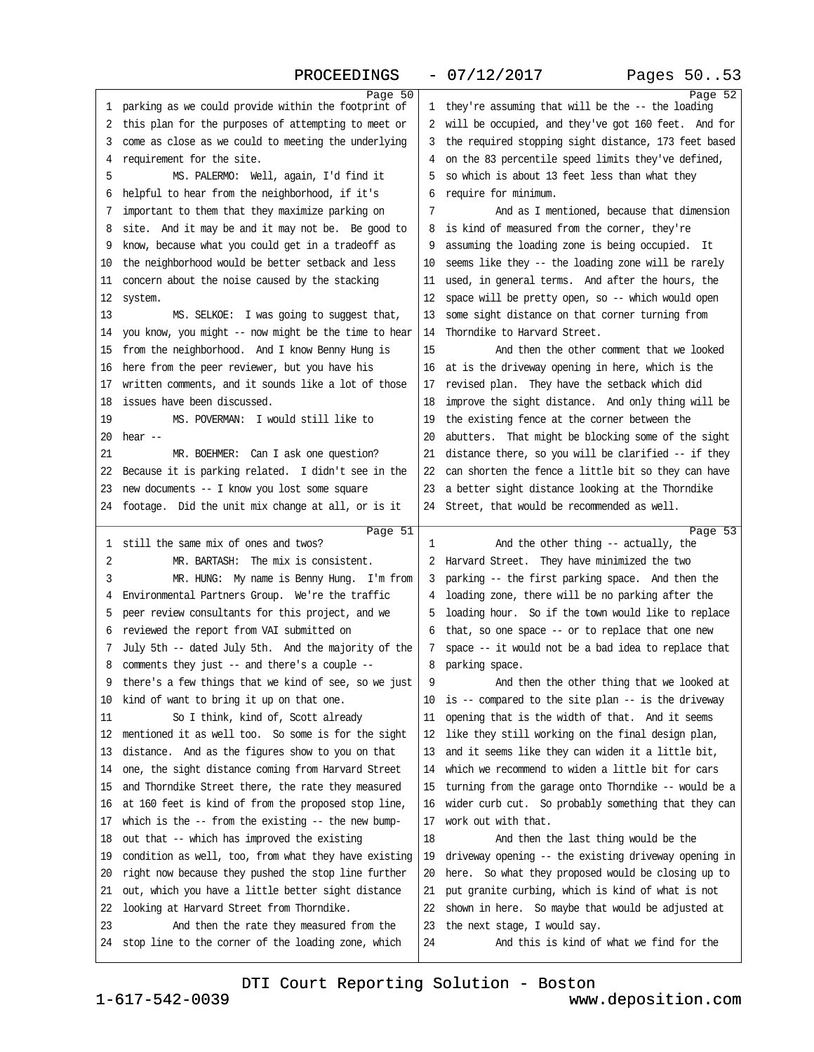Page 50

1 parking as we could provide within the footprint of
2 this plan for the purposes of attempting to meet or
3 come as close as we could to meeting the underlying
4 requirement for the site.
5 MS. PALERMO: Well, again, I'd find it
6 helpful to hear from the neighborhood, if it's
7 important to them that they maximize parking on
8 site. And it may be and it may not be. Be good to
9 know, because what you could get in a tradeoff as
10 the neighborhood would be better setback and less
11 concern about the noise caused by the stacking
12 system.
13 MS. SELKOE: I was going to suggest that,
14 you know, you might -- now might be the time to hear
15 from the neighborhood. And I know Benny Hung is
16 here from the peer reviewer, but you have his
17 written comments, and it sounds like a lot of those
18 issues have been discussed.
19 MS. POVERMAN: I would still like to
20 hear --
21 MR. BOEHMER: Can I ask one question?
22 Because it is parking related. I didn't see in the
23 new documents -- I know you lost some square
24 footage. Did the unit mix change at all, or is it

Page 51

1 still the same mix of ones and twos?
2 MR. BARTASH: The mix is consistent.
3 MR. HUNG: My name is Benny Hung. I'm from
4 Environmental Partners Group. We're the traffic
5 peer review consultants for this project, and we
6 reviewed the report from VAI submitted on
7 July 5th -- dated July 5th. And the majority of the
8 comments they just -- and there's a couple --
9 there's a few things that we kind of see, so we just
10 kind of want to bring it up on that one.
11 So I think, kind of, Scott already
12 mentioned it as well too. So some is for the sight
13 distance. And as the figures show to you on that
14 one, the sight distance coming from Harvard Street
15 and Thorndike Street there, the rate they measured
16 at 160 feet is kind of from the proposed stop line,
17 which is the -- from the existing -- the new bump-
18 out that -- which has improved the existing
19 condition as well, too, from what they have existing
20 right now because they pushed the stop line further
21 out, which you have a little better sight distance
22 looking at Harvard Street from Thorndike.
23 And then the rate they measured from the
24 stop line to the corner of the loading zone, which

Page 52

1 they're assuming that will be the -- the loading
2 will be occupied, and they've got 160 feet. And for
3 the required stopping sight distance, 173 feet based
4 on the 83 percentile speed limits they've defined,
5 so which is about 13 feet less than what they
6 require for minimum.
7 And as I mentioned, because that dimension
8 is kind of measured from the corner, they're
9 assuming the loading zone is being occupied. It
10 seems like they -- the loading zone will be rarely
11 used, in general terms. And after the hours, the
12 space will be pretty open, so -- which would open
13 some sight distance on that corner turning from
14 Thorndike to Harvard Street.
15 And then the other comment that we looked
16 at is the driveway opening in here, which is the
17 revised plan. They have the setback which did
18 improve the sight distance. And only thing will be
19 the existing fence at the corner between the
20 abutters. That might be blocking some of the sight
21 distance there, so you will be clarified -- if they
22 can shorten the fence a little bit so they can have
23 a better sight distance looking at the Thorndike
24 Street, that would be recommended as well.

Page 53

1 And the other thing -- actually, the
2 Harvard Street. They have minimized the two
3 parking -- the first parking space. And then the
4 loading zone, there will be no parking after the
5 loading hour. So if the town would like to replace
6 that, so one space -- or to replace that one new
7 space -- it would not be a bad idea to replace that
8 parking space.
9 And then the other thing that we looked at
10 is -- compared to the site plan -- is the driveway
11 opening that is the width of that. And it seems
12 like they still working on the final design plan,
13 and it seems like they can widen it a little bit,
14 which we recommend to widen a little bit for cars
15 turning from the garage onto Thorndike -- would be a
16 wider curb cut. So probably something that they can
17 work out with that.
18 And then the last thing would be the
19 driveway opening -- the existing driveway opening in
20 here. So what they proposed would be closing up to
21 put granite curbing, which is kind of what is not
22 shown in here. So maybe that would be adjusted at
23 the next stage, I would say.
24 And this is kind of what we find for the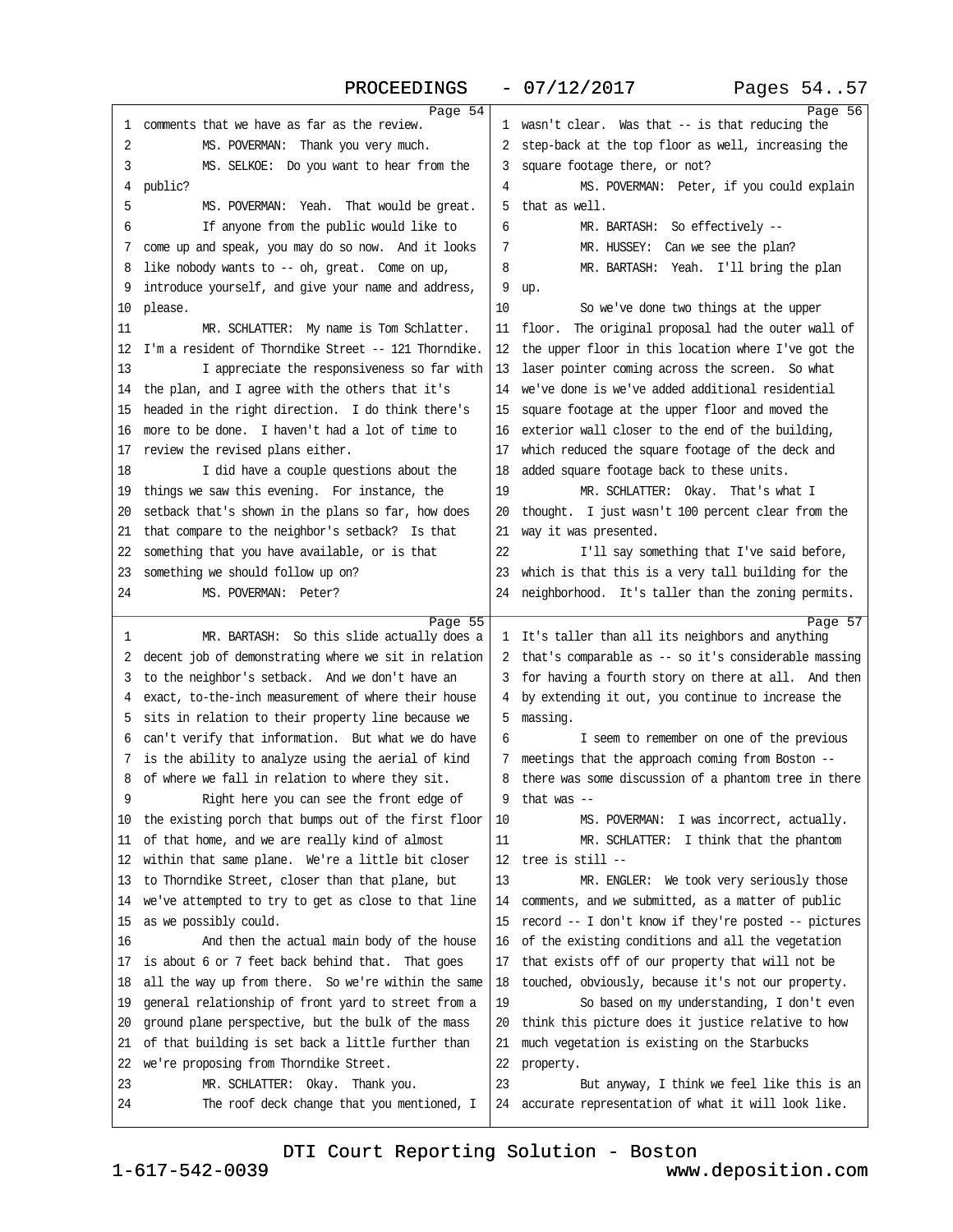Page 54

1 comments that we have as far as the review.
2 MS. POVERMAN: Thank you very much.
3 MS. SELKOE: Do you want to hear from the
4 public?
5 MS. POVERMAN: Yeah. That would be great.
6 If anyone from the public would like to
7 come up and speak, you may do so now. And it looks
8 like nobody wants to -- oh, great. Come on up,
9 introduce yourself, and give your name and address,
10 please.
11 MR. SCHLATTER: My name is Tom Schlatter.
12 I'm a resident of Thorndike Street -- 121 Thorndike.
13 I appreciate the responsiveness so far with
14 the plan, and I agree with the others that it's
15 headed in the right direction. I do think there's
16 more to be done. I haven't had a lot of time to
17 review the revised plans either.
18 I did have a couple questions about the
19 things we saw this evening. For instance, the
20 setback that's shown in the plans so far, how does
21 that compare to the neighbor's setback? Is that
22 something that you have available, or is that
23 something we should follow up on?
24 MS. POVERMAN: Peter?

Page 55

1 MR. BARTASH: So this slide actually does a
2 decent job of demonstrating where we sit in relation
3 to the neighbor's setback. And we don't have an
4 exact, to-the-inch measurement of where their house
5 sits in relation to their property line because we
6 can't verify that information. But what we do have
7 is the ability to analyze using the aerial of kind
8 of where we fall in relation to where they sit.
9 Right here you can see the front edge of
10 the existing porch that bumps out of the first floor
11 of that home, and we are really kind of almost
12 within that same plane. We're a little bit closer
13 to Thorndike Street, closer than that plane, but
14 we've attempted to try to get as close to that line
15 as we possibly could.
16 And then the actual main body of the house
17 is about 6 or 7 feet back behind that. That goes
18 all the way up from there. So we're within the same
19 general relationship of front yard to street from a
20 ground plane perspective, but the bulk of the mass
21 of that building is set back a little further than
22 we're proposing from Thorndike Street.
23 MR. SCHLATTER: Okay. Thank you.
24 The roof deck change that you mentioned, I

Page 56

1 wasn't clear. Was that -- is that reducing the
2 step-back at the top floor as well, increasing the
3 square footage there, or not?
4 MS. POVERMAN: Peter, if you could explain
5 that as well.
6 MR. BARTASH: So effectively --
7 MR. HUSSEY: Can we see the plan?
8 MR. BARTASH: Yeah. I'll bring the plan
9 up.
10 So we've done two things at the upper
11 floor. The original proposal had the outer wall of
12 the upper floor in this location where I've got the
13 laser pointer coming across the screen. So what
14 we've done is we've added additional residential
15 square footage at the upper floor and moved the
16 exterior wall closer to the end of the building,
17 which reduced the square footage of the deck and
18 added square footage back to these units.
19 MR. SCHLATTER: Okay. That's what I
20 thought. I just wasn't 100 percent clear from the
21 way it was presented.
22 I'll say something that I've said before,
23 which is that this is a very tall building for the
24 neighborhood. It's taller than the zoning permits.

Page 57

1 It's taller than all its neighbors and anything
2 that's comparable as -- so it's considerable massing
3 for having a fourth story on there at all. And then
4 by extending it out, you continue to increase the
5 massing.
6 I seem to remember on one of the previous
7 meetings that the approach coming from Boston --
8 there was some discussion of a phantom tree in there
9 that was --
10 MS. POVERMAN: I was incorrect, actually.
11 MR. SCHLATTER: I think that the phantom
12 tree is still --
13 MR. ENGLER: We took very seriously those
14 comments, and we submitted, as a matter of public
15 record -- I don't know if they're posted -- pictures
16 of the existing conditions and all the vegetation
17 that exists off of our property that will not be
18 touched, obviously, because it's not our property.
19 So based on my understanding, I don't even
20 think this picture does it justice relative to how
21 much vegetation is existing on the Starbucks
22 property.
23 But anyway, I think we feel like this is an
24 accurate representation of what it will look like.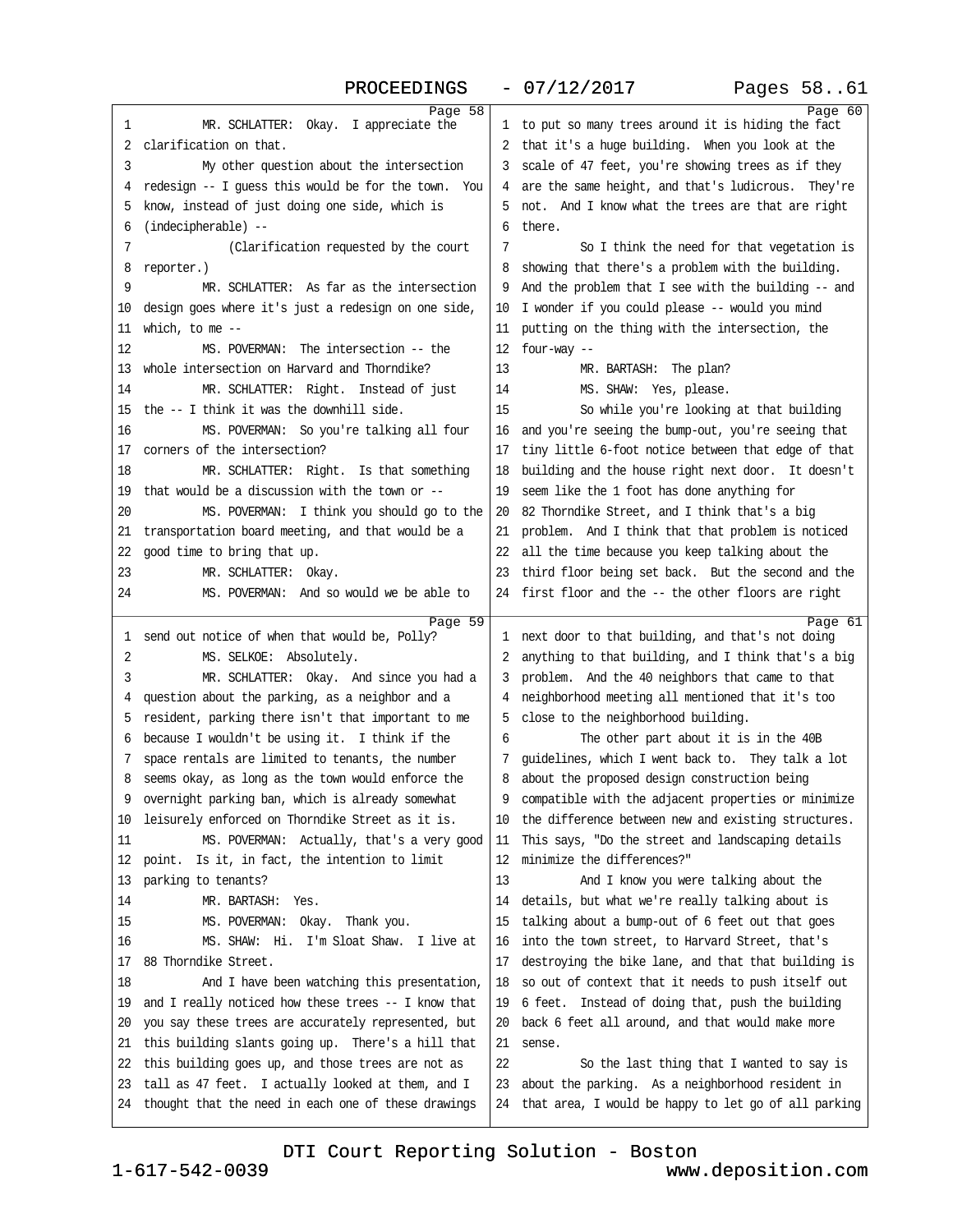Page 58

1 MR. SCHLATTER: Okay. I appreciate the
2 clarification on that.
3 My other question about the intersection
4 redesign -- I guess this would be for the town. You
5 know, instead of just doing one side, which is
6 (indecipherable) --
7 (Clarification requested by the court
8 reporter.)
9 MR. SCHLATTER: As far as the intersection
10 design goes where it's just a redesign on one side,
11 which, to me --
12 MS. POVERMAN: The intersection -- the
13 whole intersection on Harvard and Thorndike?
14 MR. SCHLATTER: Right. Instead of just
15 the -- I think it was the downhill side.
16 MS. POVERMAN: So you're talking all four
17 corners of the intersection?
18 MR. SCHLATTER: Right. Is that something
19 that would be a discussion with the town or --
20 MS. POVERMAN: I think you should go to the
21 transportation board meeting, and that would be a
22 good time to bring that up.
23 MR. SCHLATTER: Okay.
24 MS. POVERMAN: And so would we be able to

Page 59

1 send out notice of when that would be, Polly?
2 MS. SELKOE: Absolutely.
3 MR. SCHLATTER: Okay. And since you had a
4 question about the parking, as a neighbor and a
5 resident, parking there isn't that important to me
6 because I wouldn't be using it. I think if the
7 space rentals are limited to tenants, the number
8 seems okay, as long as the town would enforce the
9 overnight parking ban, which is already somewhat
10 leisurely enforced on Thorndike Street as it is.
11 MS. POVERMAN: Actually, that's a very good
12 point. Is it, in fact, the intention to limit
13 parking to tenants?
14 MR. BARTASH: Yes.
15 MS. POVERMAN: Okay. Thank you.
16 MS. SHAW: Hi. I'm Sloat Shaw. I live at
17 88 Thorndike Street.
18 And I have been watching this presentation,
19 and I really noticed how these trees -- I know that
20 you say these trees are accurately represented, but
21 this building slants going up. There's a hill that
22 this building goes up, and those trees are not as
23 tall as 47 feet. I actually looked at them, and I
24 thought that the need in each one of these drawings

Page 60

1 to put so many trees around it is hiding the fact
2 that it's a huge building. When you look at the
3 scale of 47 feet, you're showing trees as if they
4 are the same height, and that's ludicrous. They're
5 not. And I know what the trees are that are right
6 there.
7 So I think the need for that vegetation is
8 showing that there's a problem with the building.
9 And the problem that I see with the building -- and
10 I wonder if you could please -- would you mind
11 putting on the thing with the intersection, the
12 four-way --
13 MR. BARTASH: The plan?
14 MS. SHAW: Yes, please.
15 So while you're looking at that building
16 and you're seeing the bump-out, you're seeing that
17 tiny little 6-foot notice between that edge of that
18 building and the house right next door. It doesn't
19 seem like the 1 foot has done anything for
20 82 Thorndike Street, and I think that's a big
21 problem. And I think that that problem is noticed
22 all the time because you keep talking about the
23 third floor being set back. But the second and the
24 first floor and the -- the other floors are right

Page 61

1 next door to that building, and that's not doing
2 anything to that building, and I think that's a big
3 problem. And the 40 neighbors that came to that
4 neighborhood meeting all mentioned that it's too
5 close to the neighborhood building.
6 The other part about it is in the 40B
7 guidelines, which I went back to. They talk a lot
8 about the proposed design construction being
9 compatible with the adjacent properties or minimize
10 the difference between new and existing structures.
11 This says, "Do the street and landscaping details
12 minimize the differences?"
13 And I know you were talking about the
14 details, but what we're really talking about is
15 talking about a bump-out of 6 feet out that goes
16 into the town street, to Harvard Street, that's
17 destroying the bike lane, and that that building is
18 so out of context that it needs to push itself out
19 6 feet. Instead of doing that, push the building
20 back 6 feet all around, and that would make more
21 sense.
22 So the last thing that I wanted to say is
23 about the parking. As a neighborhood resident in
24 that area, I would be happy to let go of all parking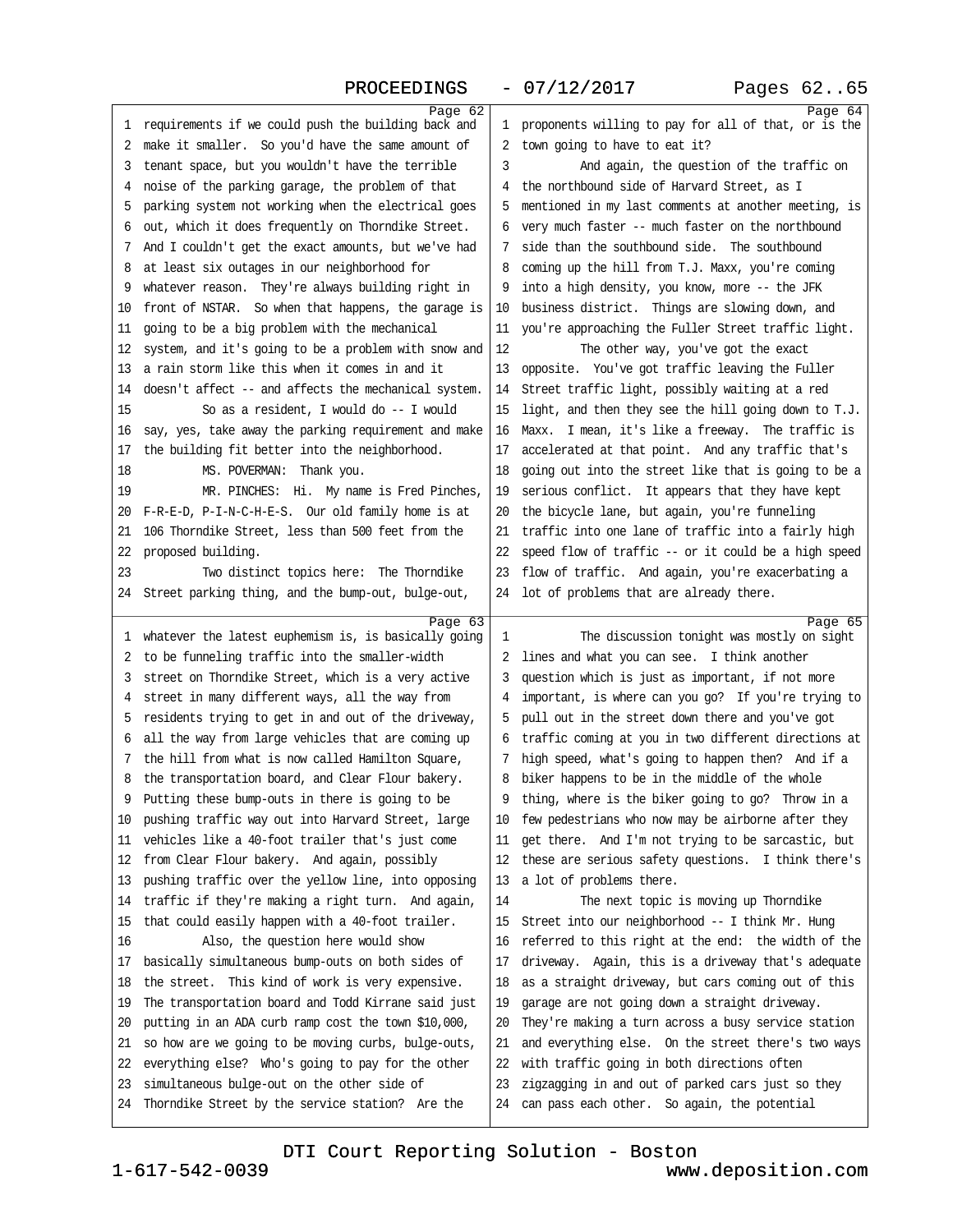requirements if we could push the building back and make it smaller. So you'd have the same amount of tenant space, but you wouldn't have the terrible noise of the parking garage, the problem of that parking system not working when the electrical goes out, which it does frequently on Thorndike Street. And I couldn't get the exact amounts, but we've had at least six outages in our neighborhood for whatever reason. They're always building right in front of NSTAR. So when that happens, the garage is going to be a big problem with the mechanical system, and it's going to be a problem with snow and a rain storm like this when it comes in and it doesn't affect -- and affects the mechanical system.

So as a resident, I would do -- I would say, yes, take away the parking requirement and make the building fit better into the neighborhood.

MS. POVERMAN: Thank you.

MR. PINCHES: Hi. My name is Fred Pinches, F-R-E-D, P-I-N-C-H-E-S. Our old family home is at 106 Thorndike Street, less than 500 feet from the proposed building.

Two distinct topics here: The Thorndike Street parking thing, and the bump-out, bulge-out, whatever the latest euphemism is, is basically going to be funneling traffic into the smaller-width street on Thorndike Street, which is a very active street in many different ways, all the way from residents trying to get in and out of the driveway, all the way from large vehicles that are coming up the hill from what is now called Hamilton Square, the transportation board, and Clear Flour bakery. Putting these bump-outs in there is going to be pushing traffic way out into Harvard Street, large vehicles like a 40-foot trailer that's just come from Clear Flour bakery. And again, possibly pushing traffic over the yellow line, into opposing traffic if they're making a right turn. And again, that could easily happen with a 40-foot trailer.

Also, the question here would show basically simultaneous bump-outs on both sides of the street. This kind of work is very expensive. The transportation board and Todd Kirrane said just putting in an ADA curb ramp cost the town $10,000, so how are we going to be moving curbs, bulge-outs, everything else? Who's going to pay for the other simultaneous bulge-out on the other side of Thorndike Street by the service station? Are the proponents willing to pay for all of that, or is the town going to have to eat it?

And again, the question of the traffic on the northbound side of Harvard Street, as I mentioned in my last comments at another meeting, is very much faster -- much faster on the northbound side than the southbound side. The southbound coming up the hill from T.J. Maxx, you're coming into a high density, you know, more -- the JFK business district. Things are slowing down, and you're approaching the Fuller Street traffic light.

The other way, you've got the exact opposite. You've got traffic leaving the Fuller Street traffic light, possibly waiting at a red light, and then they see the hill going down to T.J. Maxx. I mean, it's like a freeway. The traffic is accelerated at that point. And any traffic that's going out into the street like that is going to be a serious conflict. It appears that they have kept the bicycle lane, but again, you're funneling traffic into one lane of traffic into a fairly high speed flow of traffic -- or it could be a high speed flow of traffic. And again, you're exacerbating a lot of problems that are already there.

The discussion tonight was mostly on sight lines and what you can see. I think another question which is just as important, if not more important, is where can you go? If you're trying to pull out in the street down there and you've got traffic coming at you in two different directions at high speed, what's going to happen then? And if a biker happens to be in the middle of the whole thing, where is the biker going to go? Throw in a few pedestrians who now may be airborne after they get there. And I'm not trying to be sarcastic, but these are serious safety questions. I think there's a lot of problems there.

The next topic is moving up Thorndike Street into our neighborhood -- I think Mr. Hung referred to this right at the end: the width of the driveway. Again, this is a driveway that's adequate as a straight driveway, but cars coming out of this garage are not going down a straight driveway. They're making a turn across a busy service station and everything else. On the street there's two ways with traffic going in both directions often zigzagging in and out of parked cars just so they can pass each other. So again, the potential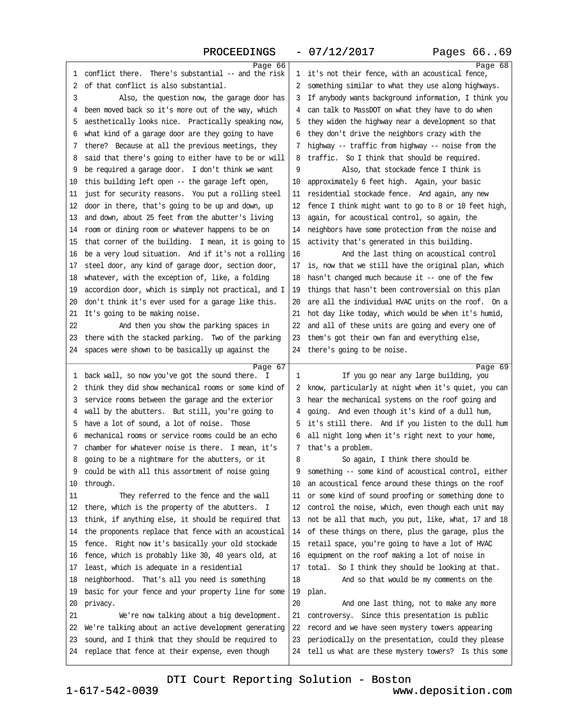Page 66

1 conflict there. There's substantial -- and the risk
2 of that conflict is also substantial.
3 Also, the question now, the garage door has
4 been moved back so it's more out of the way, which
5 aesthetically looks nice. Practically speaking now,
6 what kind of a garage door are they going to have
7 there? Because at all the previous meetings, they
8 said that there's going to either have to be or will
9 be required a garage door. I don't think we want
10 this building left open -- the garage left open,
11 just for security reasons. You put a rolling steel
12 door in there, that's going to be up and down, up
13 and down, about 25 feet from the abutter's living
14 room or dining room or whatever happens to be on
15 that corner of the building. I mean, it is going to
16 be a very loud situation. And if it's not a rolling
17 steel door, any kind of garage door, section door,
18 whatever, with the exception of, like, a folding
19 accordion door, which is simply not practical, and I
20 don't think it's ever used for a garage like this.
21 It's going to be making noise.
22 And then you show the parking spaces in
23 there with the stacked parking. Two of the parking
24 spaces were shown to be basically up against the

Page 67

1 back wall, so now you've got the sound there. I
2 think they did show mechanical rooms or some kind of
3 service rooms between the garage and the exterior
4 wall by the abutters. But still, you're going to
5 have a lot of sound, a lot of noise. Those
6 mechanical rooms or service rooms could be an echo
7 chamber for whatever noise is there. I mean, it's
8 going to be a nightmare for the abutters, or it
9 could be with all this assortment of noise going
10 through.
11 They referred to the fence and the wall
12 there, which is the property of the abutters. I
13 think, if anything else, it should be required that
14 the proponents replace that fence with an acoustical
15 fence. Right now it's basically your old stockade
16 fence, which is probably like 30, 40 years old, at
17 least, which is adequate in a residential
18 neighborhood. That's all you need is something
19 basic for your fence and your property line for some
20 privacy.
21 We're now talking about a big development.
22 We're talking about an active development generating
23 sound, and I think that they should be required to
24 replace that fence at their expense, even though

Page 68

1 it's not their fence, with an acoustical fence,
2 something similar to what they use along highways.
3 If anybody wants background information, I think you
4 can talk to MassDOT on what they have to do when
5 they widen the highway near a development so that
6 they don't drive the neighbors crazy with the
7 highway -- traffic from highway -- noise from the
8 traffic. So I think that should be required.
9 Also, that stockade fence I think is
10 approximately 6 feet high. Again, your basic
11 residential stockade fence. And again, any new
12 fence I think might want to go to 8 or 10 feet high,
13 again, for acoustical control, so again, the
14 neighbors have some protection from the noise and
15 activity that's generated in this building.
16 And the last thing on acoustical control
17 is, now that we still have the original plan, which
18 hasn't changed much because it -- one of the few
19 things that hasn't been controversial on this plan
20 are all the individual HVAC units on the roof. On a
21 hot day like today, which would be when it's humid,
22 and all of these units are going and every one of
23 them's got their own fan and everything else,
24 there's going to be noise.

Page 69

1 If you go near any large building, you
2 know, particularly at night when it's quiet, you can
3 hear the mechanical systems on the roof going and
4 going. And even though it's kind of a dull hum,
5 it's still there. And if you listen to the dull hum
6 all night long when it's right next to your home,
7 that's a problem.
8 So again, I think there should be
9 something -- some kind of acoustical control, either
10 an acoustical fence around these things on the roof
11 or some kind of sound proofing or something done to
12 control the noise, which, even though each unit may
13 not be all that much, you put, like, what, 17 and 18
14 of these things on there, plus the garage, plus the
15 retail space, you're going to have a lot of HVAC
16 equipment on the roof making a lot of noise in
17 total. So I think they should be looking at that.
18 And so that would be my comments on the
19 plan.
20 And one last thing, not to make any more
21 controversy. Since this presentation is public
22 record and we have seen mystery towers appearing
23 periodically on the presentation, could they please
24 tell us what are these mystery towers? Is this some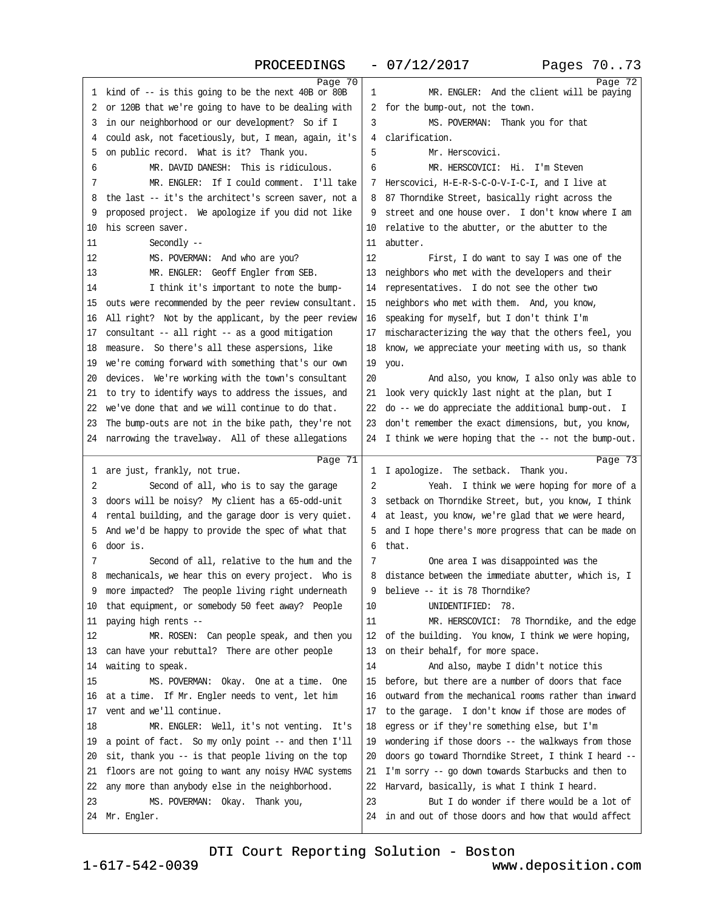PROCEEDINGS - 07/12/2017

Page 70

1 kind of -- is this going to be the next 40B or 80B
2 or 120B that we're going to have to be dealing with
3 in our neighborhood or our development? So if I
4 could ask, not facetiously, but, I mean, again, it's
5 on public record. What is it? Thank you.
6 MR. DAVID DANESH: This is ridiculous.
7 MR. ENGLER: If I could comment. I'll take
8 the last -- it's the architect's screen saver, not a
9 proposed project. We apologize if you did not like
10 his screen saver.
11 Secondly --
12 MS. POVERMAN: And who are you?
13 MR. ENGLER: Geoff Engler from SEB.
14 I think it's important to note the bump-
15 outs were recommended by the peer review consultant.
16 All right? Not by the applicant, by the peer review
17 consultant -- all right -- as a good mitigation
18 measure. So there's all these aspersions, like
19 we're coming forward with something that's our own
20 devices. We're working with the town's consultant
21 to try to identify ways to address the issues, and
22 we've done that and we will continue to do that.
23 The bump-outs are not in the bike path, they're not
24 narrowing the travelway. All of these allegations

Page 71

1 are just, frankly, not true.
2 Second of all, who is to say the garage
3 doors will be noisy? My client has a 65-odd-unit
4 rental building, and the garage door is very quiet.
5 And we'd be happy to provide the spec of what that
6 door is.
7 Second of all, relative to the hum and the
8 mechanicals, we hear this on every project. Who is
9 more impacted? The people living right underneath
10 that equipment, or somebody 50 feet away? People
11 paying high rents --
12 MR. ROSEN: Can people speak, and then you
13 can have your rebuttal? There are other people
14 waiting to speak.
15 MS. POVERMAN: Okay. One at a time. One
16 at a time. If Mr. Engler needs to vent, let him
17 vent and we'll continue.
18 MR. ENGLER: Well, it's not venting. It's
19 a point of fact. So my only point -- and then I'll
20 sit, thank you -- is that people living on the top
21 floors are not going to want any noisy HVAC systems
22 any more than anybody else in the neighborhood.
23 MS. POVERMAN: Okay. Thank you,
24 Mr. Engler.

Page 72

1 MR. ENGLER: And the client will be paying
2 for the bump-out, not the town.
3 MS. POVERMAN: Thank you for that
4 clarification.
5 Mr. Herscovici.
6 MR. HERSCOVICI: Hi. I'm Steven
7 Herscovici, H-E-R-S-C-O-V-I-C-I, and I live at
8 87 Thorndike Street, basically right across the
9 street and one house over. I don't know where I am
10 relative to the abutter, or the abutter to the
11 abutter.
12 First, I do want to say I was one of the
13 neighbors who met with the developers and their
14 representatives. I do not see the other two
15 neighbors who met with them. And, you know,
16 speaking for myself, but I don't think I'm
17 mischaracterizing the way that the others feel, you
18 know, we appreciate your meeting with us, so thank
19 you.
20 And also, you know, I also only was able to
21 look very quickly last night at the plan, but I
22 do -- we do appreciate the additional bump-out. I
23 don't remember the exact dimensions, but, you know,
24 I think we were hoping that the -- not the bump-out.

Page 73

1 I apologize. The setback. Thank you.
2 Yeah. I think we were hoping for more of a
3 setback on Thorndike Street, but, you know, I think
4 at least, you know, we're glad that we were heard,
5 and I hope there's more progress that can be made on
6 that.
7 One area I was disappointed was the
8 distance between the immediate abutter, which is, I
9 believe -- it is 78 Thorndike?
10 UNIDENTIFIED: 78.
11 MR. HERSCOVICI: 78 Thorndike, and the edge
12 of the building. You know, I think we were hoping,
13 on their behalf, for more space.
14 And also, maybe I didn't notice this
15 before, but there are a number of doors that face
16 outward from the mechanical rooms rather than inward
17 to the garage. I don't know if those are modes of
18 egress or if they're something else, but I'm
19 wondering if those doors -- the walkways from those
20 doors go toward Thorndike Street, I think I heard --
21 I'm sorry -- go down towards Starbucks and then to
22 Harvard, basically, is what I think I heard.
23 But I do wonder if there would be a lot of
24 in and out of those doors and how that would affect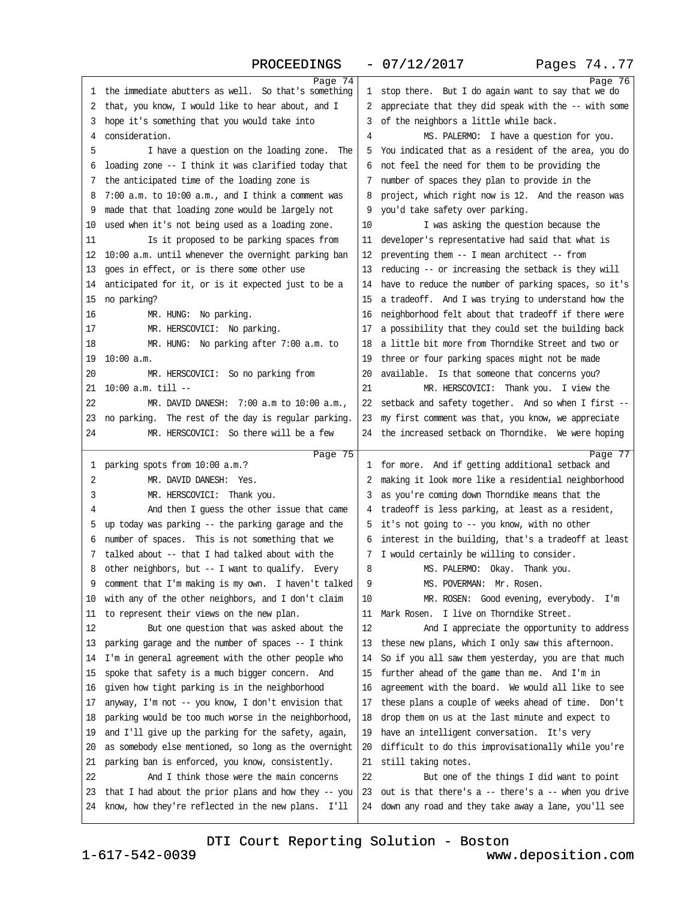Page 74

1 the immediate abutters as well. So that's something
2 that, you know, I would like to hear about, and I
3 hope it's something that you would take into
4 consideration.
5 I have a question on the loading zone. The
6 loading zone -- I think it was clarified today that
7 the anticipated time of the loading zone is
8 7:00 a.m. to 10:00 a.m., and I think a comment was
9 made that that loading zone would be largely not
10 used when it's not being used as a loading zone.
11 Is it proposed to be parking spaces from
12 10:00 a.m. until whenever the overnight parking ban
13 goes in effect, or is there some other use
14 anticipated for it, or is it expected just to be a
15 no parking?
16 MR. HUNG: No parking.
17 MR. HERSCOVICI: No parking.
18 MR. HUNG: No parking after 7:00 a.m. to
19 10:00 a.m.
20 MR. HERSCOVICI: So no parking from
21 10:00 a.m. till --
22 MR. DAVID DANESH: 7:00 a.m to 10:00 a.m.,
23 no parking. The rest of the day is regular parking.
24 MR. HERSCOVICI: So there will be a few

Page 75

1 parking spots from 10:00 a.m.?
2 MR. DAVID DANESH: Yes.
3 MR. HERSCOVICI: Thank you.
4 And then I guess the other issue that came
5 up today was parking -- the parking garage and the
6 number of spaces. This is not something that we
7 talked about -- that I had talked about with the
8 other neighbors, but -- I want to qualify. Every
9 comment that I'm making is my own. I haven't talked
10 with any of the other neighbors, and I don't claim
11 to represent their views on the new plan.
12 But one question that was asked about the
13 parking garage and the number of spaces -- I think
14 I'm in general agreement with the other people who
15 spoke that safety is a much bigger concern. And
16 given how tight parking is in the neighborhood
17 anyway, I'm not -- you know, I don't envision that
18 parking would be too much worse in the neighborhood,
19 and I'll give up the parking for the safety, again,
20 as somebody else mentioned, so long as the overnight
21 parking ban is enforced, you know, consistently.
22 And I think those were the main concerns
23 that I had about the prior plans and how they -- you
24 know, how they're reflected in the new plans. I'll

Page 76

1 stop there. But I do again want to say that we do
2 appreciate that they did speak with the -- with some
3 of the neighbors a little while back.
4 MS. PALERMO: I have a question for you.
5 You indicated that as a resident of the area, you do
6 not feel the need for them to be providing the
7 number of spaces they plan to provide in the
8 project, which right now is 12. And the reason was
9 you'd take safety over parking.
10 I was asking the question because the
11 developer's representative had said that what is
12 preventing them -- I mean architect -- from
13 reducing -- or increasing the setback is they will
14 have to reduce the number of parking spaces, so it's
15 a tradeoff. And I was trying to understand how the
16 neighborhood felt about that tradeoff if there were
17 a possibility that they could set the building back
18 a little bit more from Thorndike Street and two or
19 three or four parking spaces might not be made
20 available. Is that someone that concerns you?
21 MR. HERSCOVICI: Thank you. I view the
22 setback and safety together. And so when I first --
23 my first comment was that, you know, we appreciate
24 the increased setback on Thorndike. We were hoping

Page 77

1 for more. And if getting additional setback and
2 making it look more like a residential neighborhood
3 as you're coming down Thorndike means that the
4 tradeoff is less parking, at least as a resident,
5 it's not going to -- you know, with no other
6 interest in the building, that's a tradeoff at least
7 I would certainly be willing to consider.
8 MS. PALERMO: Okay. Thank you.
9 MS. POVERMAN: Mr. Rosen.
10 MR. ROSEN: Good evening, everybody. I'm
11 Mark Rosen. I live on Thorndike Street.
12 And I appreciate the opportunity to address
13 these new plans, which I only saw this afternoon.
14 So if you all saw them yesterday, you are that much
15 further ahead of the game than me. And I'm in
16 agreement with the board. We would all like to see
17 these plans a couple of weeks ahead of time. Don't
18 drop them on us at the last minute and expect to
19 have an intelligent conversation. It's very
20 difficult to do this improvisationally while you're
21 still taking notes.
22 But one of the things I did want to point
23 out is that there's a -- there's a -- when you drive
24 down any road and they take away a lane, you'll see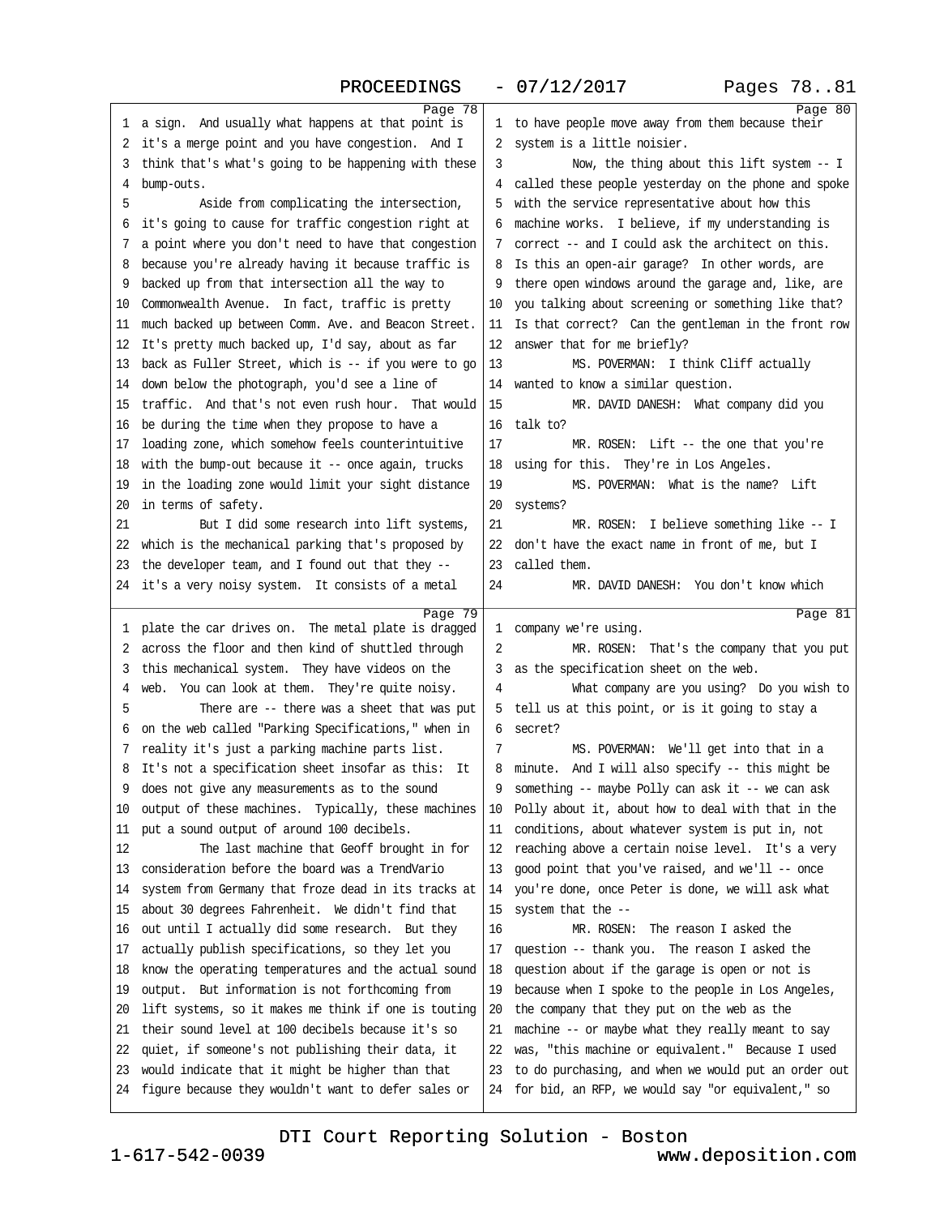Page 78

a sign. And usually what happens at that point is it's a merge point and you have congestion. And I think that's what's going to be happening with these bump-outs.

Aside from complicating the intersection, it's going to cause for traffic congestion right at a point where you don't need to have that congestion because you're already having it because traffic is backed up from that intersection all the way to Commonwealth Avenue. In fact, traffic is pretty much backed up between Comm. Ave. and Beacon Street. It's pretty much backed up, I'd say, about as far back as Fuller Street, which is -- if you were to go down below the photograph, you'd see a line of traffic. And that's not even rush hour. That would be during the time when they propose to have a loading zone, which somehow feels counterintuitive with the bump-out because it -- once again, trucks in the loading zone would limit your sight distance in terms of safety.

But I did some research into lift systems, which is the mechanical parking that's proposed by the developer team, and I found out that they -- it's a very noisy system. It consists of a metal

Page 79

plate the car drives on. The metal plate is dragged across the floor and then kind of shuttled through this mechanical system. They have videos on the web. You can look at them. They're quite noisy.

There are -- there was a sheet that was put on the web called "Parking Specifications," when in reality it's just a parking machine parts list. It's not a specification sheet insofar as this: It does not give any measurements as to the sound output of these machines. Typically, these machines put a sound output of around 100 decibels.

The last machine that Geoff brought in for consideration before the board was a TrendVario system from Germany that froze dead in its tracks at about 30 degrees Fahrenheit. We didn't find that out until I actually did some research. But they actually publish specifications, so they let you know the operating temperatures and the actual sound output. But information is not forthcoming from lift systems, so it makes me think if one is touting their sound level at 100 decibels because it's so quiet, if someone's not publishing their data, it would indicate that it might be higher than that figure because they wouldn't want to defer sales or

Page 80

to have people move away from them because their system is a little noisier.

Now, the thing about this lift system -- I called these people yesterday on the phone and spoke with the service representative about how this machine works. I believe, if my understanding is correct -- and I could ask the architect on this. Is this an open-air garage? In other words, are there open windows around the garage and, like, are you talking about screening or something like that? Is that correct? Can the gentleman in the front row answer that for me briefly?

MS. POVERMAN: I think Cliff actually wanted to know a similar question.

MR. DAVID DANESH: What company did you talk to?

MR. ROSEN: Lift -- the one that you're using for this. They're in Los Angeles.

MS. POVERMAN: What is the name? Lift systems?

MR. ROSEN: I believe something like -- I don't have the exact name in front of me, but I called them.

MR. DAVID DANESH: You don't know which

Page 81

company we're using.

MR. ROSEN: That's the company that you put as the specification sheet on the web.

What company are you using? Do you wish to tell us at this point, or is it going to stay a secret?

MS. POVERMAN: We'll get into that in a minute. And I will also specify -- this might be something -- maybe Polly can ask it -- we can ask Polly about it, about how to deal with that in the conditions, about whatever system is put in, not reaching above a certain noise level. It's a very good point that you've raised, and we'll -- once you're done, once Peter is done, we will ask what system that the --

MR. ROSEN: The reason I asked the question -- thank you. The reason I asked the question about if the garage is open or not is because when I spoke to the people in Los Angeles, the company that they put on the web as the machine -- or maybe what they really meant to say was, "this machine or equivalent." Because I used to do purchasing, and when we would put an order out for bid, an RFP, we would say "or equivalent," so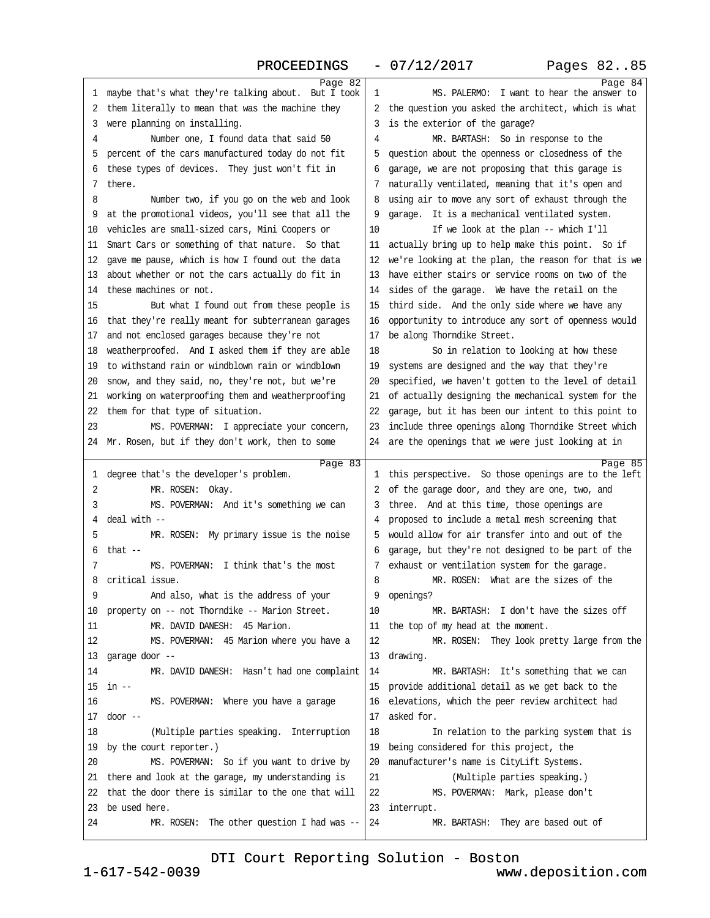maybe that's what they're talking about. But I took them literally to mean that was the machine they were planning on installing.

Number one, I found data that said 50 percent of the cars manufactured today do not fit these types of devices. They just won't fit in there.

Number two, if you go on the web and look at the promotional videos, you'll see that all the vehicles are small-sized cars, Mini Coopers or Smart Cars or something of that nature. So that gave me pause, which is how I found out the data about whether or not the cars actually do fit in these machines or not.

But what I found out from these people is that they're really meant for subterranean garages and not enclosed garages because they're not weatherproofed. And I asked them if they are able to withstand rain or windblown rain or windblown snow, and they said, no, they're not, but we're working on waterproofing them and weatherproofing them for that type of situation.

MS. POVERMAN: I appreciate your concern, Mr. Rosen, but if they don't work, then to some degree that's the developer's problem.

MR. ROSEN: Okay.

MS. POVERMAN: And it's something we can deal with --

MR. ROSEN: My primary issue is the noise that --

MS. POVERMAN: I think that's the most critical issue.

And also, what is the address of your property on -- not Thorndike -- Marion Street.

MR. DAVID DANESH: 45 Marion.

MS. POVERMAN: 45 Marion where you have a garage door --

MR. DAVID DANESH: Hasn't had one complaint in --

MS. POVERMAN: Where you have a garage door --

(Multiple parties speaking. Interruption by the court reporter.)

MS. POVERMAN: So if you want to drive by there and look at the garage, my understanding is that the door there is similar to the one that will be used here.

MR. ROSEN: The other question I had was --

MS. PALERMO: I want to hear the answer to the question you asked the architect, which is what is the exterior of the garage?

MR. BARTASH: So in response to the question about the openness or closedness of the garage, we are not proposing that this garage is naturally ventilated, meaning that it's open and using air to move any sort of exhaust through the garage. It is a mechanical ventilated system.

If we look at the plan -- which I'll actually bring up to help make this point. So if we're looking at the plan, the reason for that is we have either stairs or service rooms on two of the sides of the garage. We have the retail on the third side. And the only side where we have any opportunity to introduce any sort of openness would be along Thorndike Street.

So in relation to looking at how these systems are designed and the way that they're specified, we haven't gotten to the level of detail of actually designing the mechanical system for the garage, but it has been our intent to this point to include three openings along Thorndike Street which are the openings that we were just looking at in this perspective. So those openings are to the left of the garage door, and they are one, two, and three. And at this time, those openings are proposed to include a metal mesh screening that would allow for air transfer into and out of the garage, but they're not designed to be part of the exhaust or ventilation system for the garage.

MR. ROSEN: What are the sizes of the openings?

MR. BARTASH: I don't have the sizes off the top of my head at the moment.

MR. ROSEN: They look pretty large from the drawing.

MR. BARTASH: It's something that we can provide additional detail as we get back to the elevations, which the peer review architect had asked for.

In relation to the parking system that is being considered for this project, the manufacturer's name is CityLift Systems.

(Multiple parties speaking.)

MS. POVERMAN: Mark, please don't interrupt.

MR. BARTASH: They are based out of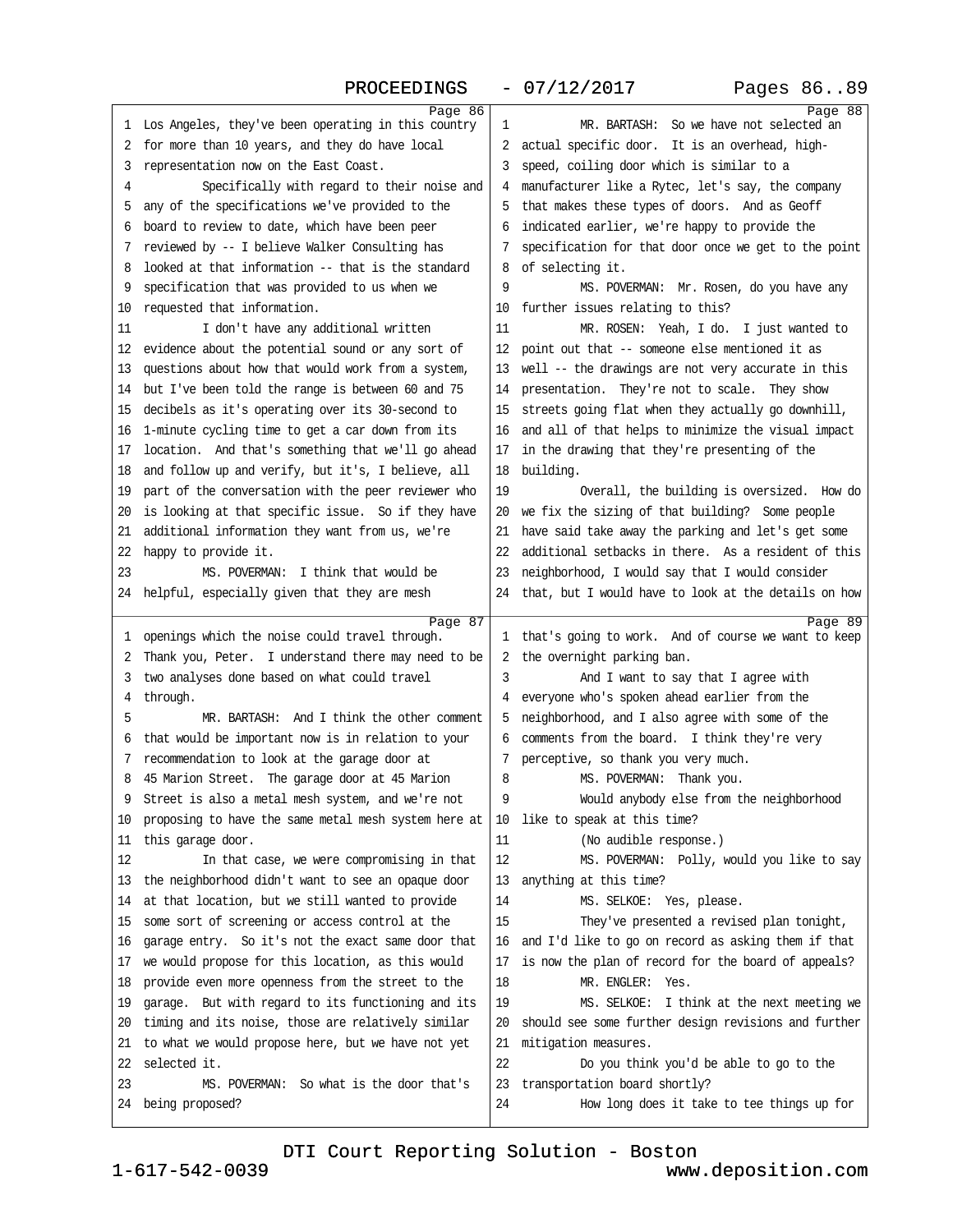Page 86

1 Los Angeles, they've been operating in this country
2 for more than 10 years, and they do have local
3 representation now on the East Coast.
4 Specifically with regard to their noise and
5 any of the specifications we've provided to the
6 board to review to date, which have been peer
7 reviewed by -- I believe Walker Consulting has
8 looked at that information -- that is the standard
9 specification that was provided to us when we
10 requested that information.
11 I don't have any additional written
12 evidence about the potential sound or any sort of
13 questions about how that would work from a system,
14 but I've been told the range is between 60 and 75
15 decibels as it's operating over its 30-second to
16 1-minute cycling time to get a car down from its
17 location. And that's something that we'll go ahead
18 and follow up and verify, but it's, I believe, all
19 part of the conversation with the peer reviewer who
20 is looking at that specific issue. So if they have
21 additional information they want from us, we're
22 happy to provide it.
23 MS. POVERMAN: I think that would be
24 helpful, especially given that they are mesh

Page 87

1 openings which the noise could travel through.
2 Thank you, Peter. I understand there may need to be
3 two analyses done based on what could travel
4 through.
5 MR. BARTASH: And I think the other comment
6 that would be important now is in relation to your
7 recommendation to look at the garage door at
8 45 Marion Street. The garage door at 45 Marion
9 Street is also a metal mesh system, and we're not
10 proposing to have the same metal mesh system here at
11 this garage door.
12 In that case, we were compromising in that
13 the neighborhood didn't want to see an opaque door
14 at that location, but we still wanted to provide
15 some sort of screening or access control at the
16 garage entry. So it's not the exact same door that
17 we would propose for this location, as this would
18 provide even more openness from the street to the
19 garage. But with regard to its functioning and its
20 timing and its noise, those are relatively similar
21 to what we would propose here, but we have not yet
22 selected it.
23 MS. POVERMAN: So what is the door that's
24 being proposed?

Page 88

1 MR. BARTASH: So we have not selected an
2 actual specific door. It is an overhead, high-
3 speed, coiling door which is similar to a
4 manufacturer like a Rytec, let's say, the company
5 that makes these types of doors. And as Geoff
6 indicated earlier, we're happy to provide the
7 specification for that door once we get to the point
8 of selecting it.
9 MS. POVERMAN: Mr. Rosen, do you have any
10 further issues relating to this?
11 MR. ROSEN: Yeah, I do. I just wanted to
12 point out that -- someone else mentioned it as
13 well -- the drawings are not very accurate in this
14 presentation. They're not to scale. They show
15 streets going flat when they actually go downhill,
16 and all of that helps to minimize the visual impact
17 in the drawing that they're presenting of the
18 building.
19 Overall, the building is oversized. How do
20 we fix the sizing of that building? Some people
21 have said take away the parking and let's get some
22 additional setbacks in there. As a resident of this
23 neighborhood, I would say that I would consider
24 that, but I would have to look at the details on how

Page 89

1 that's going to work. And of course we want to keep
2 the overnight parking ban.
3 And I want to say that I agree with
4 everyone who's spoken ahead earlier from the
5 neighborhood, and I also agree with some of the
6 comments from the board. I think they're very
7 perceptive, so thank you very much.
8 MS. POVERMAN: Thank you.
9 Would anybody else from the neighborhood
10 like to speak at this time?
11 (No audible response.)
12 MS. POVERMAN: Polly, would you like to say
13 anything at this time?
14 MS. SELKOE: Yes, please.
15 They've presented a revised plan tonight,
16 and I'd like to go on record as asking them if that
17 is now the plan of record for the board of appeals?
18 MR. ENGLER: Yes.
19 MS. SELKOE: I think at the next meeting we
20 should see some further design revisions and further
21 mitigation measures.
22 Do you think you'd be able to go to the
23 transportation board shortly?
24 How long does it take to tee things up for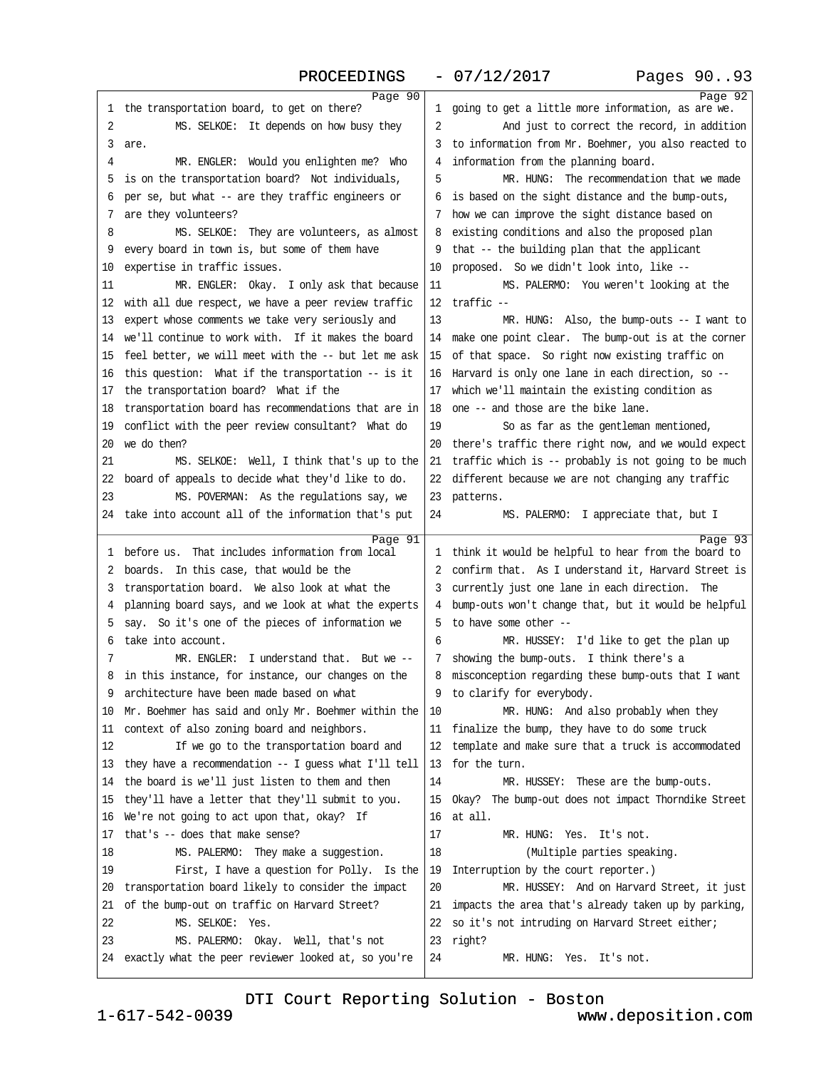Page 90

1 the transportation board, to get on there?
2 MS. SELKOE: It depends on how busy they
3 are.
4 MR. ENGLER: Would you enlighten me? Who
5 is on the transportation board? Not individuals,
6 per se, but what -- are they traffic engineers or
7 are they volunteers?
8 MS. SELKOE: They are volunteers, as almost
9 every board in town is, but some of them have
10 expertise in traffic issues.
11 MR. ENGLER: Okay. I only ask that because
12 with all due respect, we have a peer review traffic
13 expert whose comments we take very seriously and
14 we'll continue to work with. If it makes the board
15 feel better, we will meet with the -- but let me ask
16 this question: What if the transportation -- is it
17 the transportation board? What if the
18 transportation board has recommendations that are in
19 conflict with the peer review consultant? What do
20 we do then?
21 MS. SELKOE: Well, I think that's up to the
22 board of appeals to decide what they'd like to do.
23 MS. POVERMAN: As the regulations say, we
24 take into account all of the information that's put

Page 91

1 before us. That includes information from local
2 boards. In this case, that would be the
3 transportation board. We also look at what the
4 planning board says, and we look at what the experts
5 say. So it's one of the pieces of information we
6 take into account.
7 MR. ENGLER: I understand that. But we --
8 in this instance, for instance, our changes on the
9 architecture have been made based on what
10 Mr. Boehmer has said and only Mr. Boehmer within the
11 context of also zoning board and neighbors.
12 If we go to the transportation board and
13 they have a recommendation -- I guess what I'll tell
14 the board is we'll just listen to them and then
15 they'll have a letter that they'll submit to you.
16 We're not going to act upon that, okay? If
17 that's -- does that make sense?
18 MS. PALERMO: They make a suggestion.
19 First, I have a question for Polly. Is the
20 transportation board likely to consider the impact
21 of the bump-out on traffic on Harvard Street?
22 MS. SELKOE: Yes.
23 MS. PALERMO: Okay. Well, that's not
24 exactly what the peer reviewer looked at, so you're

Page 92

1 going to get a little more information, as are we.
2 And just to correct the record, in addition
3 to information from Mr. Boehmer, you also reacted to
4 information from the planning board.
5 MR. HUNG: The recommendation that we made
6 is based on the sight distance and the bump-outs,
7 how we can improve the sight distance based on
8 existing conditions and also the proposed plan
9 that -- the building plan that the applicant
10 proposed. So we didn't look into, like --
11 MS. PALERMO: You weren't looking at the
12 traffic --
13 MR. HUNG: Also, the bump-outs -- I want to
14 make one point clear. The bump-out is at the corner
15 of that space. So right now existing traffic on
16 Harvard is only one lane in each direction, so --
17 which we'll maintain the existing condition as
18 one -- and those are the bike lane.
19 So as far as the gentleman mentioned,
20 there's traffic there right now, and we would expect
21 traffic which is -- probably is not going to be much
22 different because we are not changing any traffic
23 patterns.
24 MS. PALERMO: I appreciate that, but I

Page 93

1 think it would be helpful to hear from the board to
2 confirm that. As I understand it, Harvard Street is
3 currently just one lane in each direction. The
4 bump-outs won't change that, but it would be helpful
5 to have some other --
6 MR. HUSSEY: I'd like to get the plan up
7 showing the bump-outs. I think there's a
8 misconception regarding these bump-outs that I want
9 to clarify for everybody.
10 MR. HUNG: And also probably when they
11 finalize the bump, they have to do some truck
12 template and make sure that a truck is accommodated
13 for the turn.
14 MR. HUSSEY: These are the bump-outs.
15 Okay? The bump-out does not impact Thorndike Street
16 at all.
17 MR. HUNG: Yes. It's not.
18 (Multiple parties speaking.
19 Interruption by the court reporter.)
20 MR. HUSSEY: And on Harvard Street, it just
21 impacts the area that's already taken up by parking,
22 so it's not intruding on Harvard Street either;
23 right?
24 MR. HUNG: Yes. It's not.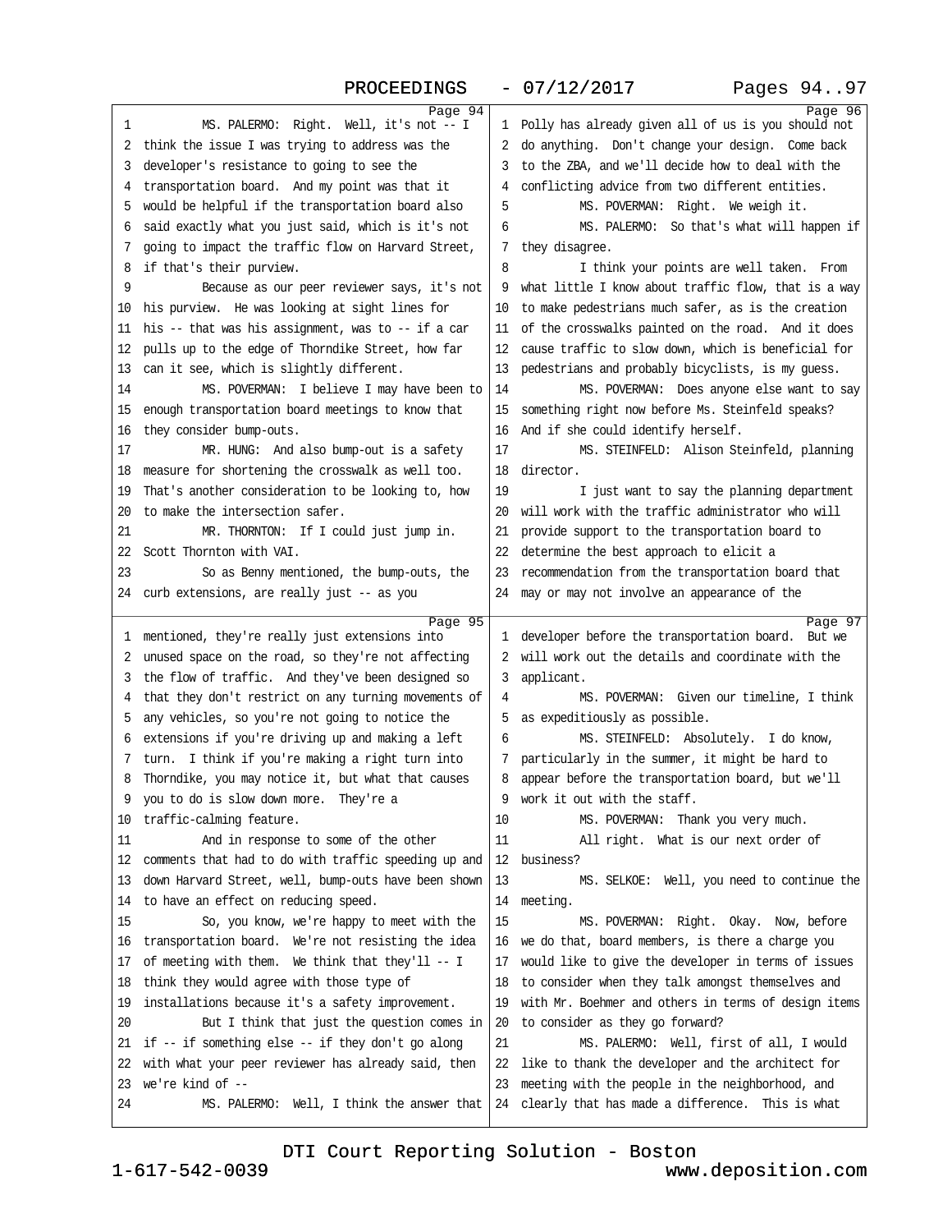Page 94

1 MS. PALERMO: Right. Well, it's not -- I
2 think the issue I was trying to address was the
3 developer's resistance to going to see the
4 transportation board. And my point was that it
5 would be helpful if the transportation board also
6 said exactly what you just said, which is it's not
7 going to impact the traffic flow on Harvard Street,
8 if that's their purview.
9 Because as our peer reviewer says, it's not
10 his purview. He was looking at sight lines for
11 his -- that was his assignment, was to -- if a car
12 pulls up to the edge of Thorndike Street, how far
13 can it see, which is slightly different.
14 MS. POVERMAN: I believe I may have been to
15 enough transportation board meetings to know that
16 they consider bump-outs.
17 MR. HUNG: And also bump-out is a safety
18 measure for shortening the crosswalk as well too.
19 That's another consideration to be looking to, how
20 to make the intersection safer.
21 MR. THORNTON: If I could just jump in.
22 Scott Thornton with VAI.
23 So as Benny mentioned, the bump-outs, the
24 curb extensions, are really just -- as you

Page 95

1 mentioned, they're really just extensions into
2 unused space on the road, so they're not affecting
3 the flow of traffic. And they've been designed so
4 that they don't restrict on any turning movements of
5 any vehicles, so you're not going to notice the
6 extensions if you're driving up and making a left
7 turn. I think if you're making a right turn into
8 Thorndike, you may notice it, but what that causes
9 you to do is slow down more. They're a
10 traffic-calming feature.
11 And in response to some of the other
12 comments that had to do with traffic speeding up and
13 down Harvard Street, well, bump-outs have been shown
14 to have an effect on reducing speed.
15 So, you know, we're happy to meet with the
16 transportation board. We're not resisting the idea
17 of meeting with them. We think that they'll -- I
18 think they would agree with those type of
19 installations because it's a safety improvement.
20 But I think that just the question comes in
21 if -- if something else -- if they don't go along
22 with what your peer reviewer has already said, then
23 we're kind of --
24 MS. PALERMO: Well, I think the answer that

Page 96

1 Polly has already given all of us is you should not
2 do anything. Don't change your design. Come back
3 to the ZBA, and we'll decide how to deal with the
4 conflicting advice from two different entities.
5 MS. POVERMAN: Right. We weigh it.
6 MS. PALERMO: So that's what will happen if
7 they disagree.
8 I think your points are well taken. From
9 what little I know about traffic flow, that is a way
10 to make pedestrians much safer, as is the creation
11 of the crosswalks painted on the road. And it does
12 cause traffic to slow down, which is beneficial for
13 pedestrians and probably bicyclists, is my guess.
14 MS. POVERMAN: Does anyone else want to say
15 something right now before Ms. Steinfeld speaks?
16 And if she could identify herself.
17 MS. STEINFELD: Alison Steinfeld, planning
18 director.
19 I just want to say the planning department
20 will work with the traffic administrator who will
21 provide support to the transportation board to
22 determine the best approach to elicit a
23 recommendation from the transportation board that
24 may or may not involve an appearance of the

Page 97

1 developer before the transportation board. But we
2 will work out the details and coordinate with the
3 applicant.
4 MS. POVERMAN: Given our timeline, I think
5 as expeditiously as possible.
6 MS. STEINFELD: Absolutely. I do know,
7 particularly in the summer, it might be hard to
8 appear before the transportation board, but we'll
9 work it out with the staff.
10 MS. POVERMAN: Thank you very much.
11 All right. What is our next order of
12 business?
13 MS. SELKOE: Well, you need to continue the
14 meeting.
15 MS. POVERMAN: Right. Okay. Now, before
16 we do that, board members, is there a charge you
17 would like to give the developer in terms of issues
18 to consider when they talk amongst themselves and
19 with Mr. Boehmer and others in terms of design items
20 to consider as they go forward?
21 MS. PALERMO: Well, first of all, I would
22 like to thank the developer and the architect for
23 meeting with the people in the neighborhood, and
24 clearly that has made a difference. This is what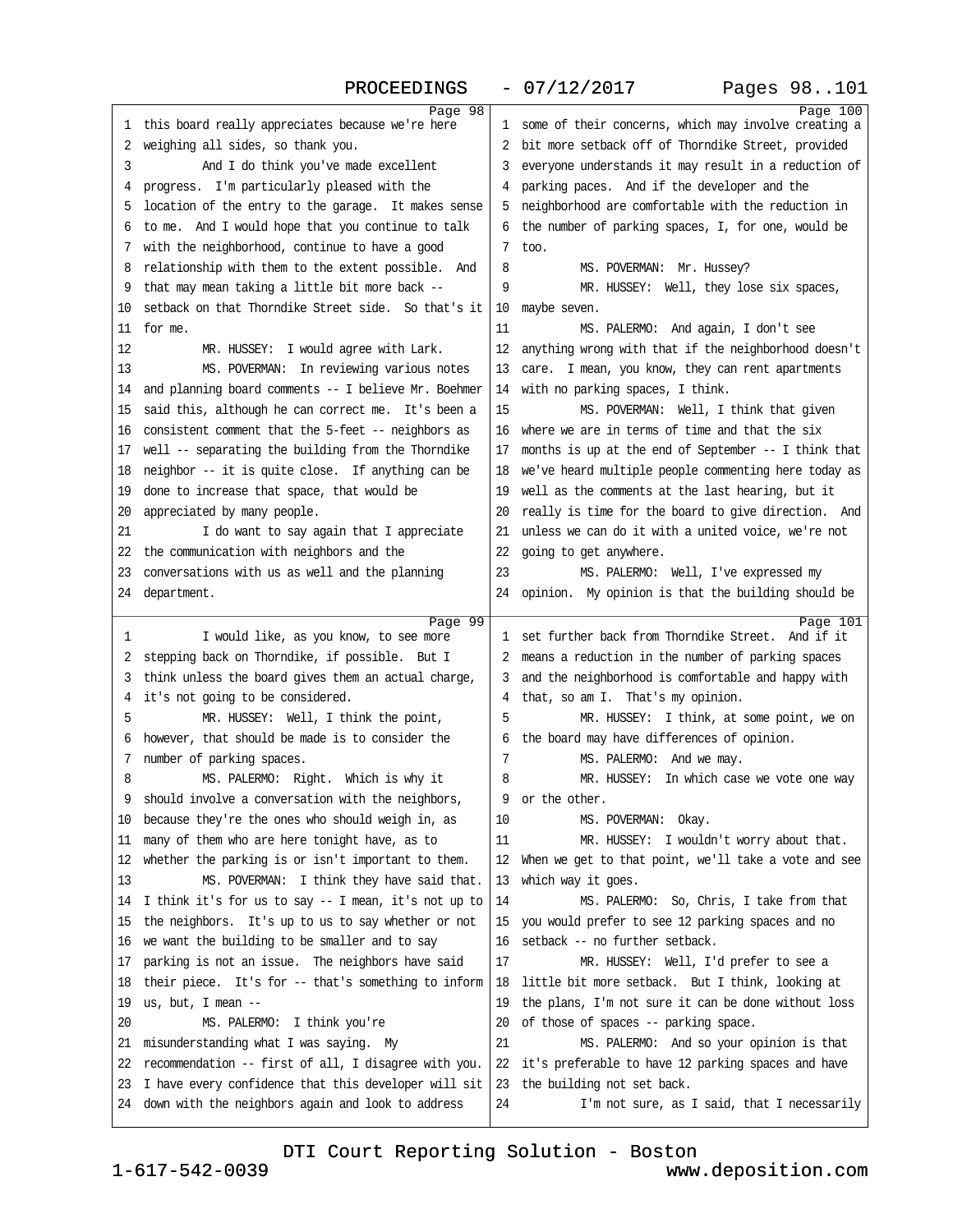**Page 98**

1 this board really appreciates because we're here
2 weighing all sides, so thank you.
3 And I do think you've made excellent
4 progress. I'm particularly pleased with the
5 location of the entry to the garage. It makes sense
6 to me. And I would hope that you continue to talk
7 with the neighborhood, continue to have a good
8 relationship with them to the extent possible. And
9 that may mean taking a little bit more back --
10 setback on that Thorndike Street side. So that's it
11 for me.
12 MR. HUSSEY: I would agree with Lark.
13 MS. POVERMAN: In reviewing various notes
14 and planning board comments -- I believe Mr. Boehmer
15 said this, although he can correct me. It's been a
16 consistent comment that the 5-feet -- neighbors as
17 well -- separating the building from the Thorndike
18 neighbor -- it is quite close. If anything can be
19 done to increase that space, that would be
20 appreciated by many people.
21 I do want to say again that I appreciate
22 the communication with neighbors and the
23 conversations with us as well and the planning
24 department.

**Page 99**

1 I would like, as you know, to see more
2 stepping back on Thorndike, if possible. But I
3 think unless the board gives them an actual charge,
4 it's not going to be considered.
5 MR. HUSSEY: Well, I think the point,
6 however, that should be made is to consider the
7 number of parking spaces.
8 MS. PALERMO: Right. Which is why it
9 should involve a conversation with the neighbors,
10 because they're the ones who should weigh in, as
11 many of them who are here tonight have, as to
12 whether the parking is or isn't important to them.
13 MS. POVERMAN: I think they have said that.
14 I think it's for us to say -- I mean, it's not up to
15 the neighbors. It's up to us to say whether or not
16 we want the building to be smaller and to say
17 parking is not an issue. The neighbors have said
18 their piece. It's for -- that's something to inform
19 us, but, I mean --
20 MS. PALERMO: I think you're
21 misunderstanding what I was saying. My
22 recommendation -- first of all, I disagree with you.
23 I have every confidence that this developer will sit
24 down with the neighbors again and look to address

**Page 100**

1 some of their concerns, which may involve creating a
2 bit more setback off of Thorndike Street, provided
3 everyone understands it may result in a reduction of
4 parking paces. And if the developer and the
5 neighborhood are comfortable with the reduction in
6 the number of parking spaces, I, for one, would be
7 too.
8 MS. POVERMAN: Mr. Hussey?
9 MR. HUSSEY: Well, they lose six spaces,
10 maybe seven.
11 MS. PALERMO: And again, I don't see
12 anything wrong with that if the neighborhood doesn't
13 care. I mean, you know, they can rent apartments
14 with no parking spaces, I think.
15 MS. POVERMAN: Well, I think that given
16 where we are in terms of time and that the six
17 months is up at the end of September -- I think that
18 we've heard multiple people commenting here today as
19 well as the comments at the last hearing, but it
20 really is time for the board to give direction. And
21 unless we can do it with a united voice, we're not
22 going to get anywhere.
23 MS. PALERMO: Well, I've expressed my
24 opinion. My opinion is that the building should be

**Page 101**

1 set further back from Thorndike Street. And if it
2 means a reduction in the number of parking spaces
3 and the neighborhood is comfortable and happy with
4 that, so am I. That's my opinion.
5 MR. HUSSEY: I think, at some point, we on
6 the board may have differences of opinion.
7 MS. PALERMO: And we may.
8 MR. HUSSEY: In which case we vote one way
9 or the other.
10 MS. POVERMAN: Okay.
11 MR. HUSSEY: I wouldn't worry about that.
12 When we get to that point, we'll take a vote and see
13 which way it goes.
14 MS. PALERMO: So, Chris, I take from that
15 you would prefer to see 12 parking spaces and no
16 setback -- no further setback.
17 MR. HUSSEY: Well, I'd prefer to see a
18 little bit more setback. But I think, looking at
19 the plans, I'm not sure it can be done without loss
20 of those of spaces -- parking space.
21 MS. PALERMO: And so your opinion is that
22 it's preferable to have 12 parking spaces and have
23 the building not set back.
24 I'm not sure, as I said, that I necessarily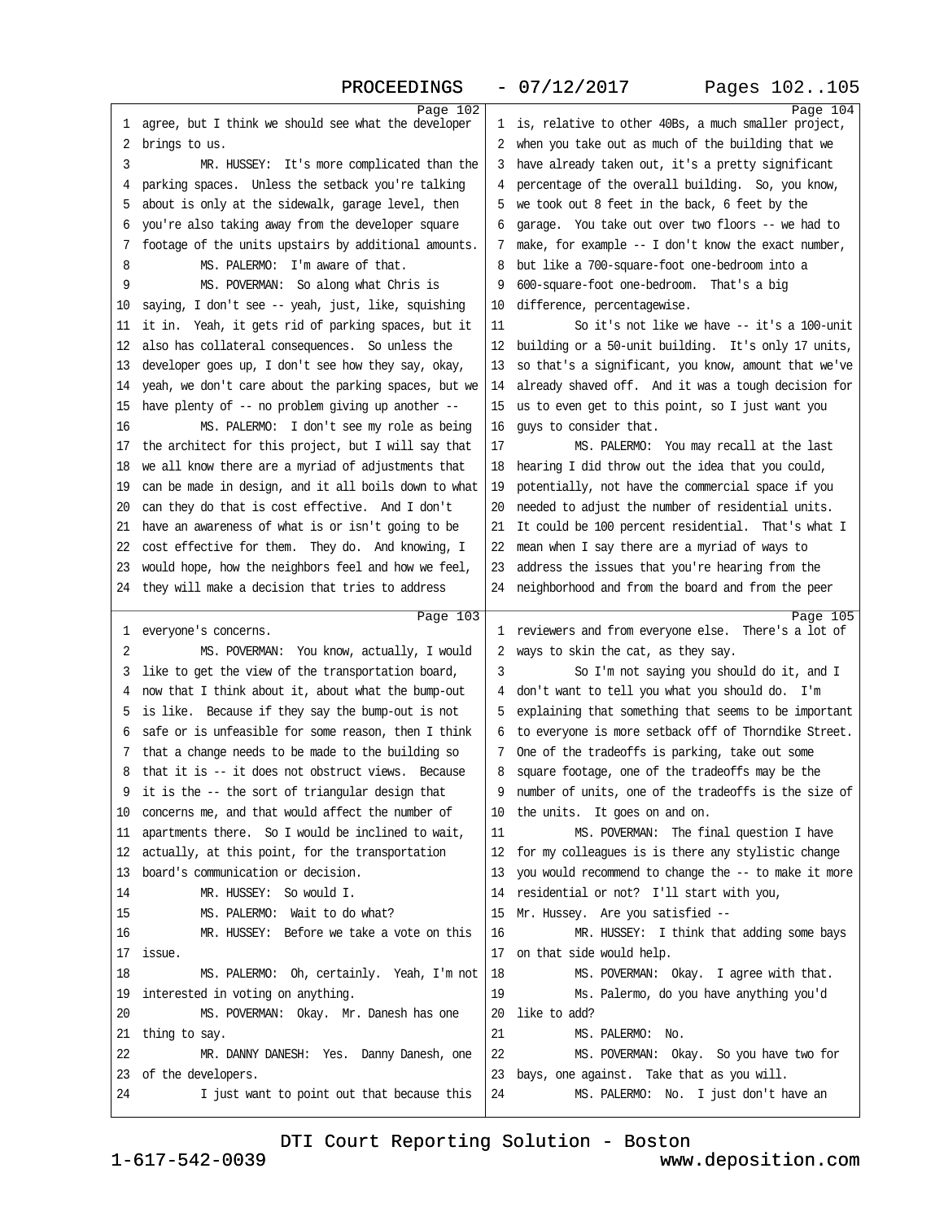Page 102

1 agree, but I think we should see what the developer
2 brings to us.
3 MR. HUSSEY: It's more complicated than the
4 parking spaces. Unless the setback you're talking
5 about is only at the sidewalk, garage level, then
6 you're also taking away from the developer square
7 footage of the units upstairs by additional amounts.
8 MS. PALERMO: I'm aware of that.
9 MS. POVERMAN: So along what Chris is
10 saying, I don't see -- yeah, just, like, squishing
11 it in. Yeah, it gets rid of parking spaces, but it
12 also has collateral consequences. So unless the
13 developer goes up, I don't see how they say, okay,
14 yeah, we don't care about the parking spaces, but we
15 have plenty of -- no problem giving up another --
16 MS. PALERMO: I don't see my role as being
17 the architect for this project, but I will say that
18 we all know there are a myriad of adjustments that
19 can be made in design, and it all boils down to what
20 can they do that is cost effective. And I don't
21 have an awareness of what is or isn't going to be
22 cost effective for them. They do. And knowing, I
23 would hope, how the neighbors feel and how we feel,
24 they will make a decision that tries to address

Page 103

1 everyone's concerns.
2 MS. POVERMAN: You know, actually, I would
3 like to get the view of the transportation board,
4 now that I think about it, about what the bump-out
5 is like. Because if they say the bump-out is not
6 safe or is unfeasible for some reason, then I think
7 that a change needs to be made to the building so
8 that it is -- it does not obstruct views. Because
9 it is the -- the sort of triangular design that
10 concerns me, and that would affect the number of
11 apartments there. So I would be inclined to wait,
12 actually, at this point, for the transportation
13 board's communication or decision.
14 MR. HUSSEY: So would I.
15 MS. PALERMO: Wait to do what?
16 MR. HUSSEY: Before we take a vote on this
17 issue.
18 MS. PALERMO: Oh, certainly. Yeah, I'm not
19 interested in voting on anything.
20 MS. POVERMAN: Okay. Mr. Danesh has one
21 thing to say.
22 MR. DANNY DANESH: Yes. Danny Danesh, one
23 of the developers.
24 I just want to point out that because this

Page 104

1 is, relative to other 40Bs, a much smaller project,
2 when you take out as much of the building that we
3 have already taken out, it's a pretty significant
4 percentage of the overall building. So, you know,
5 we took out 8 feet in the back, 6 feet by the
6 garage. You take out over two floors -- we had to
7 make, for example -- I don't know the exact number,
8 but like a 700-square-foot one-bedroom into a
9 600-square-foot one-bedroom. That's a big
10 difference, percentagewise.
11 So it's not like we have -- it's a 100-unit
12 building or a 50-unit building. It's only 17 units,
13 so that's a significant, you know, amount that we've
14 already shaved off. And it was a tough decision for
15 us to even get to this point, so I just want you
16 guys to consider that.
17 MS. PALERMO: You may recall at the last
18 hearing I did throw out the idea that you could,
19 potentially, not have the commercial space if you
20 needed to adjust the number of residential units.
21 It could be 100 percent residential. That's what I
22 mean when I say there are a myriad of ways to
23 address the issues that you're hearing from the
24 neighborhood and from the board and from the peer

Page 105

1 reviewers and from everyone else. There's a lot of
2 ways to skin the cat, as they say.
3 So I'm not saying you should do it, and I
4 don't want to tell you what you should do. I'm
5 explaining that something that seems to be important
6 to everyone is more setback off of Thorndike Street.
7 One of the tradeoffs is parking, take out some
8 square footage, one of the tradeoffs may be the
9 number of units, one of the tradeoffs is the size of
10 the units. It goes on and on.
11 MS. POVERMAN: The final question I have
12 for my colleagues is is there any stylistic change
13 you would recommend to change the -- to make it more
14 residential or not? I'll start with you,
15 Mr. Hussey. Are you satisfied --
16 MR. HUSSEY: I think that adding some bays
17 on that side would help.
18 MS. POVERMAN: Okay. I agree with that.
19 Ms. Palermo, do you have anything you'd
20 like to add?
21 MS. PALERMO: No.
22 MS. POVERMAN: Okay. So you have two for
23 bays, one against. Take that as you will.
24 MS. PALERMO: No. I just don't have an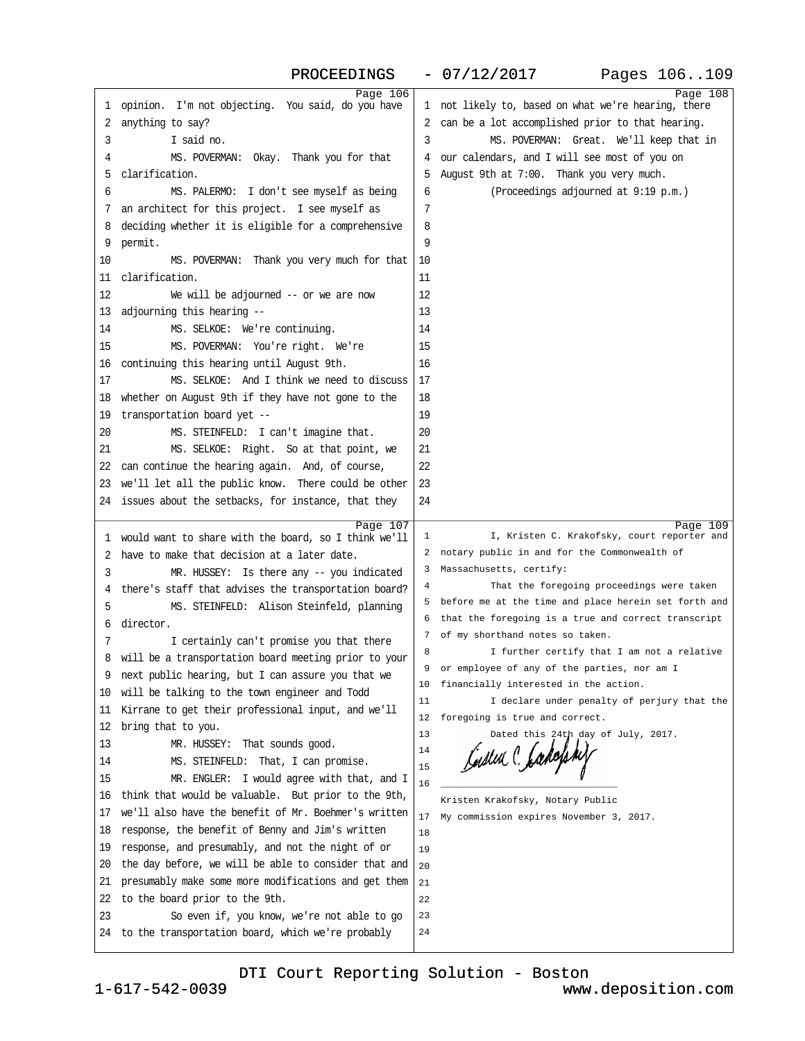Page 106

1 opinion. I'm not objecting. You said, do you have
2 anything to say?
3 I said no.
4 MS. POVERMAN: Okay. Thank you for that
5 clarification.
6 MS. PALERMO: I don't see myself as being
7 an architect for this project. I see myself as
8 deciding whether it is eligible for a comprehensive
9 permit.
10 MS. POVERMAN: Thank you very much for that
11 clarification.
12 We will be adjourned -- or we are now
13 adjourning this hearing --
14 MS. SELKOE: We're continuing.
15 MS. POVERMAN: You're right. We're
16 continuing this hearing until August 9th.
17 MS. SELKOE: And I think we need to discuss
18 whether on August 9th if they have not gone to the
19 transportation board yet --
20 MS. STEINFELD: I can't imagine that.
21 MS. SELKOE: Right. So at that point, we
22 can continue the hearing again. And, of course,
23 we'll let all the public know. There could be other
24 issues about the setbacks, for instance, that they

Page 107

1 would want to share with the board, so I think we'll
2 have to make that decision at a later date.
3 MR. HUSSEY: Is there any -- you indicated
4 there's staff that advises the transportation board?
5 MS. STEINFELD: Alison Steinfeld, planning
6 director.
7 I certainly can't promise you that there
8 will be a transportation board meeting prior to your
9 next public hearing, but I can assure you that we
10 will be talking to the town engineer and Todd
11 Kirrane to get their professional input, and we'll
12 bring that to you.
13 MR. HUSSEY: That sounds good.
14 MS. STEINFELD: That, I can promise.
15 MR. ENGLER: I would agree with that, and I
16 think that would be valuable. But prior to the 9th,
17 we'll also have the benefit of Mr. Boehmer's written
18 response, the benefit of Benny and Jim's written
19 response, and presumably, and not the night of or
20 the day before, we will be able to consider that and
21 presumably make some more modifications and get them
22 to the board prior to the 9th.
23 So even if, you know, we're not able to go
24 to the transportation board, which we're probably

Page 108

1 not likely to, based on what we're hearing, there
2 can be a lot accomplished prior to that hearing.
3 MS. POVERMAN: Great. We'll keep that in
4 our calendars, and I will see most of you on
5 August 9th at 7:00. Thank you very much.
6 (Proceedings adjourned at 9:19 p.m.)
7
8
9
10
11
12
13
14
15
16
17
18
19
20
21
22
23
24

Page 109

1 I, Kristen C. Krakofsky, court reporter and
2 notary public in and for the Commonwealth of
3 Massachusetts, certify:
4 That the foregoing proceedings were taken
5 before me at the time and place herein set forth and
6 that the foregoing is a true and correct transcript
7 of my shorthand notes so taken.
8 I further certify that I am not a relative
9 or employee of any of the parties, nor am I
10 financially interested in the action.
11 I declare under penalty of perjury that the
12 foregoing is true and correct.
13 Dated this 24th day of July, 2017.
14
15
16 \_\_\_\_\_\_\_\_\_\_\_\_\_\_\_\_\_\_\_\_\_\_\_\_\_\_\_\_\_\_
Kristen Krakofsky, Notary Public
17 My commission expires November 3, 2017.
18
19
20
21
22
23
24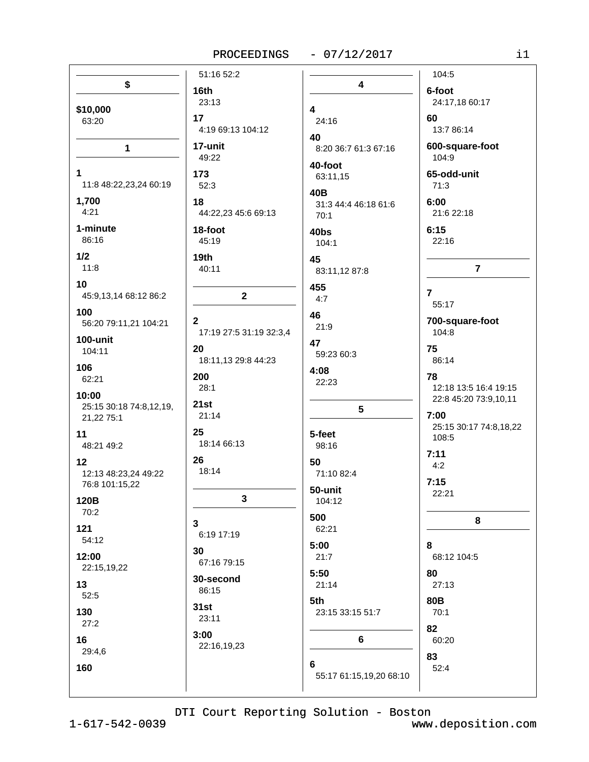## $

**$10,000**
63:20

## 1

**1**
11:8 48:22,23,24 60:19

**1,700**
4:21

**1-minute**
86:16

**1/2**
11:8

**10**
45:9,13,14 68:12 86:2

**100**
56:20 79:11,21 104:21

**100-unit**
104:11

**106**
62:21

**10:00**
25:15 30:18 74:8,12,19, 21,22 75:1

**11**
48:21 49:2

**12**
12:13 48:23,24 49:22 76:8 101:15,22

**120B**
70:2

**121**
54:12

**12:00**
22:15,19,22

**13**
52:5

**130**
27:2

**16**
29:4,6

**160**
51:16 52:2

**16th**
23:13

**17**
4:19 69:13 104:12

**17-unit**
49:22

**173**
52:3

**18**
44:22,23 45:6 69:13

**18-foot**
45:19

**19th**
40:11

## 2

**2**
17:19 27:5 31:19 32:3,4

**20**
18:11,13 29:8 44:23

**200**
28:1

**21st**
21:14

**25**
18:14 66:13

**26**
18:14

## 3

**3**
6:19 17:19

**30**
67:16 79:15

**30-second**
86:15

**31st**
23:11

**3:00**
22:16,19,23

## 4

**4**
24:16

**40**
8:20 36:7 61:3 67:16

**40-foot**
63:11,15

**40B**
31:3 44:4 46:18 61:6 70:1

**40bs**
104:1

**45**
83:11,12 87:8

**455**
4:7

**46**
21:9

**47**
59:23 60:3

**4:08**
22:23

## 5

**5-feet**
98:16

**50**
71:10 82:4

**50-unit**
104:12

**500**
62:21

**5:00**
21:7

**5:50**
21:14

**5th**
23:15 33:15 51:7

## 6

**6**
55:17 61:15,19,20 68:10 104:5

**6-foot**
24:17,18 60:17

**60**
13:7 86:14

**600-square-foot**
104:9

**65-odd-unit**
71:3

**6:00**
21:6 22:18

**6:15**
22:16

## 7

**7**
55:17

**700-square-foot**
104:8

**75**
86:14

**78**
12:18 13:5 16:4 19:15 22:8 45:20 73:9,10,11

**7:00**
25:15 30:17 74:8,18,22 108:5

**7:11**
4:2

**7:15**
22:21

## 8

**8**
68:12 104:5

**80**
27:13

**80B**
70:1

**82**
60:20

**83**
52:4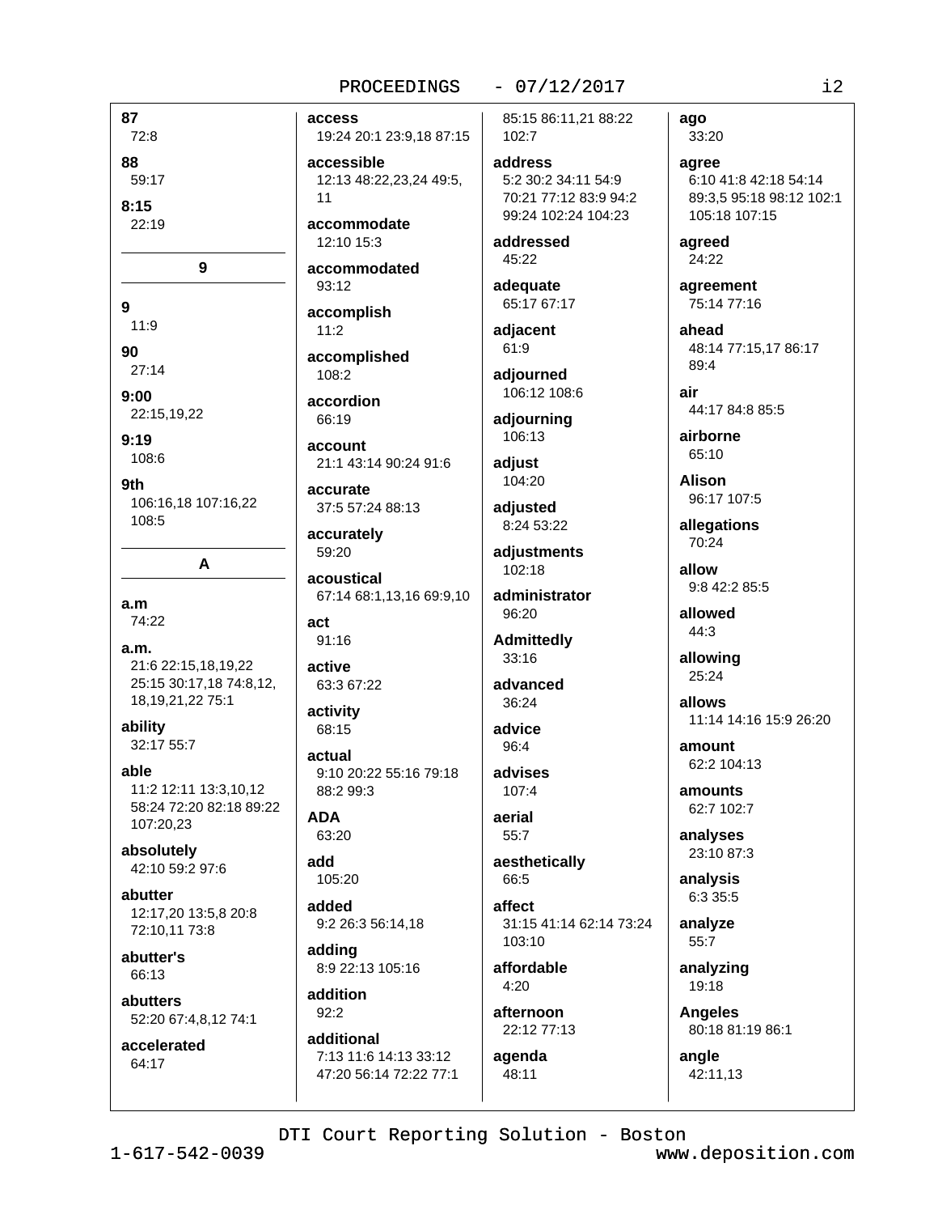**87**
72:8

**88**
59:17

**8:15**
22:19

## 9

**9**
11:9

**90**
27:14

**9:00**
22:15,19,22

**9:19**
108:6

**9th**
106:16,18 107:16,22 108:5

## A

**a.m**
74:22

**a.m.**
21:6 22:15,18,19,22 25:15 30:17,18 74:8,12, 18,19,21,22 75:1

**ability**
32:17 55:7

**able**
11:2 12:11 13:3,10,12 58:24 72:20 82:18 89:22 107:20,23

**absolutely**
42:10 59:2 97:6

**abutter**
12:17,20 13:5,8 20:8 72:10,11 73:8

**abutter's**
66:13

**abutters**
52:20 67:4,8,12 74:1

**accelerated**
64:17

**access**
19:24 20:1 23:9,18 87:15

**accessible**
12:13 48:22,23,24 49:5, 11

**accommodate**
12:10 15:3

**accommodated**
93:12

**accomplish**
11:2

**accomplished**
108:2

**accordion**
66:19

**account**
21:1 43:14 90:24 91:6

**accurate**
37:5 57:24 88:13

**accurately**
59:20

**acoustical**
67:14 68:1,13,16 69:9,10

**act**
91:16

**active**
63:3 67:22

**activity**
68:15

**actual**
9:10 20:22 55:16 79:18 88:2 99:3

**ADA**
63:20

**add**
105:20

**added**
9:2 26:3 56:14,18

**adding**
8:9 22:13 105:16

**addition**
92:2

**additional**
7:13 11:6 14:13 33:12 47:20 56:14 72:22 77:1 85:15 86:11,21 88:22 102:7

**address**
5:2 30:2 34:11 54:9 70:21 77:12 83:9 94:2 99:24 102:24 104:23

**addressed**
45:22

**adequate**
65:17 67:17

**adjacent**
61:9

**adjourned**
106:12 108:6

**adjourning**
106:13

**adjust**
104:20

**adjusted**
8:24 53:22

**adjustments**
102:18

**administrator**
96:20

**Admittedly**
33:16

**advanced**
36:24

**advice**
96:4

**advises**
107:4

**aerial**
55:7

**aesthetically**
66:5

**affect**
31:15 41:14 62:14 73:24 103:10

**affordable**
4:20

**afternoon**
22:12 77:13

**agenda**
48:11

**ago**
33:20

**agree**
6:10 41:8 42:18 54:14 89:3,5 95:18 98:12 102:1 105:18 107:15

**agreed**
24:22

**agreement**
75:14 77:16

**ahead**
48:14 77:15,17 86:17 89:4

**air**
44:17 84:8 85:5

**airborne**
65:10

**Alison**
96:17 107:5

**allegations**
70:24

**allow**
9:8 42:2 85:5

**allowed**
44:3

**allowing**
25:24

**allows**
11:14 14:16 15:9 26:20

**amount**
62:2 104:13

**amounts**
62:7 102:7

**analyses**
23:10 87:3

**analysis**
6:3 35:5

**analyze**
55:7

**analyzing**
19:18

**Angeles**
80:18 81:19 86:1

**angle**
42:11,13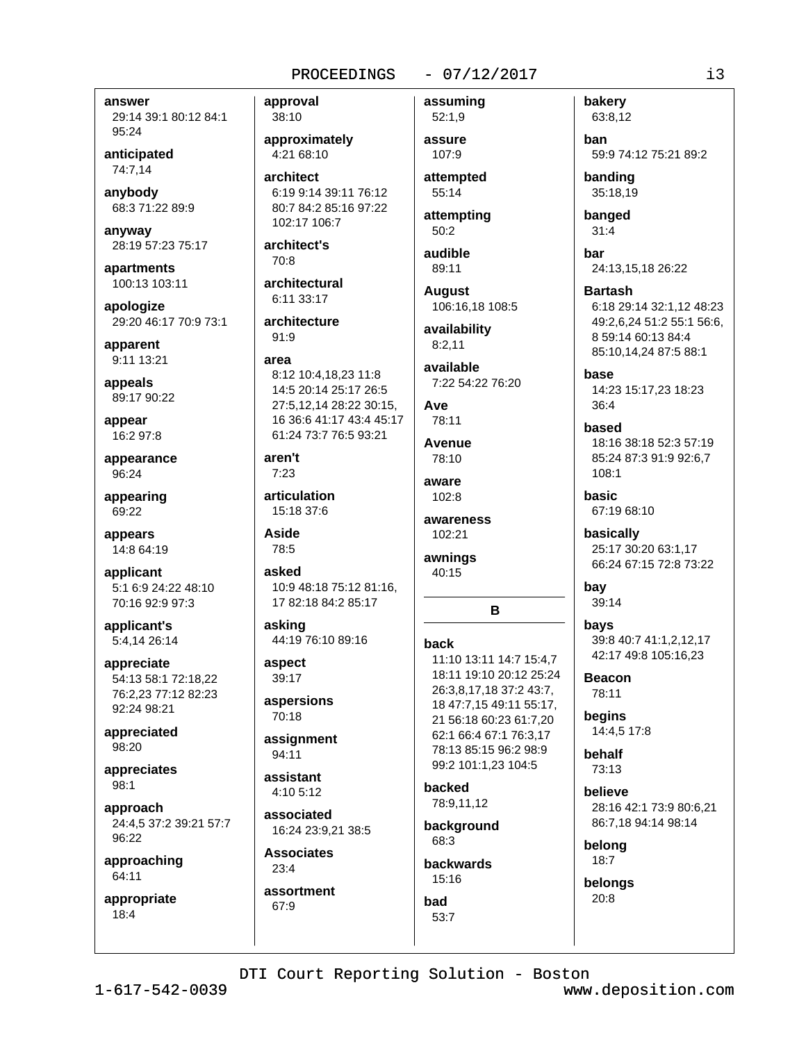**answer**
29:14 39:1 80:12 84:1 95:24

**anticipated**
74:7,14

**anybody**
68:3 71:22 89:9

**anyway**
28:19 57:23 75:17

**apartments**
100:13 103:11

**apologize**
29:20 46:17 70:9 73:1

**apparent**
9:11 13:21

**appeals**
89:17 90:22

**appear**
16:2 97:8

**appearance**
96:24

**appearing**
69:22

**appears**
14:8 64:19

**applicant**
5:1 6:9 24:22 48:10 70:16 92:9 97:3

**applicant's**
5:4,14 26:14

**appreciate**
54:13 58:1 72:18,22 76:2,23 77:12 82:23 92:24 98:21

**appreciated**
98:20

**appreciates**
98:1

**approach**
24:4,5 37:2 39:21 57:7 96:22

**approaching**
64:11

**appropriate**
18:4

**approval**
38:10

**approximately**
4:21 68:10

**architect**
6:19 9:14 39:11 76:12 80:7 84:2 85:16 97:22 102:17 106:7

**architect's**
70:8

**architectural**
6:11 33:17

**architecture**
91:9

**area**
8:12 10:4,18,23 11:8 14:5 20:14 25:17 26:5 27:5,12,14 28:22 30:15, 16 36:6 41:17 43:4 45:17 61:24 73:7 76:5 93:21

**aren't**
7:23

**articulation**
15:18 37:6

**Aside**
78:5

**asked**
10:9 48:18 75:12 81:16, 17 82:18 84:2 85:17

**asking**
44:19 76:10 89:16

**aspect**
39:17

**aspersions**
70:18

**assignment**
94:11

**assistant**
4:10 5:12

**associated**
16:24 23:9,21 38:5

**Associates**
23:4

**assortment**
67:9

**assuming**
52:1,9

**assure**
107:9

**attempted**
55:14

**attempting**
50:2

**audible**
89:11

**August**
106:16,18 108:5

**availability**
8:2,11

**available**
7:22 54:22 76:20

**Ave**
78:11

**Avenue**
78:10

**aware**
102:8

**awareness**
102:21

**awnings**
40:15

## B

**back**
11:10 13:11 14:7 15:4,7 18:11 19:10 20:12 25:24 26:3,8,17,18 37:2 43:7, 18 47:7,15 49:11 55:17, 21 56:18 60:23 61:7,20 62:1 66:4 67:1 76:3,17 78:13 85:15 96:2 98:9 99:2 101:1,23 104:5

**backed**
78:9,11,12

**background**
68:3

**backwards**
15:16

**bad**
53:7

**bakery**
63:8,12

**ban**
59:9 74:12 75:21 89:2

**banding**
35:18,19

**banged**
31:4

**bar**
24:13,15,18 26:22

**Bartash**
6:18 29:14 32:1,12 48:23 49:2,6,24 51:2 55:1 56:6, 8 59:14 60:13 84:4 85:10,14,24 87:5 88:1

**base**
14:23 15:17,23 18:23 36:4

**based**
18:16 38:18 52:3 57:19 85:24 87:3 91:9 92:6,7 108:1

**basic**
67:19 68:10

**basically**
25:17 30:20 63:1,17 66:24 67:15 72:8 73:22

**bay**
39:14

**bays**
39:8 40:7 41:1,2,12,17 42:17 49:8 105:16,23

**Beacon**
78:11

**begins**
14:4,5 17:8

**behalf**
73:13

**believe**
28:16 42:1 73:9 80:6,21 86:7,18 94:14 98:14

**belong**
18:7

**belongs**
20:8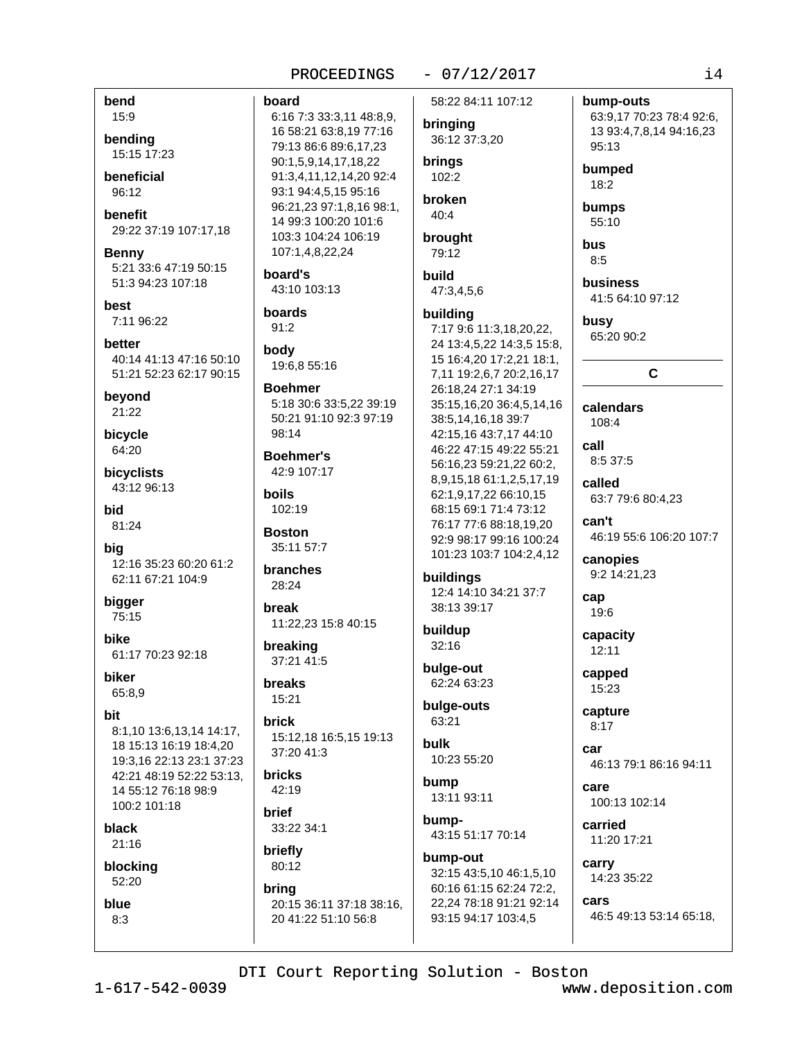**bend**
15:9

**bending**
15:15 17:23

**beneficial**
96:12

**benefit**
29:22 37:19 107:17,18

**Benny**
5:21 33:6 47:19 50:15 51:3 94:23 107:18

**best**
7:11 96:22

**better**
40:14 41:13 47:16 50:10 51:21 52:23 62:17 90:15

**beyond**
21:22

**bicycle**
64:20

**bicyclists**
43:12 96:13

**bid**
81:24

**big**
12:16 35:23 60:20 61:2 62:11 67:21 104:9

**bigger**
75:15

**bike**
61:17 70:23 92:18

**biker**
65:8,9

**bit**
8:1,10 13:6,13,14 14:17, 18 15:13 16:19 18:4,20 19:3,16 22:13 23:1 37:23 42:21 48:19 52:22 53:13, 14 55:12 76:18 98:9 100:2 101:18

**black**
21:16

**blocking**
52:20

**blue**
8:3

**board**
6:16 7:3 33:3,11 48:8,9, 16 58:21 63:8,19 77:16 79:13 86:6 89:6,17,23 90:1,5,9,14,17,18,22 91:3,4,11,12,14,20 92:4 93:1 94:4,5,15 95:16 96:21,23 97:1,8,16 98:1, 14 99:3 100:20 101:6 103:3 104:24 106:19 107:1,4,8,22,24

**board's**
43:10 103:13

**boards**
91:2

**body**
19:6,8 55:16

**Boehmer**
5:18 30:6 33:5,22 39:19 50:21 91:10 92:3 97:19 98:14

**Boehmer's**
42:9 107:17

**boils**
102:19

**Boston**
35:11 57:7

**branches**
28:24

**break**
11:22,23 15:8 40:15

**breaking**
37:21 41:5

**breaks**
15:21

**brick**
15:12,18 16:5,15 19:13 37:20 41:3

**bricks**
42:19

**brief**
33:22 34:1

**briefly**
80:12

**bring**
20:15 36:11 37:18 38:16, 20 41:22 51:10 56:8 58:22 84:11 107:12

**bringing**
36:12 37:3,20

**brings**
102:2

**broken**
40:4

**brought**
79:12

**build**
47:3,4,5,6

**building**
7:17 9:6 11:3,18,20,22, 24 13:4,5,22 14:3,5 15:8, 15 16:4,20 17:2,21 18:1, 7,11 19:2,6,7 20:2,16,17 26:18,24 27:1 34:19 35:15,16,20 36:4,5,14,16 38:5,14,16,18 39:7 42:15,16 43:7,17 44:10 46:22 47:15 49:22 55:21 56:16,23 59:21,22 60:2, 8,9,15,18 61:1,2,5,17,19 62:1,9,17,22 66:10,15 68:15 69:1 71:4 73:12 76:17 77:6 88:18,19,20 92:9 98:17 99:16 100:24 101:23 103:7 104:2,4,12

**buildings**
12:4 14:10 34:21 37:7 38:13 39:17

**buildup**
32:16

**bulge-out**
62:24 63:23

**bulge-outs**
63:21

**bulk**
10:23 55:20

**bump**
13:11 93:11

**bump-**
43:15 51:17 70:14

**bump-out**
32:15 43:5,10 46:1,5,10 60:16 61:15 62:24 72:2, 22,24 78:18 91:21 92:14 93:15 94:17 103:4,5

**bump-outs**
63:9,17 70:23 78:4 92:6, 13 93:4,7,8,14 94:16,23 95:13

**bumped**
18:2

**bumps**
55:10

**bus**
8:5

**business**
41:5 64:10 97:12

**busy**
65:20 90:2

## C

**calendars**
108:4

**call**
8:5 37:5

**called**
63:7 79:6 80:4,23

**can't**
46:19 55:6 106:20 107:7

**canopies**
9:2 14:21,23

**cap**
19:6

**capacity**
12:11

**capped**
15:23

**capture**
8:17

**car**
46:13 79:1 86:16 94:11

**care**
100:13 102:14

**carried**
11:20 17:21

**carry**
14:23 35:22

**cars**
46:5 49:13 53:14 65:18,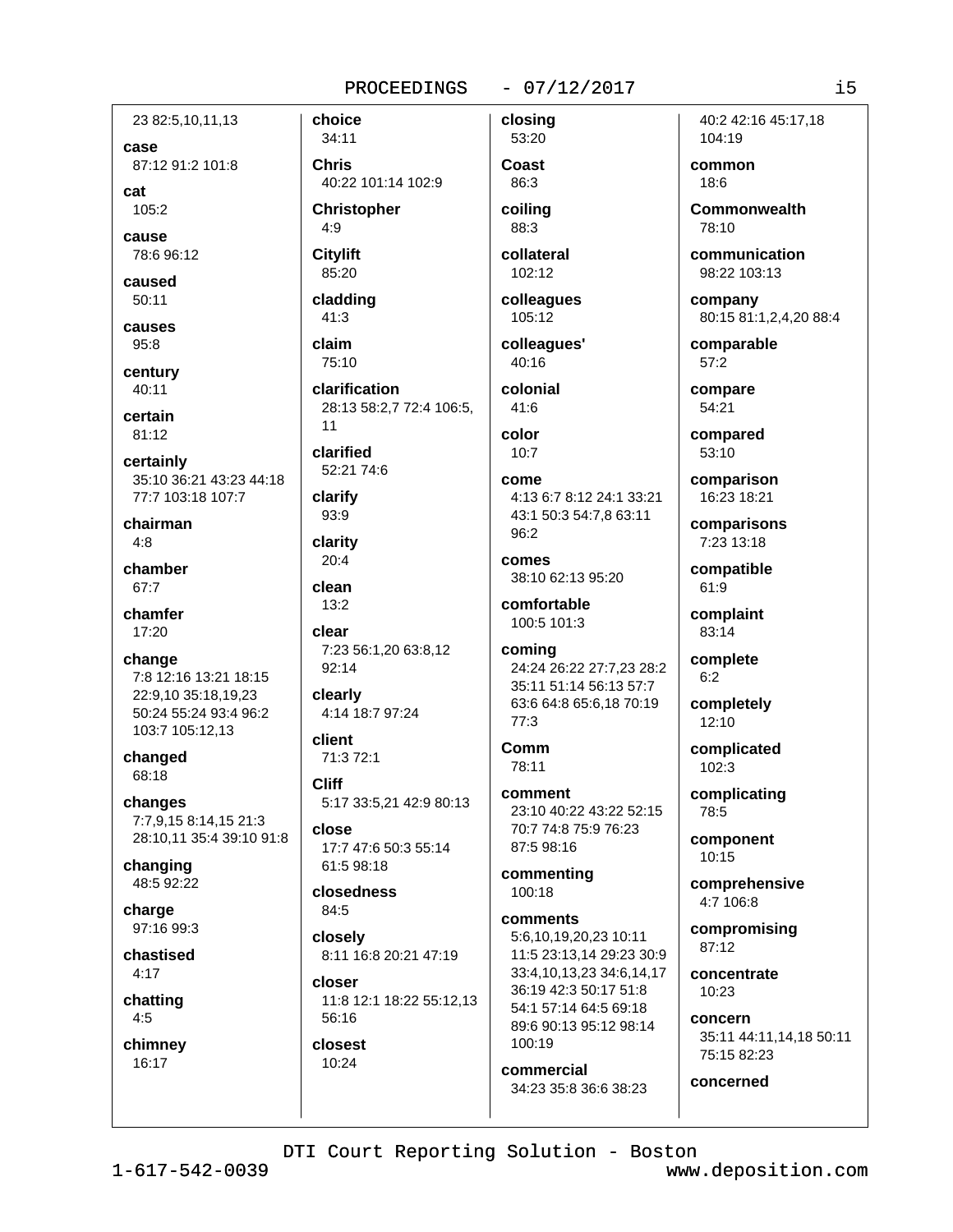23 82:5,10,11,13

**case**
87:12 91:2 101:8

**cat**
105:2

**cause**
78:6 96:12

**caused**
50:11

**causes**
95:8

**century**
40:11

**certain**
81:12

**certainly**
35:10 36:21 43:23 44:18 77:7 103:18 107:7

**chairman**
4:8

**chamber**
67:7

**chamfer**
17:20

**change**
7:8 12:16 13:21 18:15 22:9,10 35:18,19,23 50:24 55:24 93:4 96:2 103:7 105:12,13

**changed**
68:18

**changes**
7:7,9,15 8:14,15 21:3 28:10,11 35:4 39:10 91:8

**changing**
48:5 92:22

**charge**
97:16 99:3

**chastised**
4:17

**chatting**
4:5

**chimney**
16:17

**choice**
34:11

**Chris**
40:22 101:14 102:9

**Christopher**
4:9

**Citylift**
85:20

**cladding**
41:3

**claim**
75:10

**clarification**
28:13 58:2,7 72:4 106:5, 11

**clarified**
52:21 74:6

**clarify**
93:9

**clarity**
20:4

**clean**
13:2

**clear**
7:23 56:1,20 63:8,12 92:14

**clearly**
4:14 18:7 97:24

**client**
71:3 72:1

**Cliff**
5:17 33:5,21 42:9 80:13

**close**
17:7 47:6 50:3 55:14 61:5 98:18

**closedness**
84:5

**closely**
8:11 16:8 20:21 47:19

**closer**
11:8 12:1 18:22 55:12,13 56:16

**closest**
10:24

**closing**
53:20

**Coast**
86:3

**coiling**
88:3

**collateral**
102:12

**colleagues**
105:12

**colleagues'**
40:16

**colonial**
41:6

**color**
10:7

**come**
4:13 6:7 8:12 24:1 33:21 43:1 50:3 54:7,8 63:11 96:2

**comes**
38:10 62:13 95:20

**comfortable**
100:5 101:3

**coming**
24:24 26:22 27:7,23 28:2 35:11 51:14 56:13 57:7 63:6 64:8 65:6,18 70:19 77:3

**Comm**
78:11

**comment**
23:10 40:22 43:22 52:15 70:7 74:8 75:9 76:23 87:5 98:16

**commenting**
100:18

**comments**
5:6,10,19,20,23 10:11 11:5 23:13,14 29:23 30:9 33:4,10,13,23 34:6,14,17 36:19 42:3 50:17 51:8 54:1 57:14 64:5 69:18 89:6 90:13 95:12 98:14 100:19

**commercial**
34:23 35:8 36:6 38:23 40:2 42:16 45:17,18 104:19

**common**
18:6

**Commonwealth**
78:10

**communication**
98:22 103:13

**company**
80:15 81:1,2,4,20 88:4

**comparable**
57:2

**compare**
54:21

**compared**
53:10

**comparison**
16:23 18:21

**comparisons**
7:23 13:18

**compatible**
61:9

**complaint**
83:14

**complete**
6:2

**completely**
12:10

**complicated**
102:3

**complicating**
78:5

**component**
10:15

**comprehensive**
4:7 106:8

**compromising**
87:12

**concentrate**
10:23

**concern**
35:11 44:11,14,18 50:11 75:15 82:23

**concerned**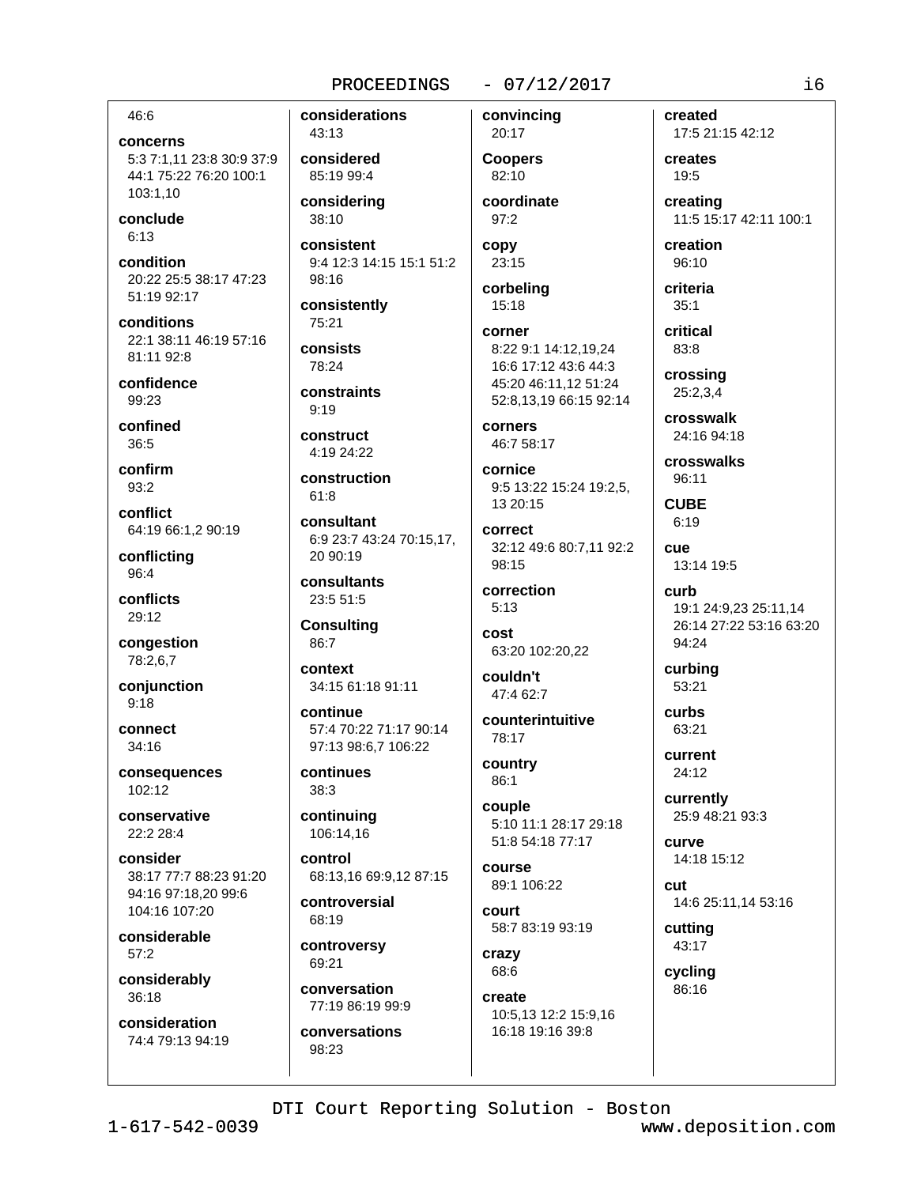46:6

**concerns**
5:3 7:1,11 23:8 30:9 37:9 44:1 75:22 76:20 100:1 103:1,10

**conclude**
6:13

**condition**
20:22 25:5 38:17 47:23 51:19 92:17

**conditions**
22:1 38:11 46:19 57:16 81:11 92:8

**confidence**
99:23

**confined**
36:5

**confirm**
93:2

**conflict**
64:19 66:1,2 90:19

**conflicting**
96:4

**conflicts**
29:12

**congestion**
78:2,6,7

**conjunction**
9:18

**connect**
34:16

**consequences**
102:12

**conservative**
22:2 28:4

**consider**
38:17 77:7 88:23 91:20 94:16 97:18,20 99:6 104:16 107:20

**considerable**
57:2

**considerably**
36:18

**consideration**
74:4 79:13 94:19

**considerations**
43:13

**considered**
85:19 99:4

**considering**
38:10

**consistent**
9:4 12:3 14:15 15:1 51:2 98:16

**consistently**
75:21

**consists**
78:24

**constraints**
9:19

**construct**
4:19 24:22

**construction**
61:8

**consultant**
6:9 23:7 43:24 70:15,17, 20 90:19

**consultants**
23:5 51:5

**Consulting**
86:7

**context**
34:15 61:18 91:11

**continue**
57:4 70:22 71:17 90:14 97:13 98:6,7 106:22

**continues**
38:3

**continuing**
106:14,16

**control**
68:13,16 69:9,12 87:15

**controversial**
68:19

**controversy**
69:21

**conversation**
77:19 86:19 99:9

**conversations**
98:23

**convincing**
20:17

**Coopers**
82:10

**coordinate**
97:2

**copy**
23:15

**corbeling**
15:18

**corner**
8:22 9:1 14:12,19,24 16:6 17:12 43:6 44:3 45:20 46:11,12 51:24 52:8,13,19 66:15 92:14

**corners**
46:7 58:17

**cornice**
9:5 13:22 15:24 19:2,5, 13 20:15

**correct**
32:12 49:6 80:7,11 92:2 98:15

**correction**
5:13

**cost**
63:20 102:20,22

**couldn't**
47:4 62:7

**counterintuitive**
78:17

**country**
86:1

**couple**
5:10 11:1 28:17 29:18 51:8 54:18 77:17

**course**
89:1 106:22

**court**
58:7 83:19 93:19

**crazy**
68:6

**create**
10:5,13 12:2 15:9,16 16:18 19:16 39:8

**created**
17:5 21:15 42:12

**creates**
19:5

**creating**
11:5 15:17 42:11 100:1

**creation**
96:10

**criteria**
35:1

**critical**
83:8

**crossing**
25:2,3,4

**crosswalk**
24:16 94:18

**crosswalks**
96:11

**CUBE**
6:19

**cue**
13:14 19:5

**curb**
19:1 24:9,23 25:11,14 26:14 27:22 53:16 63:20 94:24

**curbing**
53:21

**curbs**
63:21

**current**
24:12

**currently**
25:9 48:21 93:3

**curve**
14:18 15:12

**cut**
14:6 25:11,14 53:16

**cutting**
43:17

**cycling**
86:16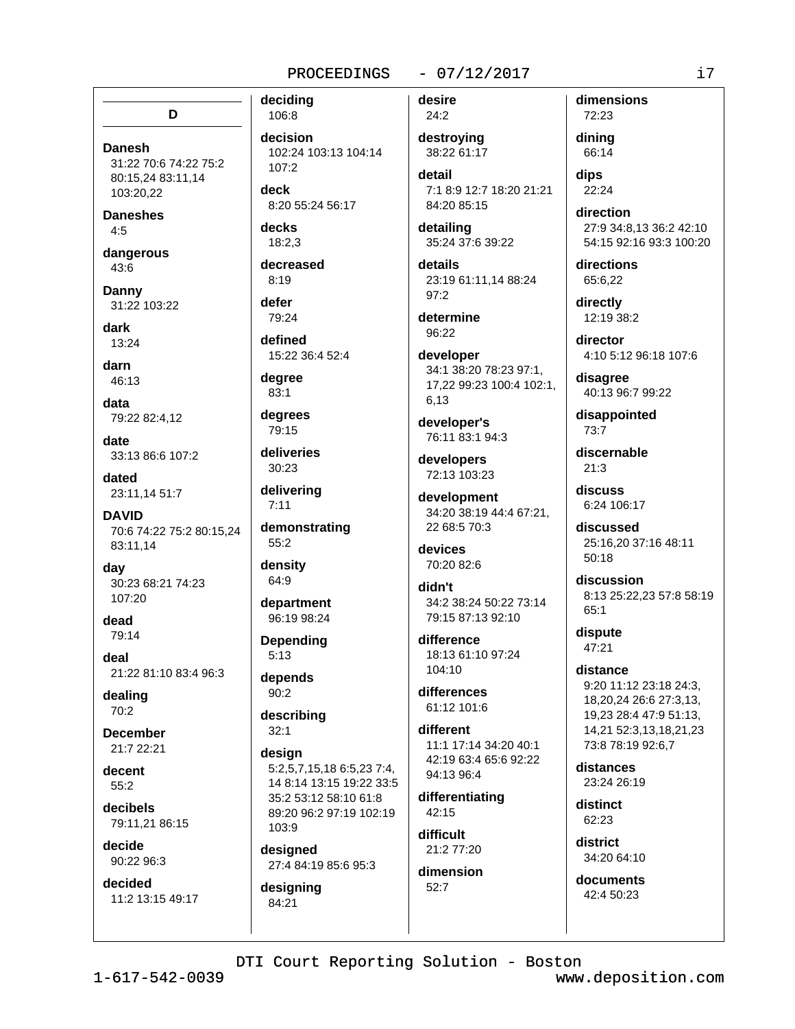## D

**Danesh**
31:22 70:6 74:22 75:2 80:15,24 83:11,14 103:20,22

**Daneshes**
4:5

**dangerous**
43:6

**Danny**
31:22 103:22

**dark**
13:24

**darn**
46:13

**data**
79:22 82:4,12

**date**
33:13 86:6 107:2

**dated**
23:11,14 51:7

**DAVID**
70:6 74:22 75:2 80:15,24 83:11,14

**day**
30:23 68:21 74:23 107:20

**dead**
79:14

**deal**
21:22 81:10 83:4 96:3

**dealing**
70:2

**December**
21:7 22:21

**decent**
55:2

**decibels**
79:11,21 86:15

**decide**
90:22 96:3

**decided**
11:2 13:15 49:17

**deciding**
106:8

**decision**
102:24 103:13 104:14 107:2

**deck**
8:20 55:24 56:17

**decks**
18:2,3

**decreased**
8:19

**defer**
79:24

**defined**
15:22 36:4 52:4

**degree**
83:1

**degrees**
79:15

**deliveries**
30:23

**delivering**
7:11

**demonstrating**
55:2

**density**
64:9

**department**
96:19 98:24

**Depending**
5:13

**depends**
90:2

**describing**
32:1

**design**
5:2,5,7,15,18 6:5,23 7:4,14 8:14 13:15 19:22 33:5 35:2 53:12 58:10 61:8 89:20 96:2 97:19 102:19 103:9

**designed**
27:4 84:19 85:6 95:3

**designing**
84:21

**desire**
24:2

**destroying**
38:22 61:17

**detail**
7:1 8:9 12:7 18:20 21:21 84:20 85:15

**detailing**
35:24 37:6 39:22

**details**
23:19 61:11,14 88:24 97:2

**determine**
96:22

**developer**
34:1 38:20 78:23 97:1,17,22 99:23 100:4 102:1,6,13

**developer's**
76:11 83:1 94:3

**developers**
72:13 103:23

**development**
34:20 38:19 44:4 67:21,22 68:5 70:3

**devices**
70:20 82:6

**didn't**
34:2 38:24 50:22 73:14 79:15 87:13 92:10

**difference**
18:13 61:10 97:24 104:10

**differences**
61:12 101:6

**different**
11:1 17:14 34:20 40:1 42:19 63:4 65:6 92:22 94:13 96:4

**differentiating**
42:15

**difficult**
21:2 77:20

**dimension**
52:7

**dimensions**
72:23

**dining**
66:14

**dips**
22:24

**direction**
27:9 34:8,13 36:2 42:10 54:15 92:16 93:3 100:20

**directions**
65:6,22

**directly**
12:19 38:2

**director**
4:10 5:12 96:18 107:6

**disagree**
40:13 96:7 99:22

**disappointed**
73:7

**discernable**
21:3

**discuss**
6:24 106:17

**discussed**
25:16,20 37:16 48:11 50:18

**discussion**
8:13 25:22,23 57:8 58:19 65:1

**dispute**
47:21

**distance**
9:20 11:12 23:18 24:3,18,20,24 26:6 27:3,13,19,23 28:4 47:9 51:13,14,21 52:3,13,18,21,23 73:8 78:19 92:6,7

**distances**
23:24 26:19

**distinct**
62:23

**district**
34:20 64:10

**documents**
42:4 50:23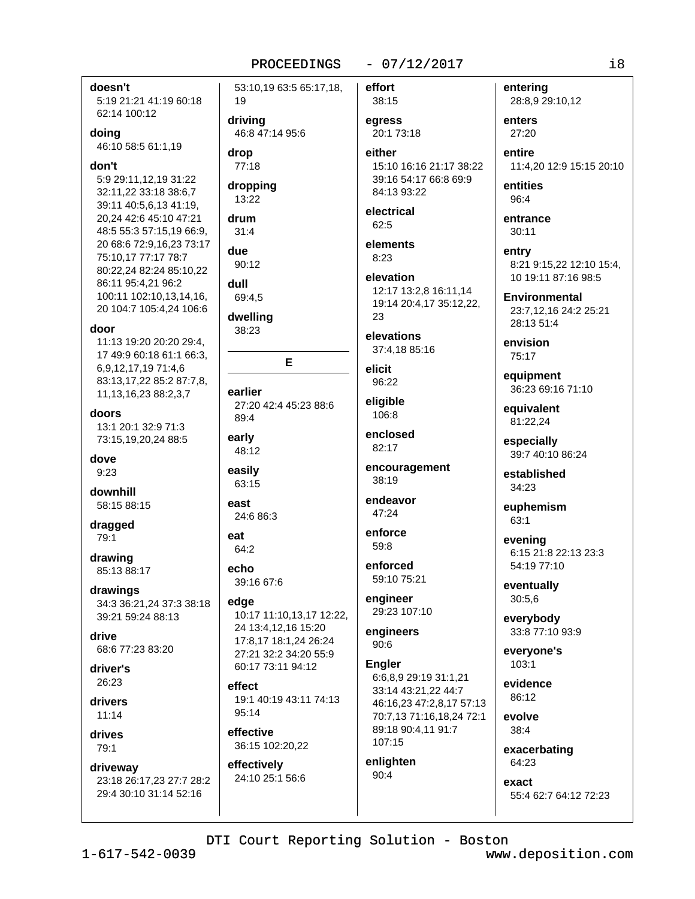**doesn't**
5:19 21:21 41:19 60:18 62:14 100:12

**doing**
46:10 58:5 61:1,19

**don't**
5:9 29:11,12,19 31:22 32:11,22 33:18 38:6,7 39:11 40:5,6,13 41:19, 20,24 42:6 45:10 47:21 48:5 55:3 57:15,19 66:9, 20 68:6 72:9,16,23 73:17 75:10,17 77:17 78:7 80:22,24 82:24 85:10,22 86:11 95:4,21 96:2 100:11 102:10,13,14,16, 20 104:7 105:4,24 106:6

**door**
11:13 19:20 20:20 29:4, 17 49:9 60:18 61:1 66:3, 6,9,12,17,19 71:4,6 83:13,17,22 85:2 87:7,8, 11,13,16,23 88:2,3,7

**doors**
13:1 20:1 32:9 71:3 73:15,19,20,24 88:5

**dove**
9:23

**downhill**
58:15 88:15

**dragged**
79:1

**drawing**
85:13 88:17

**drawings**
34:3 36:21,24 37:3 38:18 39:21 59:24 88:13

**drive**
68:6 77:23 83:20

**driver's**
26:23

**drivers**
11:14

**drives**
79:1

**driveway**
23:18 26:17,23 27:7 28:2 29:4 30:10 31:14 52:16 53:10,19 63:5 65:17,18, 19

**driving**
46:8 47:14 95:6

**drop**
77:18

**dropping**
13:22

**drum**
31:4

**due**
90:12

**dull**
69:4,5

**dwelling**
38:23

## E

**earlier**
27:20 42:4 45:23 88:6 89:4

**early**
48:12

**easily**
63:15

**east**
24:6 86:3

**eat**
64:2

**echo**
39:16 67:6

**edge**
10:17 11:10,13,17 12:22, 24 13:4,12,16 15:20 17:8,17 18:1,24 26:24 27:21 32:2 34:20 55:9 60:17 73:11 94:12

**effect**
19:1 40:19 43:11 74:13 95:14

**effective**
36:15 102:20,22

**effectively**
24:10 25:1 56:6

**effort**
38:15

**egress**
20:1 73:18

**either**
15:10 16:16 21:17 38:22 39:16 54:17 66:8 69:9 84:13 93:22

**electrical**
62:5

**elements**
8:23

**elevation**
12:17 13:2,8 16:11,14 19:14 20:4,17 35:12,22, 23

**elevations**
37:4,18 85:16

**elicit**
96:22

**eligible**
106:8

**enclosed**
82:17

**encouragement**
38:19

**endeavor**
47:24

**enforce**
59:8

**enforced**
59:10 75:21

**engineer**
29:23 107:10

**engineers**
90:6

**Engler**
6:6,8,9 29:19 31:1,21 33:14 43:21,22 44:7 46:16,23 47:2,8,17 57:13 70:7,13 71:16,18,24 72:1 89:18 90:4,11 91:7 107:15

**enlighten**
90:4

**entering**
28:8,9 29:10,12

**enters**
27:20

**entire**
11:4,20 12:9 15:15 20:10

**entities**
96:4

**entrance**
30:11

**entry**
8:21 9:15,22 12:10 15:4, 10 19:11 87:16 98:5

**Environmental**
23:7,12,16 24:2 25:21 28:13 51:4

**envision**
75:17

**equipment**
36:23 69:16 71:10

**equivalent**
81:22,24

**especially**
39:7 40:10 86:24

**established**
34:23

**euphemism**
63:1

**evening**
6:15 21:8 22:13 23:3 54:19 77:10

**eventually**
30:5,6

**everybody**
33:8 77:10 93:9

**everyone's**
103:1

**evidence**
86:12

**evolve**
38:4

**exacerbating**
64:23

**exact**
55:4 62:7 64:12 72:23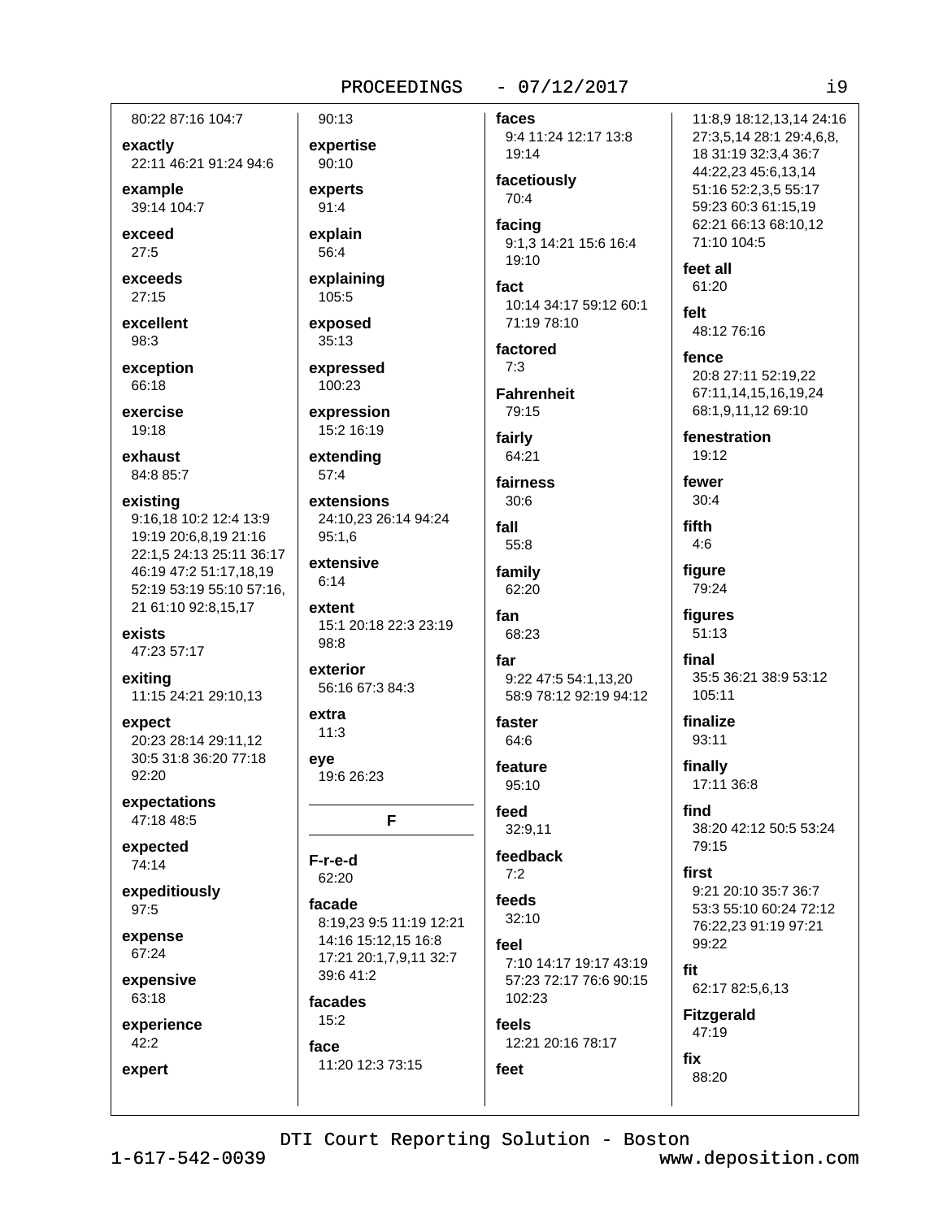80:22 87:16 104:7

**exactly**
22:11 46:21 91:24 94:6

**example**
39:14 104:7

**exceed**
27:5

**exceeds**
27:15

**excellent**
98:3

**exception**
66:18

**exercise**
19:18

**exhaust**
84:8 85:7

**existing**
9:16,18 10:2 12:4 13:9 19:19 20:6,8,19 21:16 22:1,5 24:13 25:11 36:17 46:19 47:2 51:17,18,19 52:19 53:19 55:10 57:16, 21 61:10 92:8,15,17

**exists**
47:23 57:17

**exiting**
11:15 24:21 29:10,13

**expect**
20:23 28:14 29:11,12 30:5 31:8 36:20 77:18 92:20

**expectations**
47:18 48:5

**expected**
74:14

**expeditiously**
97:5

**expense**
67:24

**expensive**
63:18

**experience**
42:2

**expert**
90:13

**expertise**
90:10

**experts**
91:4

**explain**
56:4

**explaining**
105:5

**exposed**
35:13

**expressed**
100:23

**expression**
15:2 16:19

**extending**
57:4

**extensions**
24:10,23 26:14 94:24 95:1,6

**extensive**
6:14

**extent**
15:1 20:18 22:3 23:19 98:8

**exterior**
56:16 67:3 84:3

**extra**
11:3

**eye**
19:6 26:23

## F

**F-r-e-d**
62:20

**facade**
8:19,23 9:5 11:19 12:21 14:16 15:12,15 16:8 17:21 20:1,7,9,11 32:7 39:6 41:2

**facades**
15:2

**face**
11:20 12:3 73:15

**faces**
9:4 11:24 12:17 13:8 19:14

**facetiously**
70:4

**facing**
9:1,3 14:21 15:6 16:4 19:10

**fact**
10:14 34:17 59:12 60:1 71:19 78:10

**factored**
7:3

**Fahrenheit**
79:15

**fairly**
64:21

**fairness**
30:6

**fall**
55:8

**family**
62:20

**fan**
68:23

**far**
9:22 47:5 54:1,13,20 58:9 78:12 92:19 94:12

**faster**
64:6

**feature**
95:10

**feed**
32:9,11

**feedback**
7:2

**feeds**
32:10

**feel**
7:10 14:17 19:17 43:19 57:23 72:17 76:6 90:15 102:23

**feels**
12:21 20:16 78:17

**feet**
11:8,9 18:12,13,14 24:16 27:3,5,14 28:1 29:4,6,8, 18 31:19 32:3,4 36:7 44:22,23 45:6,13,14 51:16 52:2,3,5 55:17 59:23 60:3 61:15,19 62:21 66:13 68:10,12 71:10 104:5

**feet all**
61:20

**felt**
48:12 76:16

**fence**
20:8 27:11 52:19,22 67:11,14,15,16,19,24 68:1,9,11,12 69:10

**fenestration**
19:12

**fewer**
30:4

**fifth**
4:6

**figure**
79:24

**figures**
51:13

**final**
35:5 36:21 38:9 53:12 105:11

**finalize**
93:11

**finally**
17:11 36:8

**find**
38:20 42:12 50:5 53:24 79:15

**first**
9:21 20:10 35:7 36:7 53:3 55:10 60:24 72:12 76:22,23 91:19 97:21 99:22

**fit**
62:17 82:5,6,13

**Fitzgerald**
47:19

**fix**
88:20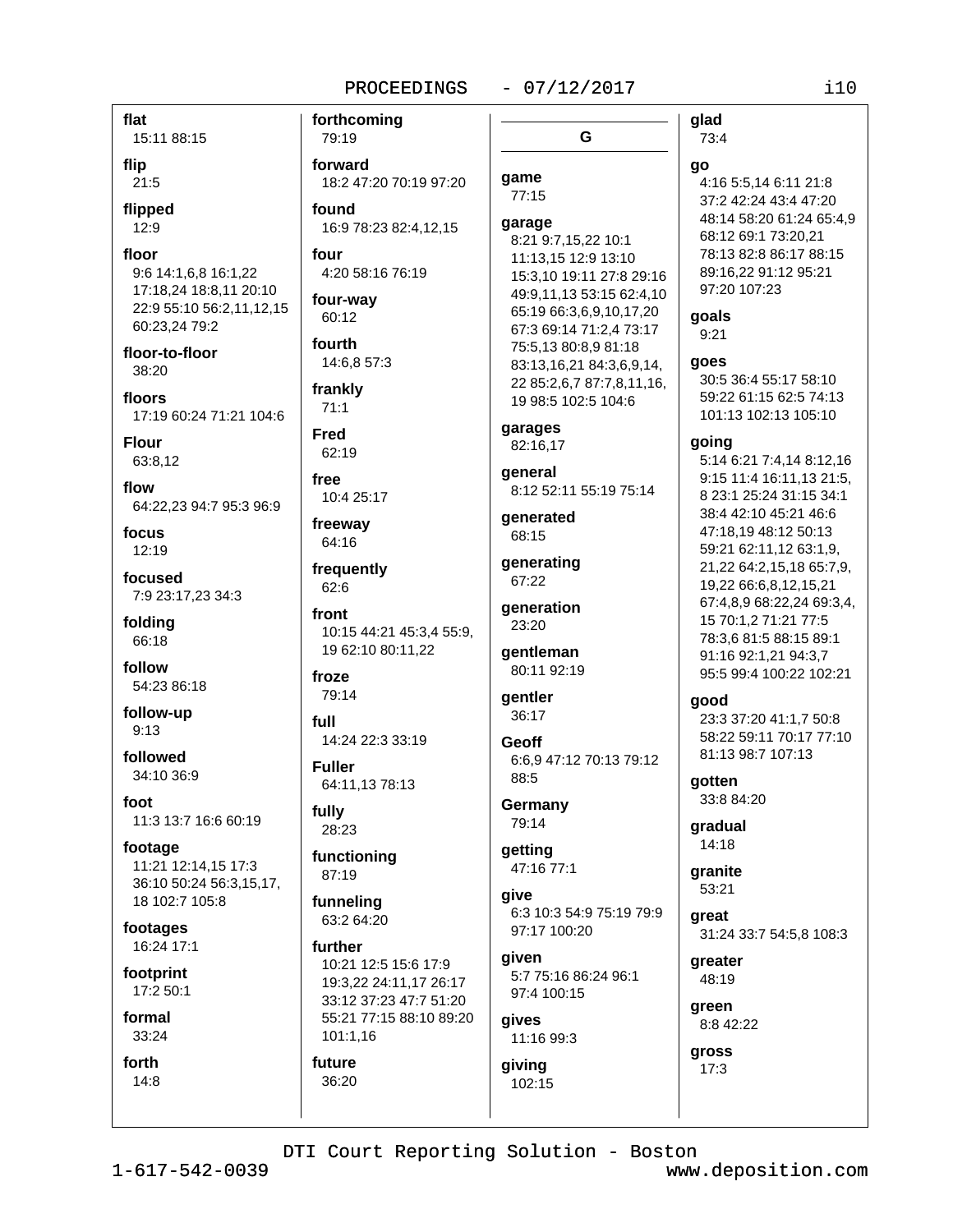**flat**
15:11 88:15

**flip**
21:5

**flipped**
12:9

**floor**
9:6 14:1,6,8 16:1,22 17:18,24 18:8,11 20:10 22:9 55:10 56:2,11,12,15 60:23,24 79:2

**floor-to-floor**
38:20

**floors**
17:19 60:24 71:21 104:6

**Flour**
63:8,12

**flow**
64:22,23 94:7 95:3 96:9

**focus**
12:19

**focused**
7:9 23:17,23 34:3

**folding**
66:18

**follow**
54:23 86:18

**follow-up**
9:13

**followed**
34:10 36:9

**foot**
11:3 13:7 16:6 60:19

**footage**
11:21 12:14,15 17:3 36:10 50:24 56:3,15,17, 18 102:7 105:8

**footages**
16:24 17:1

**footprint**
17:2 50:1

**formal**
33:24

**forth**
14:8

**forthcoming**
79:19

**forward**
18:2 47:20 70:19 97:20

**found**
16:9 78:23 82:4,12,15

**four**
4:20 58:16 76:19

**four-way**
60:12

**fourth**
14:6,8 57:3

**frankly**
71:1

**Fred**
62:19

**free**
10:4 25:17

**freeway**
64:16

**frequently**
62:6

**front**
10:15 44:21 45:3,4 55:9, 19 62:10 80:11,22

**froze**
79:14

**full**
14:24 22:3 33:19

**Fuller**
64:11,13 78:13

**fully**
28:23

**functioning**
87:19

**funneling**
63:2 64:20

**further**
10:21 12:5 15:6 17:9 19:3,22 24:11,17 26:17 33:12 37:23 47:7 51:20 55:21 77:15 88:10 89:20 101:1,16

**future**
36:20

## G

**game**
77:15

**garage**
8:21 9:7,15,22 10:1 11:13,15 12:9 13:10 15:3,10 19:11 27:8 29:16 49:9,11,13 53:15 62:4,10 65:19 66:3,6,9,10,17,20 67:3 69:14 71:2,4 73:17 75:5,13 80:8,9 81:18 83:13,16,21 84:3,6,9,14, 22 85:2,6,7 87:7,8,11,16, 19 98:5 102:5 104:6

**garages**
82:16,17

**general**
8:12 52:11 55:19 75:14

**generated**
68:15

**generating**
67:22

**generation**
23:20

**gentleman**
80:11 92:19

**gentler**
36:17

**Geoff**
6:6,9 47:12 70:13 79:12 88:5

**Germany**
79:14

**getting**
47:16 77:1

**give**
6:3 10:3 54:9 75:19 79:9 97:17 100:20

**given**
5:7 75:16 86:24 96:1 97:4 100:15

**gives**
11:16 99:3

**giving**
102:15

**glad**
73:4

**go**
4:16 5:5,14 6:11 21:8 37:2 42:24 43:4 47:20 48:14 58:20 61:24 65:4,9 68:12 69:1 73:20,21 78:13 82:8 86:17 88:15 89:16,22 91:12 95:21 97:20 107:23

**goals**
9:21

**goes**
30:5 36:4 55:17 58:10 59:22 61:15 62:5 74:13 101:13 102:13 105:10

**going**
5:14 6:21 7:4,14 8:12,16 9:15 11:4 16:11,13 21:5, 8 23:1 25:24 31:15 34:1 38:4 42:10 45:21 46:6 47:18,19 48:12 50:13 59:21 62:11,12 63:1,9, 21,22 64:2,15,18 65:7,9, 19,22 66:6,8,12,15,21 67:4,8,9 68:22,24 69:3,4, 15 70:1,2 71:21 77:5 78:3,6 81:5 88:15 89:1 91:16 92:1,21 94:3,7 95:5 99:4 100:22 102:21

**good**
23:3 37:20 41:1,7 50:8 58:22 59:11 70:17 77:10 81:13 98:7 107:13

**gotten**
33:8 84:20

**gradual**
14:18

**granite**
53:21

**great**
31:24 33:7 54:5,8 108:3

**greater**
48:19

**green**
8:8 42:22

**gross**
17:3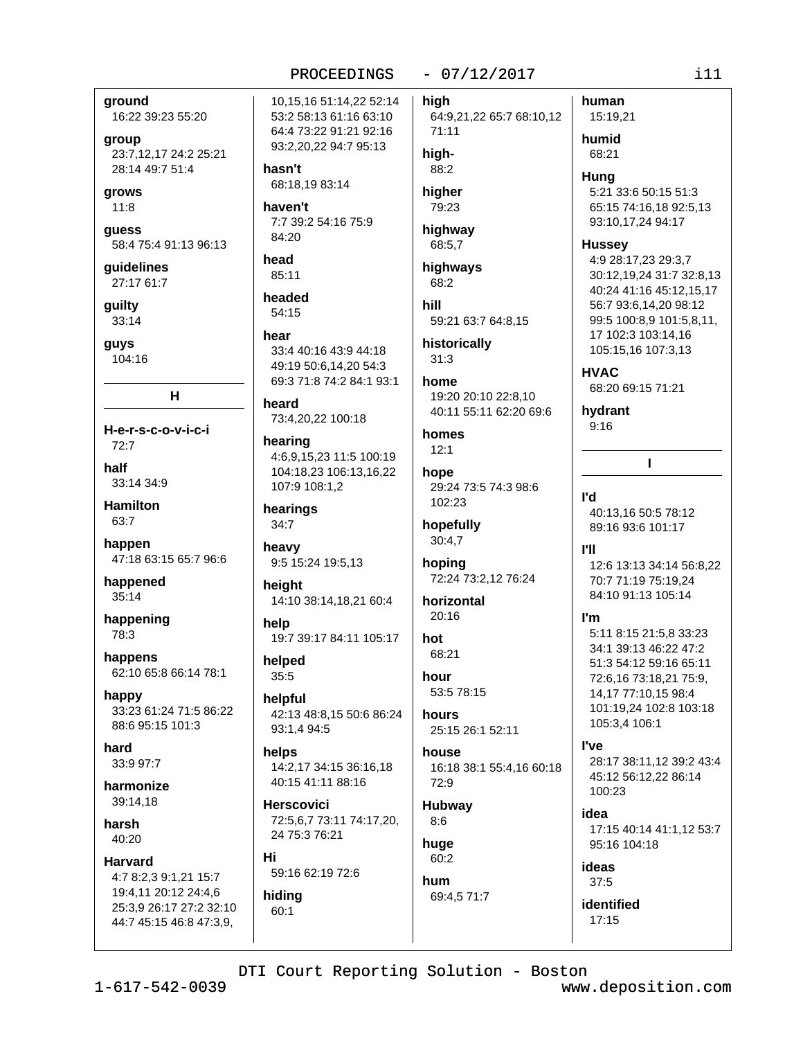**ground**
16:22 39:23 55:20

**group**
23:7,12,17 24:2 25:21 28:14 49:7 51:4

**grows**
11:8

**guess**
58:4 75:4 91:13 96:13

**guidelines**
27:17 61:7

**guilty**
33:14

**guys**
104:16

## H

**H-e-r-s-c-o-v-i-c-i**
72:7

**half**
33:14 34:9

**Hamilton**
63:7

**happen**
47:18 63:15 65:7 96:6

**happened**
35:14

**happening**
78:3

**happens**
62:10 65:8 66:14 78:1

**happy**
33:23 61:24 71:5 86:22 88:6 95:15 101:3

**hard**
33:9 97:7

**harmonize**
39:14,18

**harsh**
40:20

**Harvard**
4:7 8:2,3 9:1,21 15:7 19:4,11 20:12 24:4,6 25:3,9 26:17 27:2 32:10 44:7 45:15 46:8 47:3,9, 10,15,16 51:14,22 52:14 53:2 58:13 61:16 63:10 64:4 73:22 91:21 92:16 93:2,20,22 94:7 95:13

**hasn't**
68:18,19 83:14

**haven't**
7:7 39:2 54:16 75:9 84:20

**head**
85:11

**headed**
54:15

**hear**
33:4 40:16 43:9 44:18 49:19 50:6,14,20 54:3 69:3 71:8 74:2 84:1 93:1

**heard**
73:4,20,22 100:18

**hearing**
4:6,9,15,23 11:5 100:19 104:18,23 106:13,16,22 107:9 108:1,2

**hearings**
34:7

**heavy**
9:5 15:24 19:5,13

**height**
14:10 38:14,18,21 60:4

**help**
19:7 39:17 84:11 105:17

**helped**
35:5

**helpful**
42:13 48:8,15 50:6 86:24 93:1,4 94:5

**helps**
14:2,17 34:15 36:16,18 40:15 41:11 88:16

**Herscovici**
72:5,6,7 73:11 74:17,20, 24 75:3 76:21

**Hi**
59:16 62:19 72:6

**hiding**
60:1

**high**
64:9,21,22 65:7 68:10,12 71:11

**high-**
88:2

**higher**
79:23

**highway**
68:5,7

**highways**
68:2

**hill**
59:21 63:7 64:8,15

**historically**
31:3

**home**
19:20 20:10 22:8,10 40:11 55:11 62:20 69:6

**homes**
12:1

**hope**
29:24 73:5 74:3 98:6 102:23

**hopefully**
30:4,7

**hoping**
72:24 73:2,12 76:24

**horizontal**
20:16

**hot**
68:21

**hour**
53:5 78:15

**hours**
25:15 26:1 52:11

**house**
16:18 38:1 55:4,16 60:18 72:9

**Hubway**
8:6

**huge**
60:2

**hum**
69:4,5 71:7

**human**
15:19,21

**humid**
68:21

**Hung**
5:21 33:6 50:15 51:3 65:15 74:16,18 92:5,13 93:10,17,24 94:17

**Hussey**
4:9 28:17,23 29:3,7 30:12,19,24 31:7 32:8,13 40:24 41:16 45:12,15,17 56:7 93:6,14,20 98:12 99:5 100:8,9 101:5,8,11, 17 102:3 103:14,16 105:15,16 107:3,13

**HVAC**
68:20 69:15 71:21

**hydrant**
9:16

## I

**I'd**
40:13,16 50:5 78:12 89:16 93:6 101:17

**I'll**
12:6 13:13 34:14 56:8,22 70:7 71:19 75:19,24 84:10 91:13 105:14

**I'm**
5:11 8:15 21:5,8 33:23 34:1 39:13 46:22 47:2 51:3 54:12 59:16 65:11 72:6,16 73:18,21 75:9, 14,17 77:10,15 98:4 101:19,24 102:8 103:18 105:3,4 106:1

**I've**
28:17 38:11,12 39:2 43:4 45:12 56:12,22 86:14 100:23

**idea**
17:15 40:14 41:1,12 53:7 95:16 104:18

**ideas**
37:5

**identified**
17:15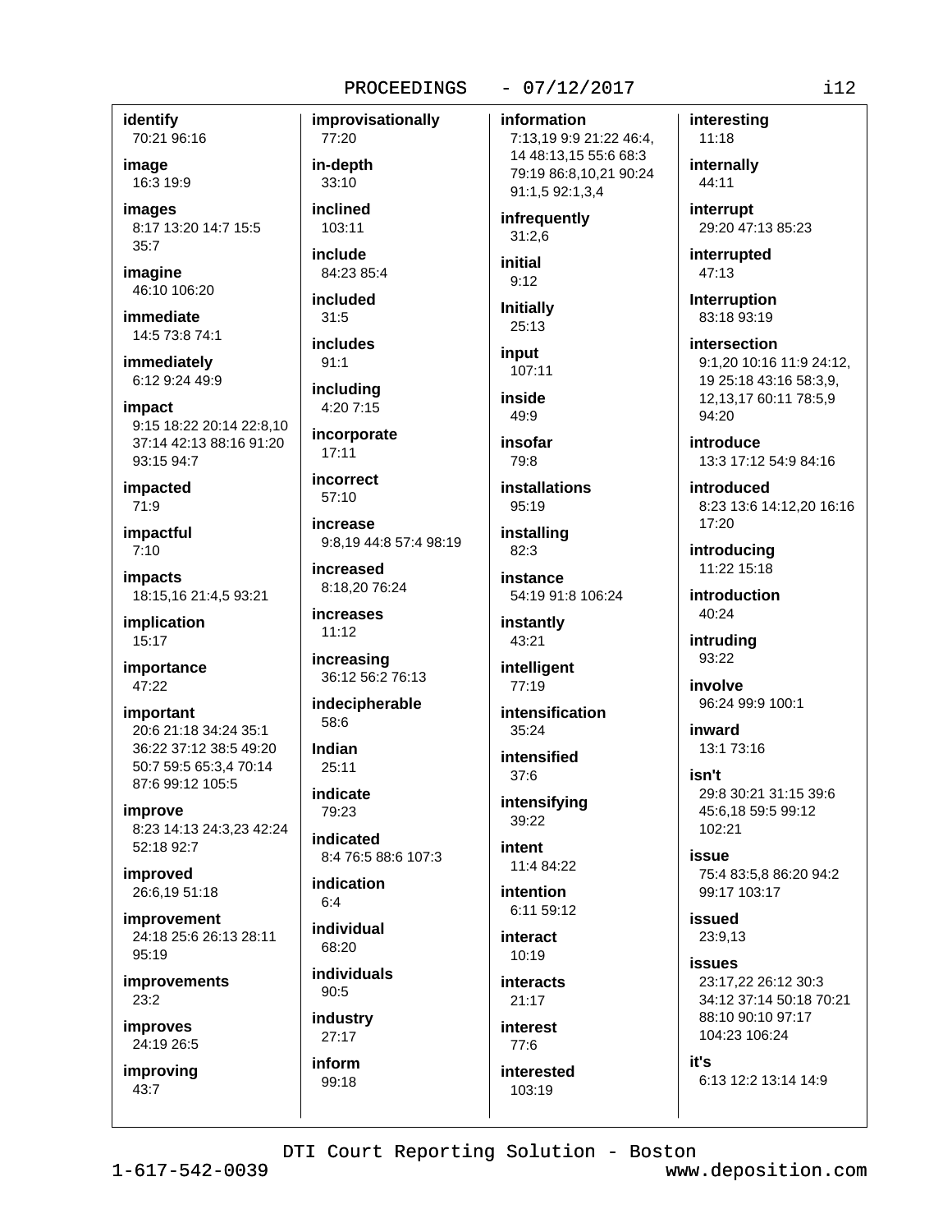**identify**
70:21 96:16

**image**
16:3 19:9

**images**
8:17 13:20 14:7 15:5 35:7

**imagine**
46:10 106:20

**immediate**
14:5 73:8 74:1

**immediately**
6:12 9:24 49:9

**impact**
9:15 18:22 20:14 22:8,10 37:14 42:13 88:16 91:20 93:15 94:7

**impacted**
71:9

**impactful**
7:10

**impacts**
18:15,16 21:4,5 93:21

**implication**
15:17

**importance**
47:22

**important**
20:6 21:18 34:24 35:1 36:22 37:12 38:5 49:20 50:7 59:5 65:3,4 70:14 87:6 99:12 105:5

**improve**
8:23 14:13 24:3,23 42:24 52:18 92:7

**improved**
26:6,19 51:18

**improvement**
24:18 25:6 26:13 28:11 95:19

**improvements**
23:2

**improves**
24:19 26:5

**improving**
43:7

**improvisationally**
77:20

**in-depth**
33:10

**inclined**
103:11

**include**
84:23 85:4

**included**
31:5

**includes**
91:1

**including**
4:20 7:15

**incorporate**
17:11

**incorrect**
57:10

**increase**
9:8,19 44:8 57:4 98:19

**increased**
8:18,20 76:24

**increases**
11:12

**increasing**
36:12 56:2 76:13

**indecipherable**
58:6

**Indian**
25:11

**indicate**
79:23

**indicated**
8:4 76:5 88:6 107:3

**indication**
6:4

**individual**
68:20

**individuals**
90:5

**industry**
27:17

**inform**
99:18

**information**
7:13,19 9:9 21:22 46:4,14 48:13,15 55:6 68:3 79:19 86:8,10,21 90:24 91:1,5 92:1,3,4

**infrequently**
31:2,6

**initial**
9:12

**Initially**
25:13

**input**
107:11

**inside**
49:9

**insofar**
79:8

**installations**
95:19

**installing**
82:3

**instance**
54:19 91:8 106:24

**instantly**
43:21

**intelligent**
77:19

**intensification**
35:24

**intensified**
37:6

**intensifying**
39:22

**intent**
11:4 84:22

**intention**
6:11 59:12

**interact**
10:19

**interacts**
21:17

**interest**
77:6

**interested**
103:19

**interesting**
11:18

**internally**
44:11

**interrupt**
29:20 47:13 85:23

**interrupted**
47:13

**Interruption**
83:18 93:19

**intersection**
9:1,20 10:16 11:9 24:12,19 25:18 43:16 58:3,9,12,13,17 60:11 78:5,9 94:20

**introduce**
13:3 17:12 54:9 84:16

**introduced**
8:23 13:6 14:12,20 16:16 17:20

**introducing**
11:22 15:18

**introduction**
40:24

**intruding**
93:22

**involve**
96:24 99:9 100:1

**inward**
13:1 73:16

**isn't**
29:8 30:21 31:15 39:6 45:6,18 59:5 99:12 102:21

**issue**
75:4 83:5,8 86:20 94:2 99:17 103:17

**issued**
23:9,13

**issues**
23:17,22 26:12 30:3 34:12 37:14 50:18 70:21 88:10 90:10 97:17 104:23 106:24

**it's**
6:13 12:2 13:14 14:9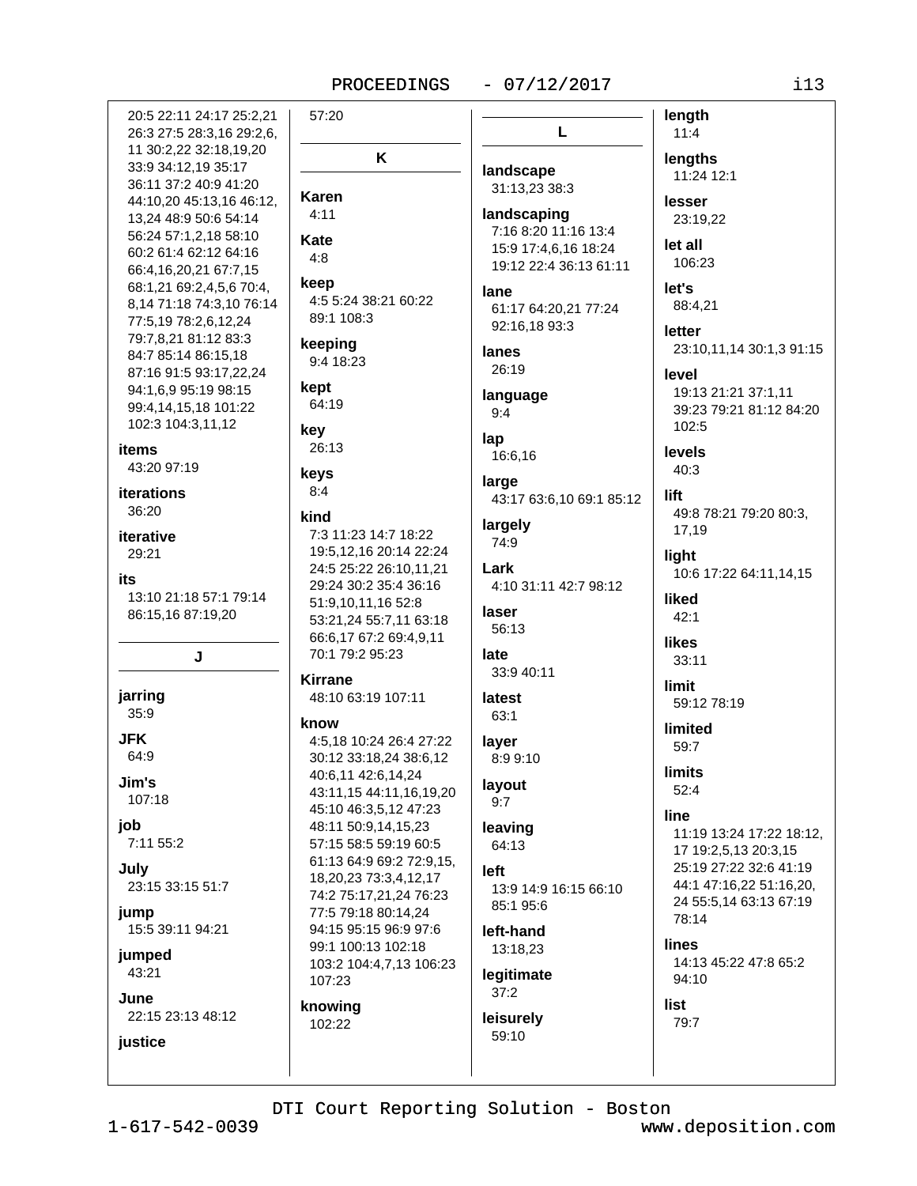20:5 22:11 24:17 25:2,21 26:3 27:5 28:3,16 29:2,6, 11 30:2,22 32:18,19,20 33:9 34:12,19 35:17 36:11 37:2 40:9 41:20 44:10,20 45:13,16 46:12, 13,24 48:9 50:6 54:14 56:24 57:1,2,18 58:10 60:2 61:4 62:12 64:16 66:4,16,20,21 67:7,15 68:1,21 69:2,4,5,6 70:4, 8,14 71:18 74:3,10 76:14 77:5,19 78:2,6,12,24 79:7,8,21 81:12 83:3 84:7 85:14 86:15,18 87:16 91:5 93:17,22,24 94:1,6,9 95:19 98:15 99:4,14,15,18 101:22 102:3 104:3,11,12

**items**
43:20 97:19

**iterations**
36:20

**iterative**
29:21

**its**
13:10 21:18 57:1 79:14 86:15,16 87:19,20

## J

**jarring**
35:9

**JFK**
64:9

**Jim's**
107:18

**job**
7:11 55:2

**July**
23:15 33:15 51:7

**jump**
15:5 39:11 94:21

**jumped**
43:21

**June**
22:15 23:13 48:12

**justice**
57:20

## K

**Karen**
4:11

**Kate**
4:8

**keep**
4:5 5:24 38:21 60:22 89:1 108:3

**keeping**
9:4 18:23

**kept**
64:19

**key**
26:13

**keys**
8:4

**kind**
7:3 11:23 14:7 18:22 19:5,12,16 20:14 22:24 24:5 25:22 26:10,11,21 29:24 30:2 35:4 36:16 51:9,10,11,16 52:8 53:21,24 55:7,11 63:18 66:6,17 67:2 69:4,9,11 70:1 79:2 95:23

**Kirrane**
48:10 63:19 107:11

**know**
4:5,18 10:24 26:4 27:22 30:12 33:18,24 38:6,12 40:6,11 42:6,14,24 43:11,15 44:11,16,19,20 45:10 46:3,5,12 47:23 48:11 50:9,14,15,23 57:15 58:5 59:19 60:5 61:13 64:9 69:2 72:9,15, 18,20,23 73:3,4,12,17 74:2 75:17,21,24 76:23 77:5 79:18 80:14,24 94:15 95:15 96:9 97:6 99:1 100:13 102:18 103:2 104:4,7,13 106:23 107:23

**knowing**
102:22

## L

**landscape**
31:13,23 38:3

**landscaping**
7:16 8:20 11:16 13:4 15:9 17:4,6,16 18:24 19:12 22:4 36:13 61:11

**lane**
61:17 64:20,21 77:24 92:16,18 93:3

**lanes**
26:19

**language**
9:4

**lap**
16:6,16

**large**
43:17 63:6,10 69:1 85:12

**largely**
74:9

**Lark**
4:10 31:11 42:7 98:12

**laser**
56:13

**late**
33:9 40:11

**latest**
63:1

**layer**
8:9 9:10

**layout**
9:7

**leaving**
64:13

**left**
13:9 14:9 16:15 66:10 85:1 95:6

**left-hand**
13:18,23

**legitimate**
37:2

**leisurely**
59:10

**length**
11:4

**lengths**
11:24 12:1

**lesser**
23:19,22

**let all**
106:23

**let's**
88:4,21

**letter**
23:10,11,14 30:1,3 91:15

**level**
19:13 21:21 37:1,11 39:23 79:21 81:12 84:20 102:5

**levels**
40:3

**lift**
49:8 78:21 79:20 80:3, 17,19

**light**
10:6 17:22 64:11,14,15

**liked**
42:1

**likes**
33:11

**limit**
59:12 78:19

**limited**
59:7

**limits**
52:4

**line**
11:19 13:24 17:22 18:12, 17 19:2,5,13 20:3,15 25:19 27:22 32:6 41:19 44:1 47:16,22 51:16,20, 24 55:5,14 63:13 67:19 78:14

**lines**
14:13 45:22 47:8 65:2 94:10

**list**
79:7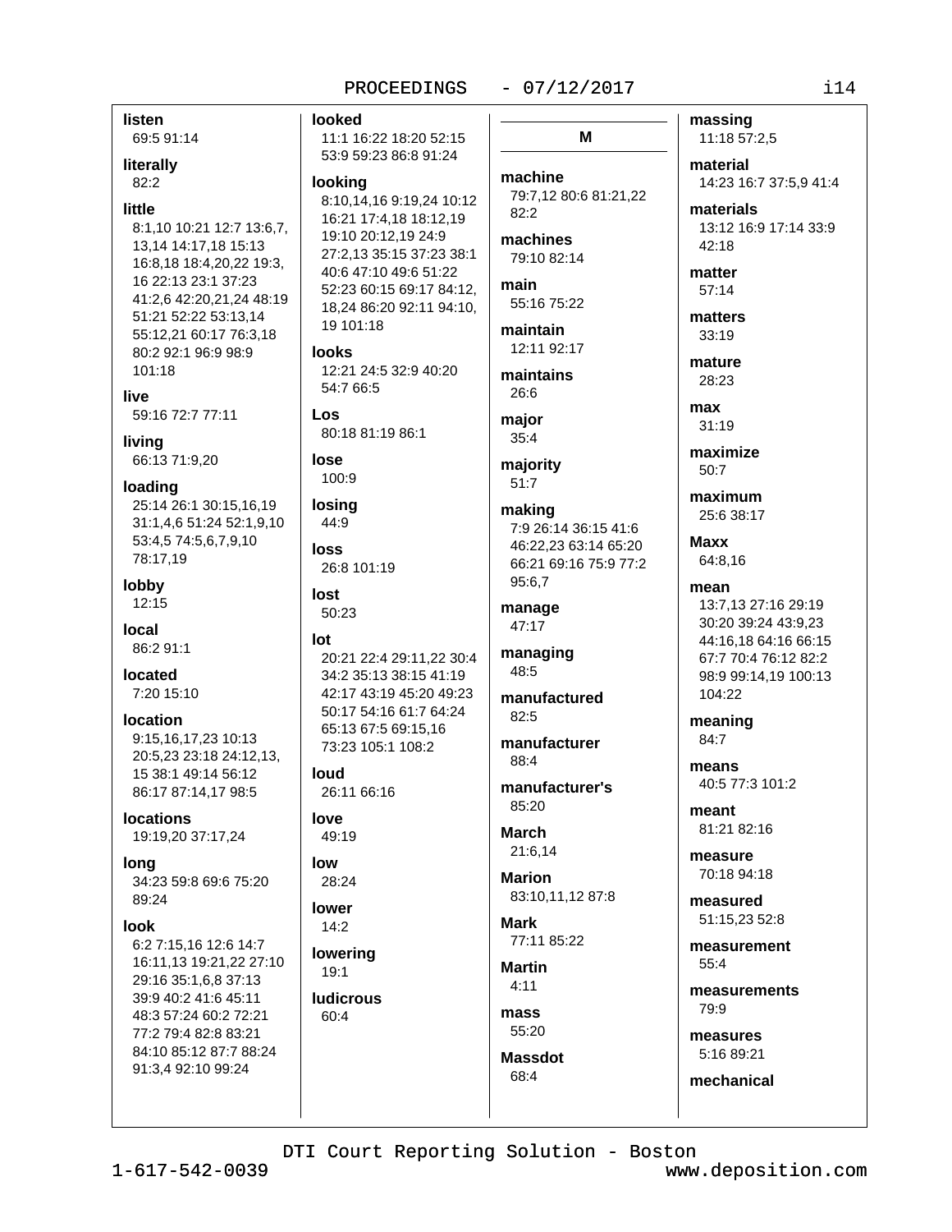**listen**
69:5 91:14

**literally**
82:2

**little**
8:1,10 10:21 12:7 13:6,7, 13,14 14:17,18 15:13 16:8,18 18:4,20,22 19:3, 16 22:13 23:1 37:23 41:2,6 42:20,21,24 48:19 51:21 52:22 53:13,14 55:12,21 60:17 76:3,18 80:2 92:1 96:9 98:9 101:18

**live**
59:16 72:7 77:11

**living**
66:13 71:9,20

**loading**
25:14 26:1 30:15,16,19 31:1,4,6 51:24 52:1,9,10 53:4,5 74:5,6,7,9,10 78:17,19

**lobby**
12:15

**local**
86:2 91:1

**located**
7:20 15:10

**location**
9:15,16,17,23 10:13 20:5,23 23:18 24:12,13, 15 38:1 49:14 56:12 86:17 87:14,17 98:5

**locations**
19:19,20 37:17,24

**long**
34:23 59:8 69:6 75:20 89:24

**look**
6:2 7:15,16 12:6 14:7 16:11,13 19:21,22 27:10 29:16 35:1,6,8 37:13 39:9 40:2 41:6 45:11 48:3 57:24 60:2 72:21 77:2 79:4 82:8 83:21 84:10 85:12 87:7 88:24 91:3,4 92:10 99:24

**looked**
11:1 16:22 18:20 52:15 53:9 59:23 86:8 91:24

**looking**
8:10,14,16 9:19,24 10:12 16:21 17:4,18 18:12,19 19:10 20:12,19 24:9 27:2,13 35:15 37:23 38:1 40:6 47:10 49:6 51:22 52:23 60:15 69:17 84:12, 18,24 86:20 92:11 94:10, 19 101:18

**looks**
12:21 24:5 32:9 40:20 54:7 66:5

**Los**
80:18 81:19 86:1

**lose**
100:9

**losing**
44:9

**loss**
26:8 101:19

**lost**
50:23

**lot**
20:21 22:4 29:11,22 30:4 34:2 35:13 38:15 41:19 42:17 43:19 45:20 49:23 50:17 54:16 61:7 64:24 65:13 67:5 69:15,16 73:23 105:1 108:2

**loud**
26:11 66:16

**love**
49:19

**low**
28:24

**lower**
14:2

**lowering**
19:1

**ludicrous**
60:4

## M

**machine**
79:7,12 80:6 81:21,22 82:2

**machines**
79:10 82:14

**main**
55:16 75:22

**maintain**
12:11 92:17

**maintains**
26:6

**major**
35:4

**majority**
51:7

**making**
7:9 26:14 36:15 41:6 46:22,23 63:14 65:20 66:21 69:16 75:9 77:2 95:6,7

**manage**
47:17

**managing**
48:5

**manufactured**
82:5

**manufacturer**
88:4

**manufacturer's**
85:20

**March**
21:6,14

**Marion**
83:10,11,12 87:8

**Mark**
77:11 85:22

**Martin**
4:11

**mass**
55:20

**Massdot**
68:4

**massing**
11:18 57:2,5

**material**
14:23 16:7 37:5,9 41:4

**materials**
13:12 16:9 17:14 33:9 42:18

**matter**
57:14

**matters**
33:19

**mature**
28:23

**max**
31:19

**maximize**
50:7

**maximum**
25:6 38:17

**Maxx**
64:8,16

**mean**
13:7,13 27:16 29:19 30:20 39:24 43:9,23 44:16,18 64:16 66:15 67:7 70:4 76:12 82:2 98:9 99:14,19 100:13 104:22

**meaning**
84:7

**means**
40:5 77:3 101:2

**meant**
81:21 82:16

**measure**
70:18 94:18

**measured**
51:15,23 52:8

**measurement**
55:4

**measurements**
79:9

**measures**
5:16 89:21

**mechanical**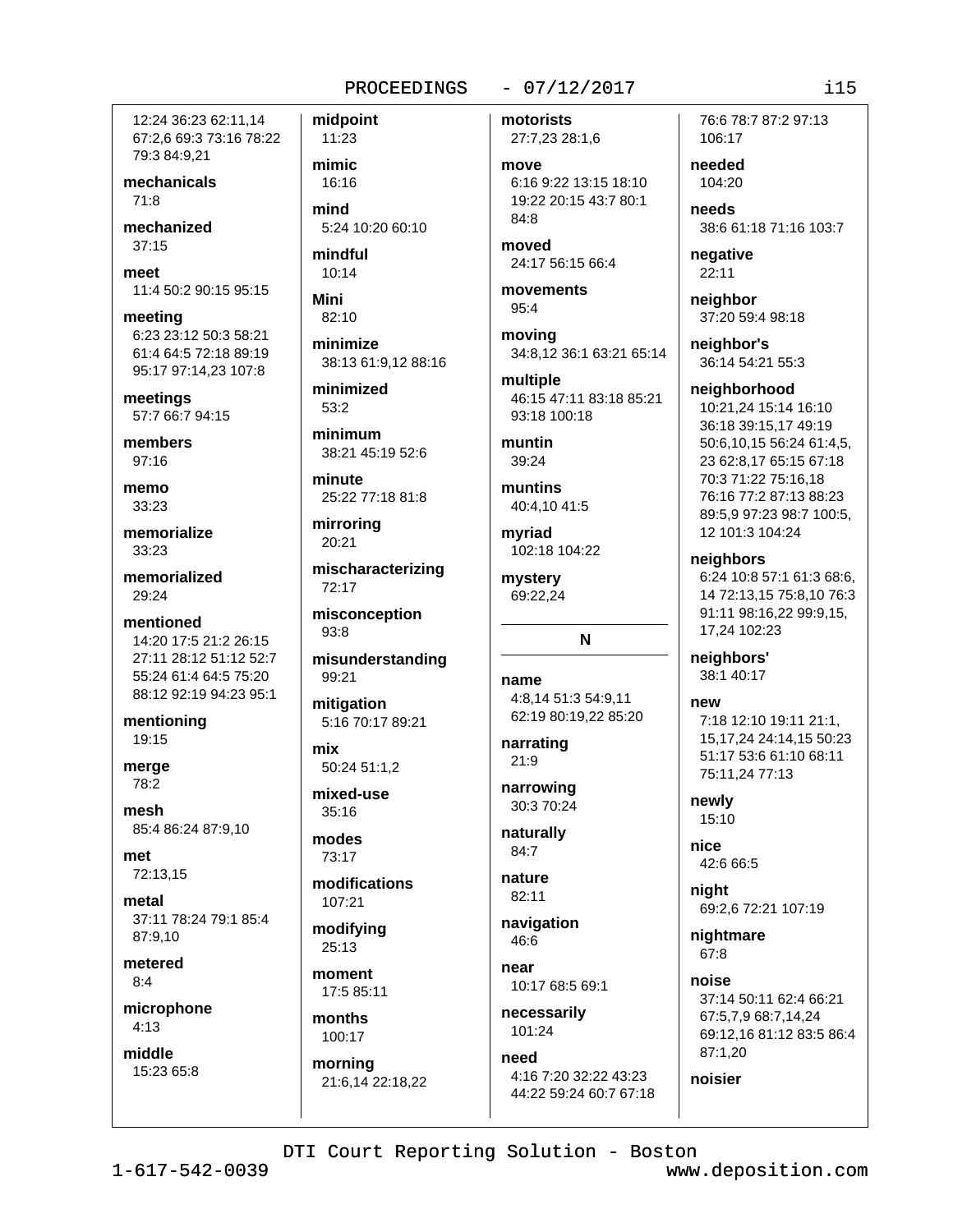12:24 36:23 62:11,14 67:2,6 69:3 73:16 78:22 79:3 84:9,21

**mechanicals**
71:8

**mechanized**
37:15

**meet**
11:4 50:2 90:15 95:15

**meeting**
6:23 23:12 50:3 58:21 61:4 64:5 72:18 89:19 95:17 97:14,23 107:8

**meetings**
57:7 66:7 94:15

**members**
97:16

**memo**
33:23

**memorialize**
33:23

**memorialized**
29:24

**mentioned**
14:20 17:5 21:2 26:15 27:11 28:12 51:12 52:7 55:24 61:4 64:5 75:20 88:12 92:19 94:23 95:1

**mentioning**
19:15

**merge**
78:2

**mesh**
85:4 86:24 87:9,10

**met**
72:13,15

**metal**
37:11 78:24 79:1 85:4 87:9,10

**metered**
8:4

**microphone**
4:13

**middle**
15:23 65:8

**midpoint**
11:23

**mimic**
16:16

**mind**
5:24 10:20 60:10

**mindful**
10:14

**Mini**
82:10

**minimize**
38:13 61:9,12 88:16

**minimized**
53:2

**minimum**
38:21 45:19 52:6

**minute**
25:22 77:18 81:8

**mirroring**
20:21

**mischaracterizing**
72:17

**misconception**
93:8

**misunderstanding**
99:21

**mitigation**
5:16 70:17 89:21

**mix**
50:24 51:1,2

**mixed-use**
35:16

**modes**
73:17

**modifications**
107:21

**modifying**
25:13

**moment**
17:5 85:11

**months**
100:17

**morning**
21:6,14 22:18,22

**motorists**
27:7,23 28:1,6

**move**
6:16 9:22 13:15 18:10 19:22 20:15 43:7 80:1 84:8

**moved**
24:17 56:15 66:4

**movements**
95:4

**moving**
34:8,12 36:1 63:21 65:14

**multiple**
46:15 47:11 83:18 85:21 93:18 100:18

**muntin**
39:24

**muntins**
40:4,10 41:5

**myriad**
102:18 104:22

**mystery**
69:22,24

## N

**name**
4:8,14 51:3 54:9,11 62:19 80:19,22 85:20

**narrating**
21:9

**narrowing**
30:3 70:24

**naturally**
84:7

**nature**
82:11

**navigation**
46:6

**near**
10:17 68:5 69:1

**necessarily**
101:24

**need**
4:16 7:20 32:22 43:23 44:22 59:24 60:7 67:18 76:6 78:7 87:2 97:13 106:17

**needed**
104:20

**needs**
38:6 61:18 71:16 103:7

**negative**
22:11

**neighbor**
37:20 59:4 98:18

**neighbor's**
36:14 54:21 55:3

**neighborhood**
10:21,24 15:14 16:10 36:18 39:15,17 49:19 50:6,10,15 56:24 61:4,5, 23 62:8,17 65:15 67:18 70:3 71:22 75:16,18 76:16 77:2 87:13 88:23 89:5,9 97:23 98:7 100:5, 12 101:3 104:24

**neighbors**
6:24 10:8 57:1 61:3 68:6, 14 72:13,15 75:8,10 76:3 91:11 98:16,22 99:9,15, 17,24 102:23

**neighbors'**
38:1 40:17

**new**
7:18 12:10 19:11 21:1, 15,17,24 24:14,15 50:23 51:17 53:6 61:10 68:11 75:11,24 77:13

**newly**
15:10

**nice**
42:6 66:5

**night**
69:2,6 72:21 107:19

**nightmare**
67:8

**noise**
37:14 50:11 62:4 66:21 67:5,7,9 68:7,14,24 69:12,16 81:12 83:5 86:4 87:1,20

**noisier**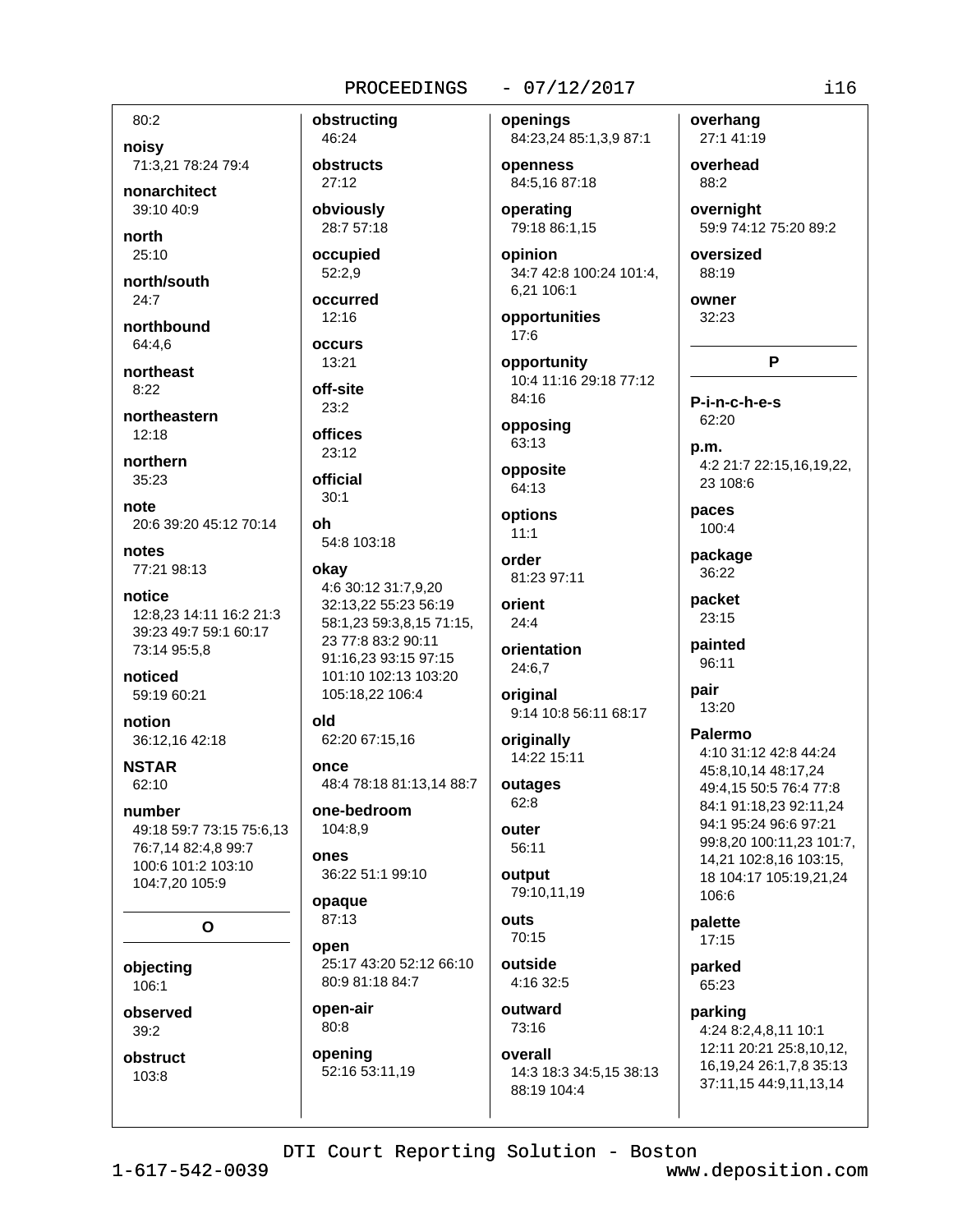80:2

**noisy**
71:3,21 78:24 79:4

**nonarchitect**
39:10 40:9

**north**
25:10

**north/south**
24:7

**northbound**
64:4,6

**northeast**
8:22

**northeastern**
12:18

**northern**
35:23

**note**
20:6 39:20 45:12 70:14

**notes**
77:21 98:13

**notice**
12:8,23 14:11 16:2 21:3 39:23 49:7 59:1 60:17 73:14 95:5,8

**noticed**
59:19 60:21

**notion**
36:12,16 42:18

**NSTAR**
62:10

**number**
49:18 59:7 73:15 75:6,13 76:7,14 82:4,8 99:7 100:6 101:2 103:10 104:7,20 105:9

## O

**objecting**
106:1

**observed**
39:2

**obstruct**
103:8

**obstructing**
46:24

**obstructs**
27:12

**obviously**
28:7 57:18

**occupied**
52:2,9

**occurred**
12:16

**occurs**
13:21

**off-site**
23:2

**offices**
23:12

**official**
30:1

**oh**
54:8 103:18

**okay**
4:6 30:12 31:7,9,20 32:13,22 55:23 56:19 58:1,23 59:3,8,15 71:15, 23 77:8 83:2 90:11 91:16,23 93:15 97:15 101:10 102:13 103:20 105:18,22 106:4

**old**
62:20 67:15,16

**once**
48:4 78:18 81:13,14 88:7

**one-bedroom**
104:8,9

**ones**
36:22 51:1 99:10

**opaque**
87:13

**open**
25:17 43:20 52:12 66:10 80:9 81:18 84:7

**open-air**
80:8

**opening**
52:16 53:11,19

**openings**
84:23,24 85:1,3,9 87:1

**openness**
84:5,16 87:18

**operating**
79:18 86:1,15

**opinion**
34:7 42:8 100:24 101:4, 6,21 106:1

**opportunities**
17:6

**opportunity**
10:4 11:16 29:18 77:12 84:16

**opposing**
63:13

**opposite**
64:13

**options**
11:1

**order**
81:23 97:11

**orient**
24:4

**orientation**
24:6,7

**original**
9:14 10:8 56:11 68:17

**originally**
14:22 15:11

**outages**
62:8

**outer**
56:11

**output**
79:10,11,19

**outs**
70:15

**outside**
4:16 32:5

**outward**
73:16

**overall**
14:3 18:3 34:5,15 38:13 88:19 104:4

**overhang**
27:1 41:19

**overhead**
88:2

**overnight**
59:9 74:12 75:20 89:2

**oversized**
88:19

**owner**
32:23

## P

**P-i-n-c-h-e-s**
62:20

**p.m.**
4:2 21:7 22:15,16,19,22, 23 108:6

**paces**
100:4

**package**
36:22

**packet**
23:15

**painted**
96:11

**pair**
13:20

**Palermo**
4:10 31:12 42:8 44:24 45:8,10,14 48:17,24 49:4,15 50:5 76:4 77:8 84:1 91:18,23 92:11,24 94:1 95:24 96:6 97:21 99:8,20 100:11,23 101:7, 14,21 102:8,16 103:15, 18 104:17 105:19,21,24 106:6

**palette**
17:15

**parked**
65:23

**parking**
4:24 8:2,4,8,11 10:1 12:11 20:21 25:8,10,12, 16,19,24 26:1,7,8 35:13 37:11,15 44:9,11,13,14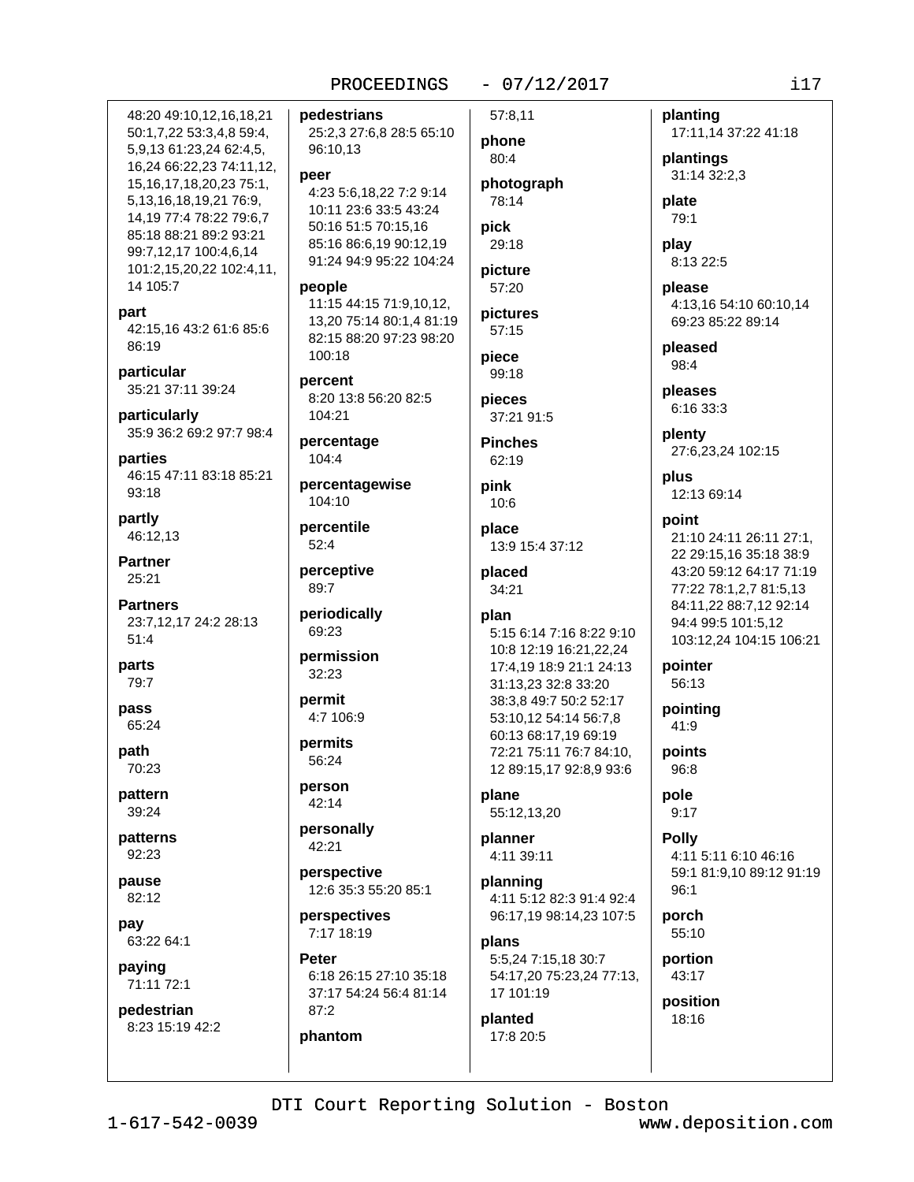48:20 49:10,12,16,18,21 50:1,7,22 53:3,4,8 59:4, 5,9,13 61:23,24 62:4,5, 16,24 66:22,23 74:11,12, 15,16,17,18,20,23 75:1, 5,13,16,18,19,21 76:9, 14,19 77:4 78:22 79:6,7 85:18 88:21 89:2 93:21 99:7,12,17 100:4,6,14 101:2,15,20,22 102:4,11, 14 105:7

**part**
42:15,16 43:2 61:6 85:6 86:19

**particular**
35:21 37:11 39:24

**particularly**
35:9 36:2 69:2 97:7 98:4

**parties**
46:15 47:11 83:18 85:21 93:18

**partly**
46:12,13

**Partner**
25:21

**Partners**
23:7,12,17 24:2 28:13 51:4

**parts**
79:7

**pass**
65:24

**path**
70:23

**pattern**
39:24

**patterns**
92:23

**pause**
82:12

**pay**
63:22 64:1

**paying**
71:11 72:1

**pedestrian**
8:23 15:19 42:2

**pedestrians**
25:2,3 27:6,8 28:5 65:10 96:10,13

**peer**
4:23 5:6,18,22 7:2 9:14 10:11 23:6 33:5 43:24 50:16 51:5 70:15,16 85:16 86:6,19 90:12,19 91:24 94:9 95:22 104:24

**people**
11:15 44:15 71:9,10,12, 13,20 75:14 80:1,4 81:19 82:15 88:20 97:23 98:20 100:18

**percent**
8:20 13:8 56:20 82:5 104:21

**percentage**
104:4

**percentagewise**
104:10

**percentile**
52:4

**perceptive**
89:7

**periodically**
69:23

**permission**
32:23

**permit**
4:7 106:9

**permits**
56:24

**person**
42:14

**personally**
42:21

**perspective**
12:6 35:3 55:20 85:1

**perspectives**
7:17 18:19

**Peter**
6:18 26:15 27:10 35:18 37:17 54:24 56:4 81:14 87:2

**phantom**
57:8,11

**phone**
80:4

**photograph**
78:14

**pick**
29:18

**picture**
57:20

**pictures**
57:15

**piece**
99:18

**pieces**
37:21 91:5

**Pinches**
62:19

**pink**
10:6

**place**
13:9 15:4 37:12

**placed**
34:21

**plan**
5:15 6:14 7:16 8:22 9:10 10:8 12:19 16:21,22,24 17:4,19 18:9 21:1 24:13 31:13,23 32:8 33:20 38:3,8 49:7 50:2 52:17 53:10,12 54:14 56:7,8 60:13 68:17,19 69:19 72:21 75:11 76:7 84:10, 12 89:15,17 92:8,9 93:6

**plane**
55:12,13,20

**planner**
4:11 39:11

**planning**
4:11 5:12 82:3 91:4 92:4 96:17,19 98:14,23 107:5

**plans**
5:5,24 7:15,18 30:7 54:17,20 75:23,24 77:13, 17 101:19

**planted**
17:8 20:5

**planting**
17:11,14 37:22 41:18

**plantings**
31:14 32:2,3

**plate**
79:1

**play**
8:13 22:5

**please**
4:13,16 54:10 60:10,14 69:23 85:22 89:14

**pleased**
98:4

**pleases**
6:16 33:3

**plenty**
27:6,23,24 102:15

**plus**
12:13 69:14

**point**
21:10 24:11 26:11 27:1, 22 29:15,16 35:18 38:9 43:20 59:12 64:17 71:19 77:22 78:1,2,7 81:5,13 84:11,22 88:7,12 92:14 94:4 99:5 101:5,12 103:12,24 104:15 106:21

**pointer**
56:13

**pointing**
41:9

**points**
96:8

**pole**
9:17

**Polly**
4:11 5:11 6:10 46:16 59:1 81:9,10 89:12 91:19 96:1

**porch**
55:10

**portion**
43:17

**position**
18:16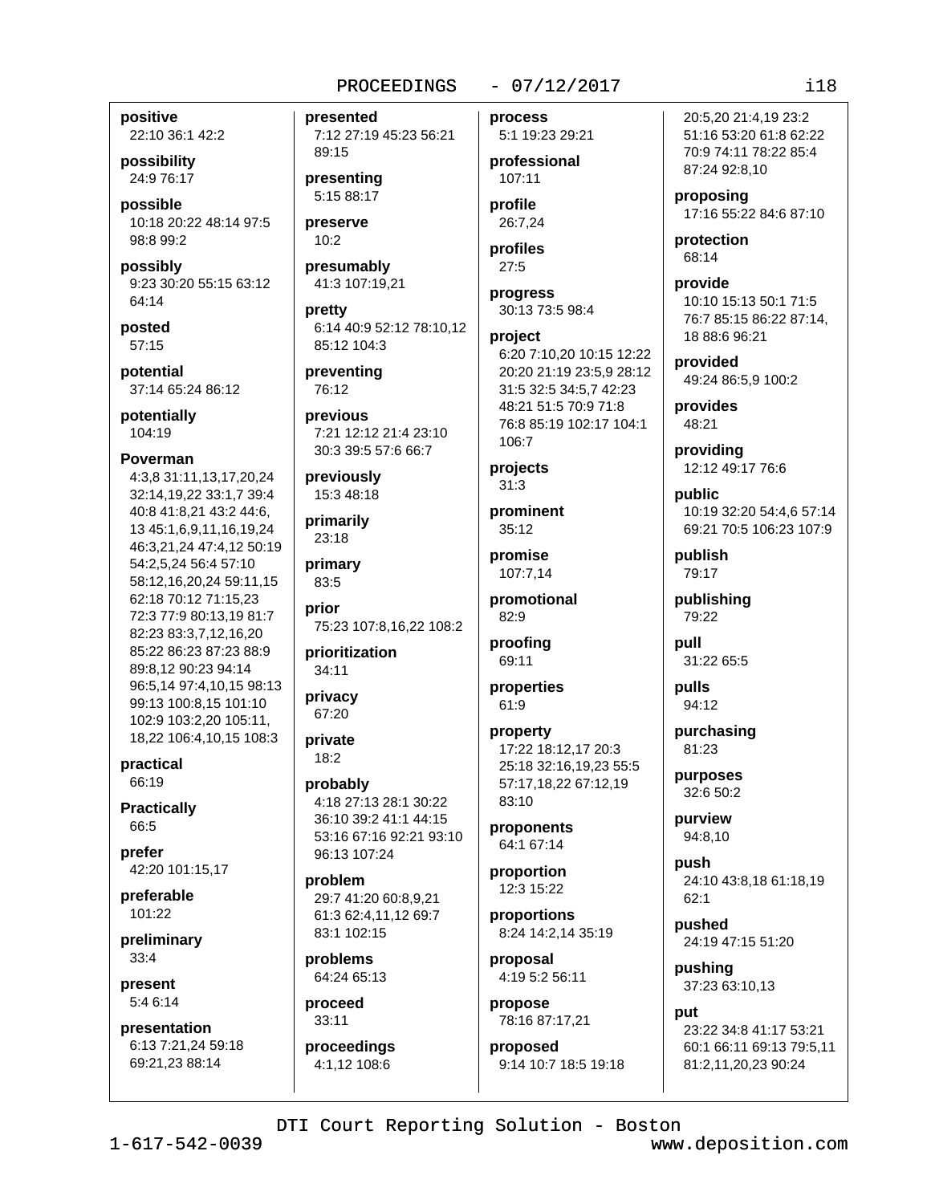**positive**
22:10 36:1 42:2

**possibility**
24:9 76:17

**possible**
10:18 20:22 48:14 97:5 98:8 99:2

**possibly**
9:23 30:20 55:15 63:12 64:14

**posted**
57:15

**potential**
37:14 65:24 86:12

**potentially**
104:19

**Poverman**
4:3,8 31:11,13,17,20,24 32:14,19,22 33:1,7 39:4 40:8 41:8,21 43:2 44:6, 13 45:1,6,9,11,16,19,24 46:3,21,24 47:4,12 50:19 54:2,5,24 56:4 57:10 58:12,16,20,24 59:11,15 62:18 70:12 71:15,23 72:3 77:9 80:13,19 81:7 82:23 83:3,7,12,16,20 85:22 86:23 87:23 88:9 89:8,12 90:23 94:14 96:5,14 97:4,10,15 98:13 99:13 100:8,15 101:10 102:9 103:2,20 105:11, 18,22 106:4,10,15 108:3

**practical**
66:19

**Practically**
66:5

**prefer**
42:20 101:15,17

**preferable**
101:22

**preliminary**
33:4

**present**
5:4 6:14

**presentation**
6:13 7:21,24 59:18 69:21,23 88:14

**presented**
7:12 27:19 45:23 56:21 89:15

**presenting**
5:15 88:17

**preserve**
10:2

**presumably**
41:3 107:19,21

**pretty**
6:14 40:9 52:12 78:10,12 85:12 104:3

**preventing**
76:12

**previous**
7:21 12:12 21:4 23:10 30:3 39:5 57:6 66:7

**previously**
15:3 48:18

**primarily**
23:18

**primary**
83:5

**prior**
75:23 107:8,16,22 108:2

**prioritization**
34:11

**privacy**
67:20

**private**
18:2

**probably**
4:18 27:13 28:1 30:22 36:10 39:2 41:1 44:15 53:16 67:16 92:21 93:10 96:13 107:24

**problem**
29:7 41:20 60:8,9,21 61:3 62:4,11,12 69:7 83:1 102:15

**problems**
64:24 65:13

**proceed**
33:11

**proceedings**
4:1,12 108:6

**process**
5:1 19:23 29:21

**professional**
107:11

**profile**
26:7,24

**profiles**
27:5

**progress**
30:13 73:5 98:4

**project**
6:20 7:10,20 10:15 12:22 20:20 21:19 23:5,9 28:12 31:5 32:5 34:5,7 42:23 48:21 51:5 70:9 71:8 76:8 85:19 102:17 104:1 106:7

**projects**
31:3

**prominent**
35:12

**promise**
107:7,14

**promotional**
82:9

**proofing**
69:11

**properties**
61:9

**property**
17:22 18:12,17 20:3 25:18 32:16,19,23 55:5 57:17,18,22 67:12,19 83:10

**proponents**
64:1 67:14

**proportion**
12:3 15:22

**proportions**
8:24 14:2,14 35:19

**proposal**
4:19 5:2 56:11

**propose**
78:16 87:17,21

**proposed**
9:14 10:7 18:5 19:18 20:5,20 21:4,19 23:2 51:16 53:20 61:8 62:22 70:9 74:11 78:22 85:4 87:24 92:8,10

**proposing**
17:16 55:22 84:6 87:10

**protection**
68:14

**provide**
10:10 15:13 50:1 71:5 76:7 85:15 86:22 87:14, 18 88:6 96:21

**provided**
49:24 86:5,9 100:2

**provides**
48:21

**providing**
12:12 49:17 76:6

**public**
10:19 32:20 54:4,6 57:14 69:21 70:5 106:23 107:9

**publish**
79:17

**publishing**
79:22

**pull**
31:22 65:5

**pulls**
94:12

**purchasing**
81:23

**purposes**
32:6 50:2

**purview**
94:8,10

**push**
24:10 43:8,18 61:18,19 62:1

**pushed**
24:19 47:15 51:20

**pushing**
37:23 63:10,13

**put**
23:22 34:8 41:17 53:21 60:1 66:11 69:13 79:5,11 81:2,11,20,23 90:24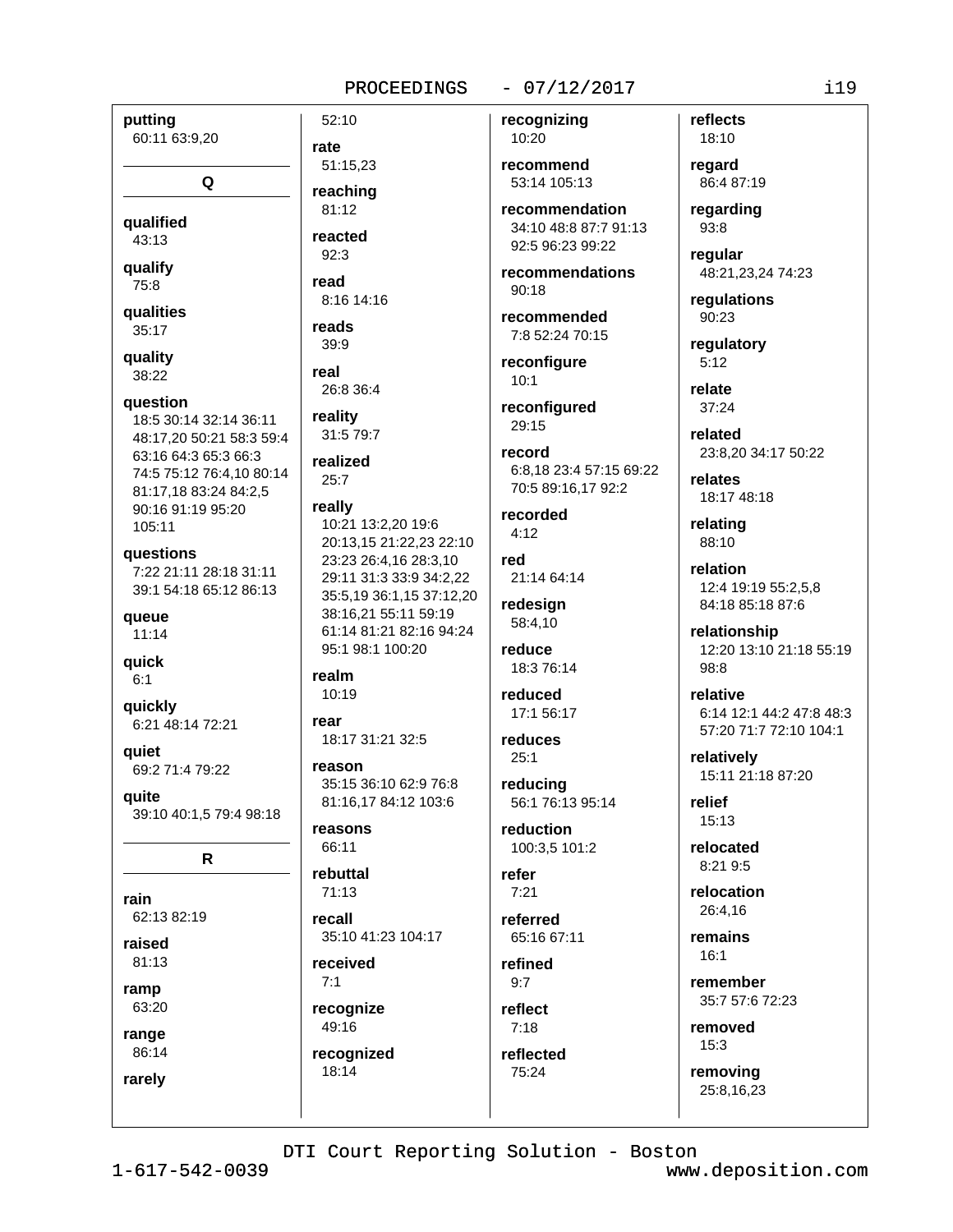**putting**
60:11 63:9,20

**Q**

**qualified**
43:13

**qualify**
75:8

**qualities**
35:17

**quality**
38:22

**question**
18:5 30:14 32:14 36:11 48:17,20 50:21 58:3 59:4 63:16 64:3 65:3 66:3 74:5 75:12 76:4,10 80:14 81:17,18 83:24 84:2,5 90:16 91:19 95:20 105:11

**questions**
7:22 21:11 28:18 31:11 39:1 54:18 65:12 86:13

**queue**
11:14

**quick**
6:1

**quickly**
6:21 48:14 72:21

**quiet**
69:2 71:4 79:22

**quite**
39:10 40:1,5 79:4 98:18

**R**

**rain**
62:13 82:19

**raised**
81:13

**ramp**
63:20

**range**
86:14

**rarely**
52:10

**rate**
51:15,23

**reaching**
81:12

**reacted**
92:3

**read**
8:16 14:16

**reads**
39:9

**real**
26:8 36:4

**reality**
31:5 79:7

**realized**
25:7

**really**
10:21 13:2,20 19:6 20:13,15 21:22,23 22:10 23:23 26:4,16 28:3,10 29:11 31:3 33:9 34:2,22 35:5,19 36:1,15 37:12,20 38:16,21 55:11 59:19 61:14 81:21 82:16 94:24 95:1 98:1 100:20

**realm**
10:19

**rear**
18:17 31:21 32:5

**reason**
35:15 36:10 62:9 76:8 81:16,17 84:12 103:6

**reasons**
66:11

**rebuttal**
71:13

**recall**
35:10 41:23 104:17

**received**
7:1

**recognize**
49:16

**recognized**
18:14

**recognizing**
10:20

**recommend**
53:14 105:13

**recommendation**
34:10 48:8 87:7 91:13 92:5 96:23 99:22

**recommendations**
90:18

**recommended**
7:8 52:24 70:15

**reconfigure**
10:1

**reconfigured**
29:15

**record**
6:8,18 23:4 57:15 69:22 70:5 89:16,17 92:2

**recorded**
4:12

**red**
21:14 64:14

**redesign**
58:4,10

**reduce**
18:3 76:14

**reduced**
17:1 56:17

**reduces**
25:1

**reducing**
56:1 76:13 95:14

**reduction**
100:3,5 101:2

**refer**
7:21

**referred**
65:16 67:11

**refined**
9:7

**reflect**
7:18

**reflected**
75:24

**reflects**
18:10

**regard**
86:4 87:19

**regarding**
93:8

**regular**
48:21,23,24 74:23

**regulations**
90:23

**regulatory**
5:12

**relate**
37:24

**related**
23:8,20 34:17 50:22

**relates**
18:17 48:18

**relating**
88:10

**relation**
12:4 19:19 55:2,5,8 84:18 85:18 87:6

**relationship**
12:20 13:10 21:18 55:19 98:8

**relative**
6:14 12:1 44:2 47:8 48:3 57:20 71:7 72:10 104:1

**relatively**
15:11 21:18 87:20

**relief**
15:13

**relocated**
8:21 9:5

**relocation**
26:4,16

**remains**
16:1

**remember**
35:7 57:6 72:23

**removed**
15:3

**removing**
25:8,16,23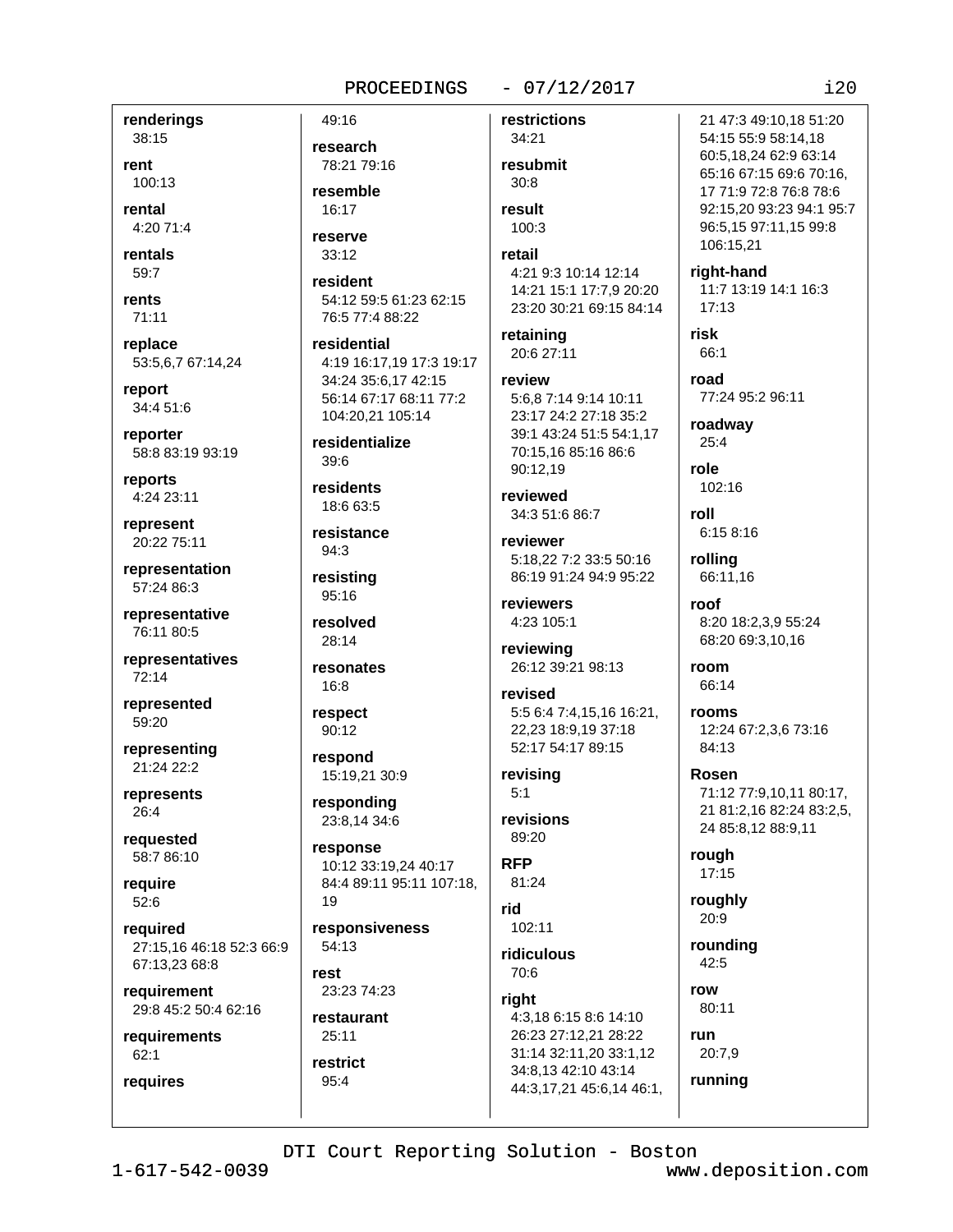**renderings**
38:15

**rent**
100:13

**rental**
4:20 71:4

**rentals**
59:7

**rents**
71:11

**replace**
53:5,6,7 67:14,24

**report**
34:4 51:6

**reporter**
58:8 83:19 93:19

**reports**
4:24 23:11

**represent**
20:22 75:11

**representation**
57:24 86:3

**representative**
76:11 80:5

**representatives**
72:14

**represented**
59:20

**representing**
21:24 22:2

**represents**
26:4

**requested**
58:7 86:10

**require**
52:6

**required**
27:15,16 46:18 52:3 66:9 67:13,23 68:8

**requirement**
29:8 45:2 50:4 62:16

**requirements**
62:1

**requires**
49:16

**research**
78:21 79:16

**resemble**
16:17

**reserve**
33:12

**resident**
54:12 59:5 61:23 62:15 76:5 77:4 88:22

**residential**
4:19 16:17,19 17:3 19:17 34:24 35:6,17 42:15 56:14 67:17 68:11 77:2 104:20,21 105:14

**residentialize**
39:6

**residents**
18:6 63:5

**resistance**
94:3

**resisting**
95:16

**resolved**
28:14

**resonates**
16:8

**respect**
90:12

**respond**
15:19,21 30:9

**responding**
23:8,14 34:6

**response**
10:12 33:19,24 40:17 84:4 89:11 95:11 107:18, 19

**responsiveness**
54:13

**rest**
23:23 74:23

**restaurant**
25:11

**restrict**
95:4

**restrictions**
34:21

**resubmit**
30:8

**result**
100:3

**retail**
4:21 9:3 10:14 12:14 14:21 15:1 17:7,9 20:20 23:20 30:21 69:15 84:14

**retaining**
20:6 27:11

**review**
5:6,8 7:14 9:14 10:11 23:17 24:2 27:18 35:2 39:1 43:24 51:5 54:1,17 70:15,16 85:16 86:6 90:12,19

**reviewed**
34:3 51:6 86:7

**reviewer**
5:18,22 7:2 33:5 50:16 86:19 91:24 94:9 95:22

**reviewers**
4:23 105:1

**reviewing**
26:12 39:21 98:13

**revised**
5:5 6:4 7:4,15,16 16:21, 22,23 18:9,19 37:18 52:17 54:17 89:15

**revising**
5:1

**revisions**
89:20

**RFP**
81:24

**rid**
102:11

**ridiculous**
70:6

**right**
4:3,18 6:15 8:6 14:10 26:23 27:12,21 28:22 31:14 32:11,20 33:1,12 34:8,13 42:10 43:14 44:3,17,21 45:6,14 46:1, 21 47:3 49:10,18 51:20 54:15 55:9 58:14,18 60:5,18,24 62:9 63:14 65:16 67:15 69:6 70:16, 17 71:9 72:8 76:8 78:6 92:15,20 93:23 94:1 95:7 96:5,15 97:11,15 99:8 106:15,21

**right-hand**
11:7 13:19 14:1 16:3 17:13

**risk**
66:1

**road**
77:24 95:2 96:11

**roadway**
25:4

**role**
102:16

**roll**
6:15 8:16

**rolling**
66:11,16

**roof**
8:20 18:2,3,9 55:24 68:20 69:3,10,16

**room**
66:14

**rooms**
12:24 67:2,3,6 73:16 84:13

**Rosen**
71:12 77:9,10,11 80:17, 21 81:2,16 82:24 83:2,5, 24 85:8,12 88:9,11

**rough**
17:15

**roughly**
20:9

**rounding**
42:5

**row**
80:11

**run**
20:7,9

**running**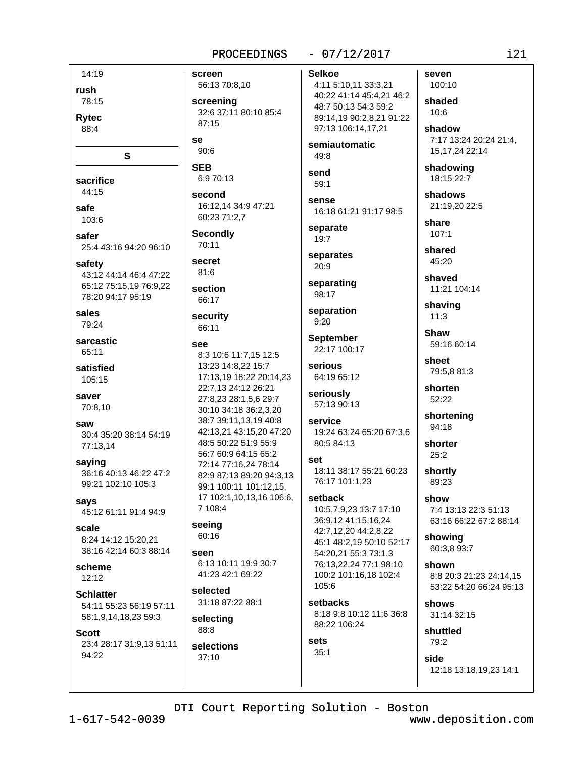14:19

**rush**
78:15

**Rytec**
88:4

## S

**sacrifice**
44:15

**safe**
103:6

**safer**
25:4 43:16 94:20 96:10

**safety**
43:12 44:14 46:4 47:22 65:12 75:15,19 76:9,22 78:20 94:17 95:19

**sales**
79:24

**sarcastic**
65:11

**satisfied**
105:15

**saver**
70:8,10

**saw**
30:4 35:20 38:14 54:19 77:13,14

**saying**
36:16 40:13 46:22 47:2 99:21 102:10 105:3

**says**
45:12 61:11 91:4 94:9

**scale**
8:24 14:12 15:20,21 38:16 42:14 60:3 88:14

**scheme**
12:12

**Schlatter**
54:11 55:23 56:19 57:11 58:1,9,14,18,23 59:3

**Scott**
23:4 28:17 31:9,13 51:11 94:22

**screen**
56:13 70:8,10

**screening**
32:6 37:11 80:10 85:4 87:15

**se**
90:6

**SEB**
6:9 70:13

**second**
16:12,14 34:9 47:21 60:23 71:2,7

**Secondly**
70:11

**secret**
81:6

**section**
66:17

**security**
66:11

**see**
8:3 10:6 11:7,15 12:5 13:23 14:8,22 15:7 17:13,19 18:22 20:14,23 22:7,13 24:12 26:21 27:8,23 28:1,5,6 29:7 30:10 34:18 36:2,3,20 38:7 39:11,13,19 40:8 42:13,21 43:15,20 47:20 48:5 50:22 51:9 55:9 56:7 60:9 64:15 65:2 72:14 77:16,24 78:14 82:9 87:13 89:20 94:3,13 99:1 100:11 101:12,15, 17 102:1,10,13,16 106:6, 7 108:4

**seeing**
60:16

**seen**
6:13 10:11 19:9 30:7 41:23 42:1 69:22

**selected**
31:18 87:22 88:1

**selecting**
88:8

**selections**
37:10

**Selkoe**
4:11 5:10,11 33:3,21 40:22 41:14 45:4,21 46:2 48:7 50:13 54:3 59:2 89:14,19 90:2,8,21 91:22 97:13 106:14,17,21

**semiautomatic**
49:8

**send**
59:1

**sense**
16:18 61:21 91:17 98:5

**separate**
19:7

**separates**
20:9

**separating**
98:17

**separation**
9:20

**September**
22:17 100:17

**serious**
64:19 65:12

**seriously**
57:13 90:13

**service**
19:24 63:24 65:20 67:3,6 80:5 84:13

**set**
18:11 38:17 55:21 60:23 76:17 101:1,23

**setback**
10:5,7,9,23 13:7 17:10 36:9,12 41:15,16,24 42:7,12,20 44:2,8,22 45:1 48:2,19 50:10 52:17 54:20,21 55:3 73:1,3 76:13,22,24 77:1 98:10 100:2 101:16,18 102:4 105:6

**setbacks**
8:18 9:8 10:12 11:6 36:8 88:22 106:24

**sets**
35:1

**seven**
100:10

**shaded**
10:6

**shadow**
7:17 13:24 20:24 21:4, 15,17,24 22:14

**shadowing**
18:15 22:7

**shadows**
21:19,20 22:5

**share**
107:1

**shared**
45:20

**shaved**
11:21 104:14

**shaving**
11:3

**Shaw**
59:16 60:14

**sheet**
79:5,8 81:3

**shorten**
52:22

**shortening**
94:18

**shorter**
25:2

**shortly**
89:23

**show**
7:4 13:13 22:3 51:13 63:16 66:22 67:2 88:14

**showing**
60:3,8 93:7

**shown**
8:8 20:3 21:23 24:14,15 53:22 54:20 66:24 95:13

**shows**
31:14 32:15

**shuttled**
79:2

**side**
12:18 13:18,19,23 14:1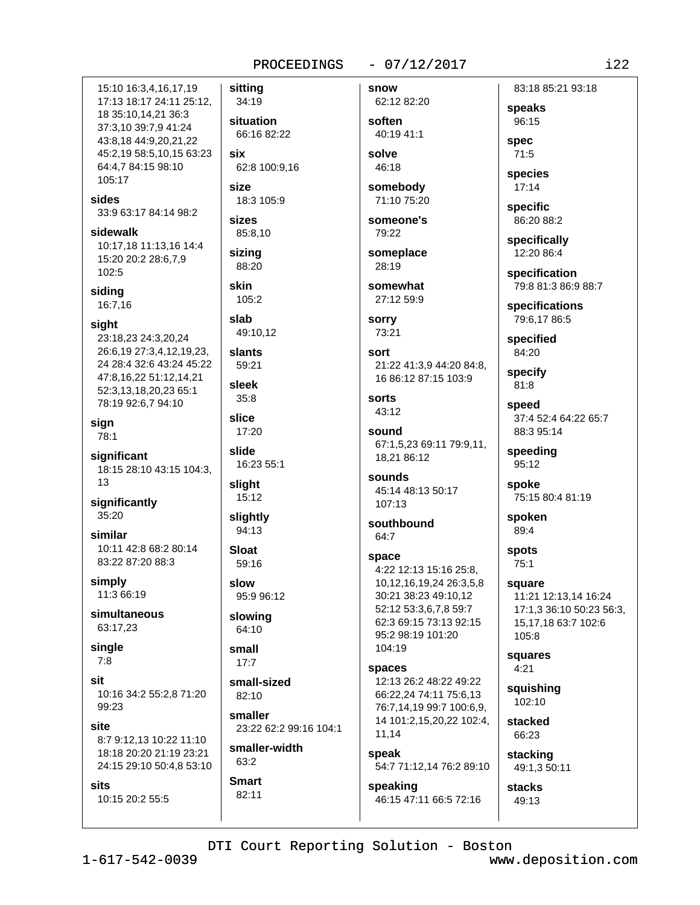15:10 16:3,4,16,17,19 17:13 18:17 24:11 25:12, 18 35:10,14,21 36:3 37:3,10 39:7,9 41:24 43:8,18 44:9,20,21,22 45:2,19 58:5,10,15 63:23 64:4,7 84:15 98:10 105:17

**sides**
33:9 63:17 84:14 98:2

**sidewalk**
10:17,18 11:13,16 14:4 15:20 20:2 28:6,7,9 102:5

**siding**
16:7,16

**sight**
23:18,23 24:3,20,24 26:6,19 27:3,4,12,19,23, 24 28:4 32:6 43:24 45:22 47:8,16,22 51:12,14,21 52:3,13,18,20,23 65:1 78:19 92:6,7 94:10

**sign**
78:1

**significant**
18:15 28:10 43:15 104:3, 13

**significantly**
35:20

**similar**
10:11 42:8 68:2 80:14 83:22 87:20 88:3

**simply**
11:3 66:19

**simultaneous**
63:17,23

**single**
7:8

**sit**
10:16 34:2 55:2,8 71:20 99:23

**site**
8:7 9:12,13 10:22 11:10 18:18 20:20 21:19 23:21 24:15 29:10 50:4,8 53:10

**sits**
10:15 20:2 55:5

**sitting**
34:19

**situation**
66:16 82:22

**six**
62:8 100:9,16

**size**
18:3 105:9

**sizes**
85:8,10

**sizing**
88:20

**skin**
105:2

**slab**
49:10,12

**slants**
59:21

**sleek**
35:8

**slice**
17:20

**slide**
16:23 55:1

**slight**
15:12

**slightly**
94:13

**Sloat**
59:16

**slow**
95:9 96:12

**slowing**
64:10

**small**
17:7

**small-sized**
82:10

**smaller**
23:22 62:2 99:16 104:1

**smaller-width**
63:2

**Smart**
82:11

**snow**
62:12 82:20

**soften**
40:19 41:1

**solve**
46:18

**somebody**
71:10 75:20

**someone's**
79:22

**someplace**
28:19

**somewhat**
27:12 59:9

**sorry**
73:21

**sort**
21:22 41:3,9 44:20 84:8, 16 86:12 87:15 103:9

**sorts**
43:12

**sound**
67:1,5,23 69:11 79:9,11, 18,21 86:12

**sounds**
45:14 48:13 50:17 107:13

**southbound**
64:7

**space**
4:22 12:13 15:16 25:8, 10,12,16,19,24 26:3,5,8 30:21 38:23 49:10,12 52:12 53:3,6,7,8 59:7 62:3 69:15 73:13 92:15 95:2 98:19 101:20 104:19

**spaces**
12:13 26:2 48:22 49:22 66:22,24 74:11 75:6,13 76:7,14,19 99:7 100:6,9, 14 101:2,15,20,22 102:4, 11,14

**speak**
54:7 71:12,14 76:2 89:10

**speaking**
46:15 47:11 66:5 72:16

83:18 85:21 93:18

**speaks**
96:15

**spec**
71:5

**species**
17:14

**specific**
86:20 88:2

**specifically**
12:20 86:4

**specification**
79:8 81:3 86:9 88:7

**specifications**
79:6,17 86:5

**specified**
84:20

**specify**
81:8

**speed**
37:4 52:4 64:22 65:7 88:3 95:14

**speeding**
95:12

**spoke**
75:15 80:4 81:19

**spoken**
89:4

**spots**
75:1

**square**
11:21 12:13,14 16:24 17:1,3 36:10 50:23 56:3, 15,17,18 63:7 102:6 105:8

**squares**
4:21

**squishing**
102:10

**stacked**
66:23

**stacking**
49:1,3 50:11

**stacks**
49:13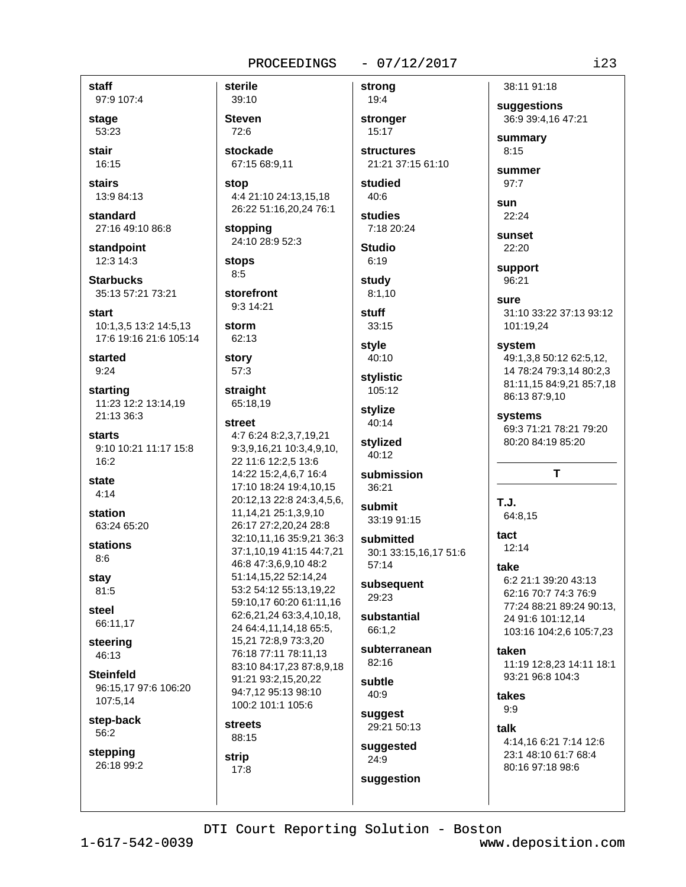**staff**
97:9 107:4

**stage**
53:23

**stair**
16:15

**stairs**
13:9 84:13

**standard**
27:16 49:10 86:8

**standpoint**
12:3 14:3

**Starbucks**
35:13 57:21 73:21

**start**
10:1,3,5 13:2 14:5,13 17:6 19:16 21:6 105:14

**started**
9:24

**starting**
11:23 12:2 13:14,19 21:13 36:3

**starts**
9:10 10:21 11:17 15:8 16:2

**state**
4:14

**station**
63:24 65:20

**stations**
8:6

**stay**
81:5

**steel**
66:11,17

**steering**
46:13

**Steinfeld**
96:15,17 97:6 106:20 107:5,14

**step-back**
56:2

**stepping**
26:18 99:2

**sterile**
39:10

**Steven**
72:6

**stockade**
67:15 68:9,11

**stop**
4:4 21:10 24:13,15,18 26:22 51:16,20,24 76:1

**stopping**
24:10 28:9 52:3

**stops**
8:5

**storefront**
9:3 14:21

**storm**
62:13

**story**
57:3

**straight**
65:18,19

**street**
4:7 6:24 8:2,3,7,19,21 9:3,9,16,21 10:3,4,9,10, 22 11:6 12:2,5 13:6 14:22 15:2,4,6,7 16:4 17:10 18:24 19:4,10,15 20:12,13 22:8 24:3,4,5,6, 11,14,21 25:1,3,9,10 26:17 27:2,20,24 28:8 32:10,11,16 35:9,21 36:3 37:1,10,19 41:15 44:7,21 46:8 47:3,6,9,10 48:2 51:14,15,22 52:14,24 53:2 54:12 55:13,19,22 59:10,17 60:20 61:11,16 62:6,21,24 63:3,4,10,18, 24 64:4,11,14,18 65:5, 15,21 72:8,9 73:3,20 76:18 77:11 78:11,13 83:10 84:17,23 87:8,9,18 91:21 93:2,15,20,22 94:7,12 95:13 98:10 100:2 101:1 105:6

**streets**
88:15

**strip**
17:8

**strong**
19:4

**stronger**
15:17

**structures**
21:21 37:15 61:10

**studied**
40:6

**studies**
7:18 20:24

**Studio**
6:19

**study**
8:1,10

**stuff**
33:15

**style**
40:10

**stylistic**
105:12

**stylize**
40:14

**stylized**
40:12

**submission**
36:21

**submit**
33:19 91:15

**submitted**
30:1 33:15,16,17 51:6 57:14

**subsequent**
29:23

**substantial**
66:1,2

**subterranean**
82:16

**subtle**
40:9

**suggest**
29:21 50:13

**suggested**
24:9

**suggestion**
38:11 91:18

**suggestions**
36:9 39:4,16 47:21

**summary**
8:15

**summer**
97:7

**sun**
22:24

**sunset**
22:20

**support**
96:21

**sure**
31:10 33:22 37:13 93:12 101:19,24

**system**
49:1,3,8 50:12 62:5,12, 14 78:24 79:3,14 80:2,3 81:11,15 84:9,21 85:7,18 86:13 87:9,10

**systems**
69:3 71:21 78:21 79:20 80:20 84:19 85:20

## T

**T.J.**
64:8,15

**tact**
12:14

**take**
6:2 21:1 39:20 43:13 62:16 70:7 74:3 76:9 77:24 88:21 89:24 90:13, 24 91:6 101:12,14 103:16 104:2,6 105:7,23

**taken**
11:19 12:8,23 14:11 18:1 93:21 96:8 104:3

**takes**
9:9

**talk**
4:14,16 6:21 7:14 12:6 23:1 48:10 61:7 68:4 80:16 97:18 98:6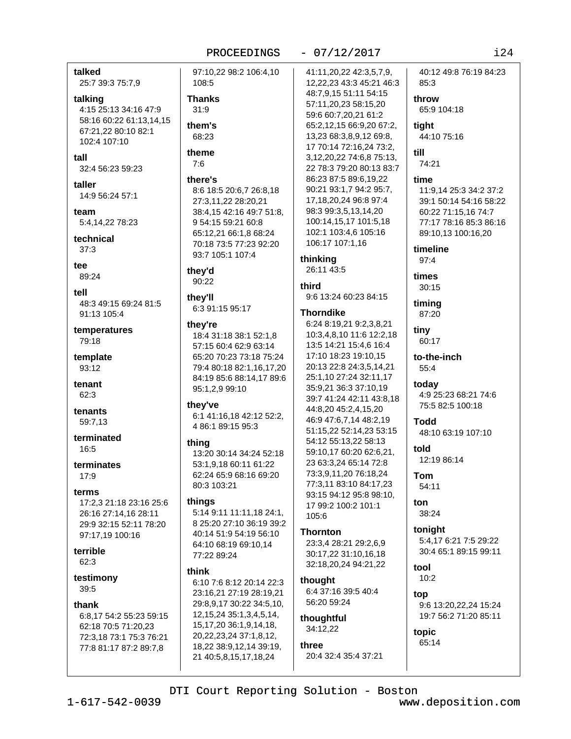**talked**
25:7 39:3 75:7,9

**talking**
4:15 25:13 34:16 47:9 58:16 60:22 61:13,14,15 67:21,22 80:10 82:1 102:4 107:10

**tall**
32:4 56:23 59:23

**taller**
14:9 56:24 57:1

**team**
5:4,14,22 78:23

**technical**
37:3

**tee**
89:24

**tell**
48:3 49:15 69:24 81:5 91:13 105:4

**temperatures**
79:18

**template**
93:12

**tenant**
62:3

**tenants**
59:7,13

**terminated**
16:5

**terminates**
17:9

**terms**
17:2,3 21:18 23:16 25:6 26:16 27:14,16 28:11 29:9 32:15 52:11 78:20 97:17,19 100:16

**terrible**
62:3

**testimony**
39:5

**thank**
6:8,17 54:2 55:23 59:15 62:18 70:5 71:20,23 72:3,18 73:1 75:3 76:21 77:8 81:17 87:2 89:7,8 97:10,22 98:2 106:4,10 108:5

**Thanks**
31:9

**them's**
68:23

**theme**
7:6

**there's**
8:6 18:5 20:6,7 26:8,18 27:3,11,22 28:20,21 38:4,15 42:16 49:7 51:8, 9 54:15 59:21 60:8 65:12,21 66:1,8 68:24 70:18 73:5 77:23 92:20 93:7 105:1 107:4

**they'd**
90:22

**they'll**
6:3 91:15 95:17

**they're**
18:4 31:18 38:1 52:1,8 57:15 60:4 62:9 63:14 65:20 70:23 73:18 75:24 79:4 80:18 82:1,16,17,20 84:19 85:6 88:14,17 89:6 95:1,2,9 99:10

**they've**
6:1 41:16,18 42:12 52:2, 4 86:1 89:15 95:3

**thing**
13:20 30:14 34:24 52:18 53:1,9,18 60:11 61:22 62:24 65:9 68:16 69:20 80:3 103:21

**things**
5:14 9:11 11:11,18 24:1, 8 25:20 27:10 36:19 39:2 40:14 51:9 54:19 56:10 64:10 68:19 69:10,14 77:22 89:24

**think**
6:10 7:6 8:12 20:14 22:3 23:16,21 27:19 28:19,21 29:8,9,17 30:22 34:5,10, 12,15,24 35:1,3,4,5,14, 15,17,20 36:1,9,14,18, 20,22,23,24 37:1,8,12, 18,22 38:9,12,14 39:19, 21 40:5,8,15,17,18,24 41:11,20,22 42:3,5,7,9, 12,22,23 43:3 45:21 46:3 48:7,9,15 51:11 54:15 57:11,20,23 58:15,20 59:6 60:7,20,21 61:2 65:2,12,15 66:9,20 67:2, 13,23 68:3,8,9,12 69:8, 17 70:14 72:16,24 73:2, 3,12,20,22 74:6,8 75:13, 22 78:3 79:20 80:13 83:7 86:23 87:5 89:6,19,22 90:21 93:1,7 94:2 95:7, 17,18,20,24 96:8 97:4 98:3 99:3,5,13,14,20 100:14,15,17 101:5,18 102:1 103:4,6 105:16 106:17 107:1,16

**thinking**
26:11 43:5

**third**
9:6 13:24 60:23 84:15

**Thorndike**
6:24 8:19,21 9:2,3,8,21 10:3,4,8,10 11:6 12:2,18 13:5 14:21 15:4,6 16:4 17:10 18:23 19:10,15 20:13 22:8 24:3,5,14,21 25:1,10 27:24 32:11,17 35:9,21 36:3 37:10,19 39:7 41:24 42:11 43:8,18 44:8,20 45:2,4,15,20 46:9 47:6,7,14 48:2,19 51:15,22 52:14,23 53:15 54:12 55:13,22 58:13 59:10,17 60:20 62:6,21, 23 63:3,24 65:14 72:8 73:3,9,11,20 76:18,24 77:3,11 83:10 84:17,23 93:15 94:12 95:8 98:10, 17 99:2 100:2 101:1 105:6

**Thornton**
23:3,4 28:21 29:2,6,9 30:17,22 31:10,16,18 32:18,20,24 94:21,22

**thought**
6:4 37:16 39:5 40:4 56:20 59:24

**thoughtful**
34:12,22

**three**
20:4 32:4 35:4 37:21 40:12 49:8 76:19 84:23 85:3

**throw**
65:9 104:18

**tight**
44:10 75:16

**till**
74:21

**time**
11:9,14 25:3 34:2 37:2 39:1 50:14 54:16 58:22 60:22 71:15,16 74:7 77:17 78:16 85:3 86:16 89:10,13 100:16,20

**timeline**
97:4

**times**
30:15

**timing**
87:20

**tiny**
60:17

**to-the-inch**
55:4

**today**
4:9 25:23 68:21 74:6 75:5 82:5 100:18

**Todd**
48:10 63:19 107:10

**told**
12:19 86:14

**Tom**
54:11

**ton**
38:24

**tonight**
5:4,17 6:21 7:5 29:22 30:4 65:1 89:15 99:11

**tool**
10:2

**top**
9:6 13:20,22,24 15:24 19:7 56:2 71:20 85:11

**topic**
65:14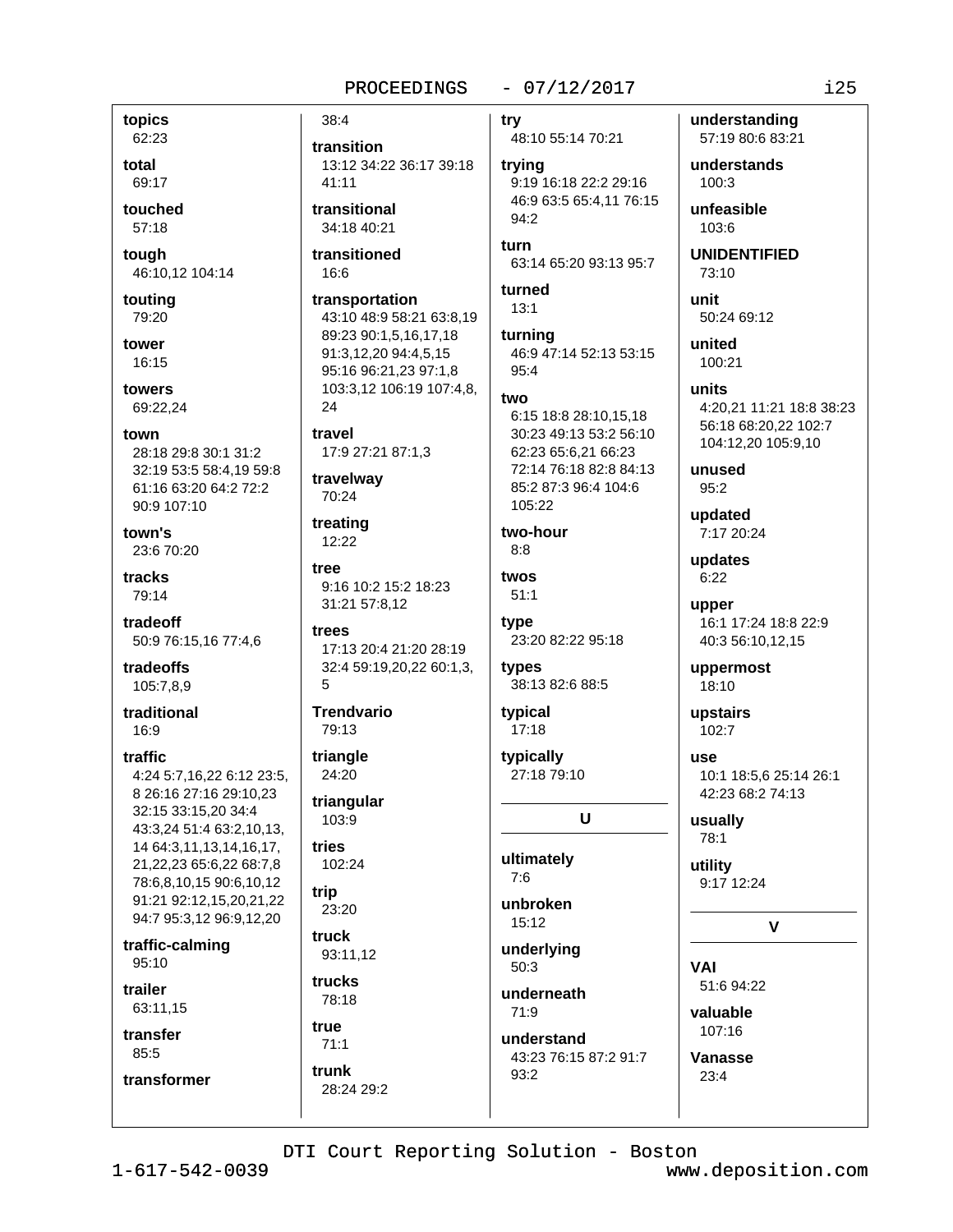**topics**
62:23

**total**
69:17

**touched**
57:18

**tough**
46:10,12 104:14

**touting**
79:20

**tower**
16:15

**towers**
69:22,24

**town**
28:18 29:8 30:1 31:2 32:19 53:5 58:4,19 59:8 61:16 63:20 64:2 72:2 90:9 107:10

**town's**
23:6 70:20

**tracks**
79:14

**tradeoff**
50:9 76:15,16 77:4,6

**tradeoffs**
105:7,8,9

**traditional**
16:9

**traffic**
4:24 5:7,16,22 6:12 23:5, 8 26:16 27:16 29:10,23 32:15 33:15,20 34:4 43:3,24 51:4 63:2,10,13, 14 64:3,11,13,14,16,17, 21,22,23 65:6,22 68:7,8 78:6,8,10,15 90:6,10,12 91:21 92:12,15,20,21,22 94:7 95:3,12 96:9,12,20

**traffic-calming**
95:10

**trailer**
63:11,15

**transfer**
85:5

**transformer**
38:4

**transition**
13:12 34:22 36:17 39:18 41:11

**transitional**
34:18 40:21

**transitioned**
16:6

**transportation**
43:10 48:9 58:21 63:8,19 89:23 90:1,5,16,17,18 91:3,12,20 94:4,5,15 95:16 96:21,23 97:1,8 103:3,12 106:19 107:4,8, 24

**travel**
17:9 27:21 87:1,3

**travelway**
70:24

**treating**
12:22

**tree**
9:16 10:2 15:2 18:23 31:21 57:8,12

**trees**
17:13 20:4 21:20 28:19 32:4 59:19,20,22 60:1,3, 5

**Trendvario**
79:13

**triangle**
24:20

**triangular**
103:9

**tries**
102:24

**trip**
23:20

**truck**
93:11,12

**trucks**
78:18

**true**
71:1

**trunk**
28:24 29:2

**try**
48:10 55:14 70:21

**trying**
9:19 16:18 22:2 29:16 46:9 63:5 65:4,11 76:15 94:2

**turn**
63:14 65:20 93:13 95:7

**turned**
13:1

**turning**
46:9 47:14 52:13 53:15 95:4

**two**
6:15 18:8 28:10,15,18 30:23 49:13 53:2 56:10 62:23 65:6,21 66:23 72:14 76:18 82:8 84:13 85:2 87:3 96:4 104:6 105:22

**two-hour**
8:8

**twos**
51:1

**type**
23:20 82:22 95:18

**types**
38:13 82:6 88:5

**typical**
17:18

**typically**
27:18 79:10

## U

**ultimately**
7:6

**unbroken**
15:12

**underlying**
50:3

**underneath**
71:9

**understand**
43:23 76:15 87:2 91:7 93:2

**understanding**
57:19 80:6 83:21

**understands**
100:3

**unfeasible**
103:6

**UNIDENTIFIED**
73:10

**unit**
50:24 69:12

**united**
100:21

**units**
4:20,21 11:21 18:8 38:23 56:18 68:20,22 102:7 104:12,20 105:9,10

**unused**
95:2

**updated**
7:17 20:24

**updates**
6:22

**upper**
16:1 17:24 18:8 22:9 40:3 56:10,12,15

**uppermost**
18:10

**upstairs**
102:7

**use**
10:1 18:5,6 25:14 26:1 42:23 68:2 74:13

**usually**
78:1

**utility**
9:17 12:24

## V

**VAI**
51:6 94:22

**valuable**
107:16

**Vanasse**
23:4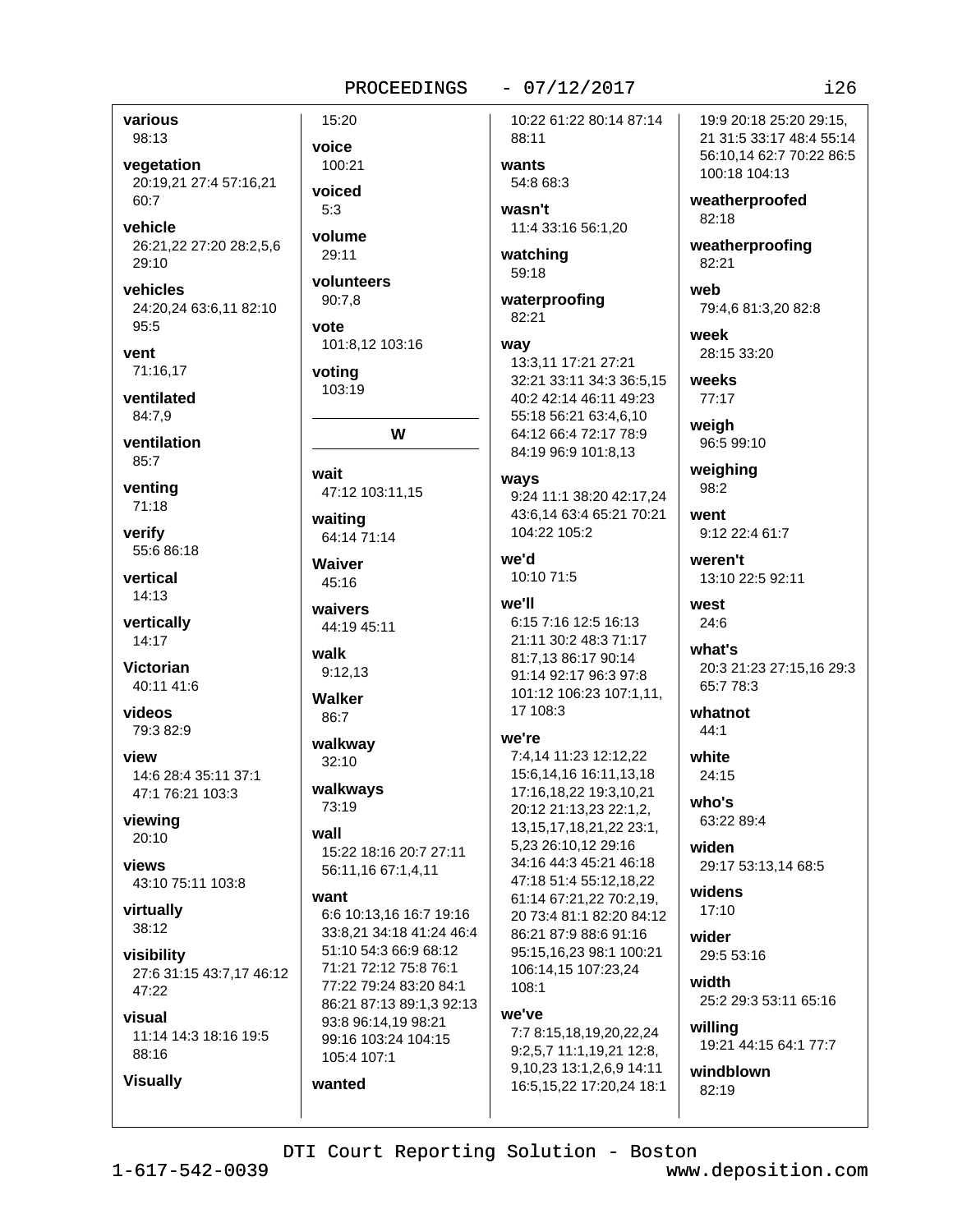**various**
98:13

**vegetation**
20:19,21 27:4 57:16,21 60:7

**vehicle**
26:21,22 27:20 28:2,5,6 29:10

**vehicles**
24:20,24 63:6,11 82:10 95:5

**vent**
71:16,17

**ventilated**
84:7,9

**ventilation**
85:7

**venting**
71:18

**verify**
55:6 86:18

**vertical**
14:13

**vertically**
14:17

**Victorian**
40:11 41:6

**videos**
79:3 82:9

**view**
14:6 28:4 35:11 37:1 47:1 76:21 103:3

**viewing**
20:10

**views**
43:10 75:11 103:8

**virtually**
38:12

**visibility**
27:6 31:15 43:7,17 46:12 47:22

**visual**
11:14 14:3 18:16 19:5 88:16

**Visually**
15:20

**voice**
100:21

**voiced**
5:3

**volume**
29:11

**volunteers**
90:7,8

**vote**
101:8,12 103:16

**voting**
103:19

**W**

**wait**
47:12 103:11,15

**waiting**
64:14 71:14

**Waiver**
45:16

**waivers**
44:19 45:11

**walk**
9:12,13

**Walker**
86:7

**walkway**
32:10

**walkways**
73:19

**wall**
15:22 18:16 20:7 27:11 56:11,16 67:1,4,11

**want**
6:6 10:13,16 16:7 19:16 33:8,21 34:18 41:24 46:4 51:10 54:3 66:9 68:12 71:21 72:12 75:8 76:1 77:22 79:24 83:20 84:1 86:21 87:13 89:1,3 92:13 93:8 96:14,19 98:21 99:16 103:24 104:15 105:4 107:1

**wanted**
10:22 61:22 80:14 87:14 88:11

**wants**
54:8 68:3

**wasn't**
11:4 33:16 56:1,20

**watching**
59:18

**waterproofing**
82:21

**way**
13:3,11 17:21 27:21 32:21 33:11 34:3 36:5,15 40:2 42:14 46:11 49:23 55:18 56:21 63:4,6,10 64:12 66:4 72:17 78:9 84:19 96:9 101:8,13

**ways**
9:24 11:1 38:20 42:17,24 43:6,14 63:4 65:21 70:21 104:22 105:2

**we'd**
10:10 71:5

**we'll**
6:15 7:16 12:5 16:13 21:11 30:2 48:3 71:17 81:7,13 86:17 90:14 91:14 92:17 96:3 97:8 101:12 106:23 107:1,11, 17 108:3

**we're**
7:4,14 11:23 12:12,22 15:6,14,16 16:11,13,18 17:16,18,22 19:3,10,21 20:12 21:13,23 22:1,2, 13,15,17,18,21,22 23:1, 5,23 26:10,12 29:16 34:16 44:3 45:21 46:18 47:18 51:4 55:12,18,22 61:14 67:21,22 70:2,19, 20 73:4 81:1 82:20 84:12 86:21 87:9 88:6 91:16 95:15,16,23 98:1 100:21 106:14,15 107:23,24 108:1

**we've**
7:7 8:15,18,19,20,22,24 9:2,5,7 11:1,19,21 12:8, 9,10,23 13:1,2,6,9 14:11 16:5,15,22 17:20,24 18:1 19:9 20:18 25:20 29:15, 21 31:5 33:17 48:4 55:14 56:10,14 62:7 70:22 86:5 100:18 104:13

**weatherproofed**
82:18

**weatherproofing**
82:21

**web**
79:4,6 81:3,20 82:8

**week**
28:15 33:20

**weeks**
77:17

**weigh**
96:5 99:10

**weighing**
98:2

**went**
9:12 22:4 61:7

**weren't**
13:10 22:5 92:11

**west**
24:6

**what's**
20:3 21:23 27:15,16 29:3 65:7 78:3

**whatnot**
44:1

**white**
24:15

**who's**
63:22 89:4

**widen**
29:17 53:13,14 68:5

**widens**
17:10

**wider**
29:5 53:16

**width**
25:2 29:3 53:11 65:16

**willing**
19:21 44:15 64:1 77:7

**windblown**
82:19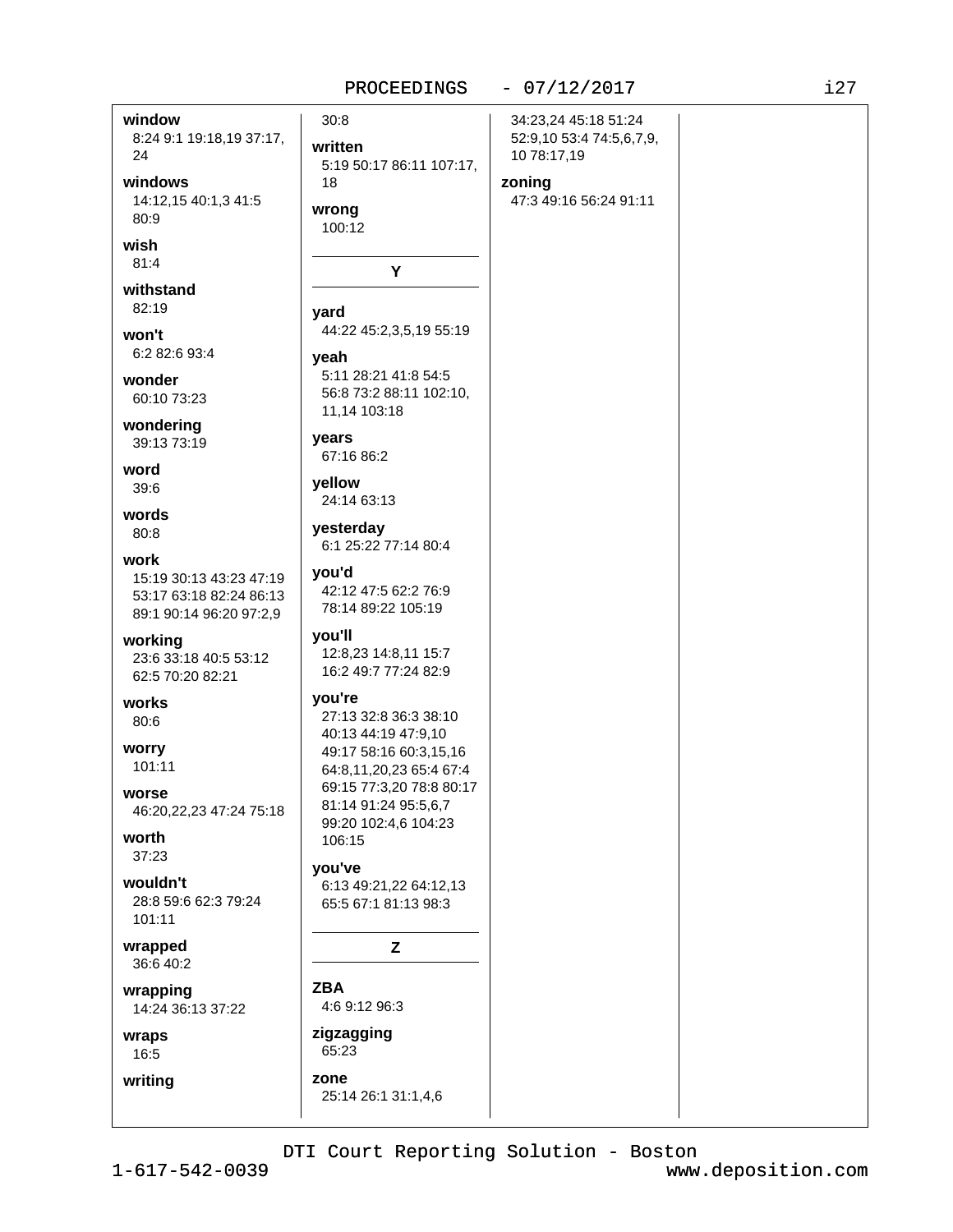**window**
8:24 9:1 19:18,19 37:17, 24

**windows**
14:12,15 40:1,3 41:5 80:9

**wish**
81:4

**withstand**
82:19

**won't**
6:2 82:6 93:4

**wonder**
60:10 73:23

**wondering**
39:13 73:19

**word**
39:6

**words**
80:8

**work**
15:19 30:13 43:23 47:19 53:17 63:18 82:24 86:13 89:1 90:14 96:20 97:2,9

**working**
23:6 33:18 40:5 53:12 62:5 70:20 82:21

**works**
80:6

**worry**
101:11

**worse**
46:20,22,23 47:24 75:18

**worth**
37:23

**wouldn't**
28:8 59:6 62:3 79:24 101:11

**wrapped**
36:6 40:2

**wrapping**
14:24 36:13 37:22

**wraps**
16:5

**writing**
30:8

**written**
5:19 50:17 86:11 107:17, 18

**wrong**
100:12

**Y**

**yard**
44:22 45:2,3,5,19 55:19

**yeah**
5:11 28:21 41:8 54:5 56:8 73:2 88:11 102:10, 11,14 103:18

**years**
67:16 86:2

**yellow**
24:14 63:13

**yesterday**
6:1 25:22 77:14 80:4

**you'd**
42:12 47:5 62:2 76:9 78:14 89:22 105:19

**you'll**
12:8,23 14:8,11 15:7 16:2 49:7 77:24 82:9

**you're**
27:13 32:8 36:3 38:10 40:13 44:19 47:9,10 49:17 58:16 60:3,15,16 64:8,11,20,23 65:4 67:4 69:15 77:3,20 78:8 80:17 81:14 91:24 95:5,6,7 99:20 102:4,6 104:23 106:15

**you've**
6:13 49:21,22 64:12,13 65:5 67:1 81:13 98:3

**Z**

**ZBA**
4:6 9:12 96:3

**zigzagging**
65:23

**zone**
25:14 26:1 31:1,4,6 34:23,24 45:18 51:24 52:9,10 53:4 74:5,6,7,9, 10 78:17,19

**zoning**
47:3 49:16 56:24 91:11